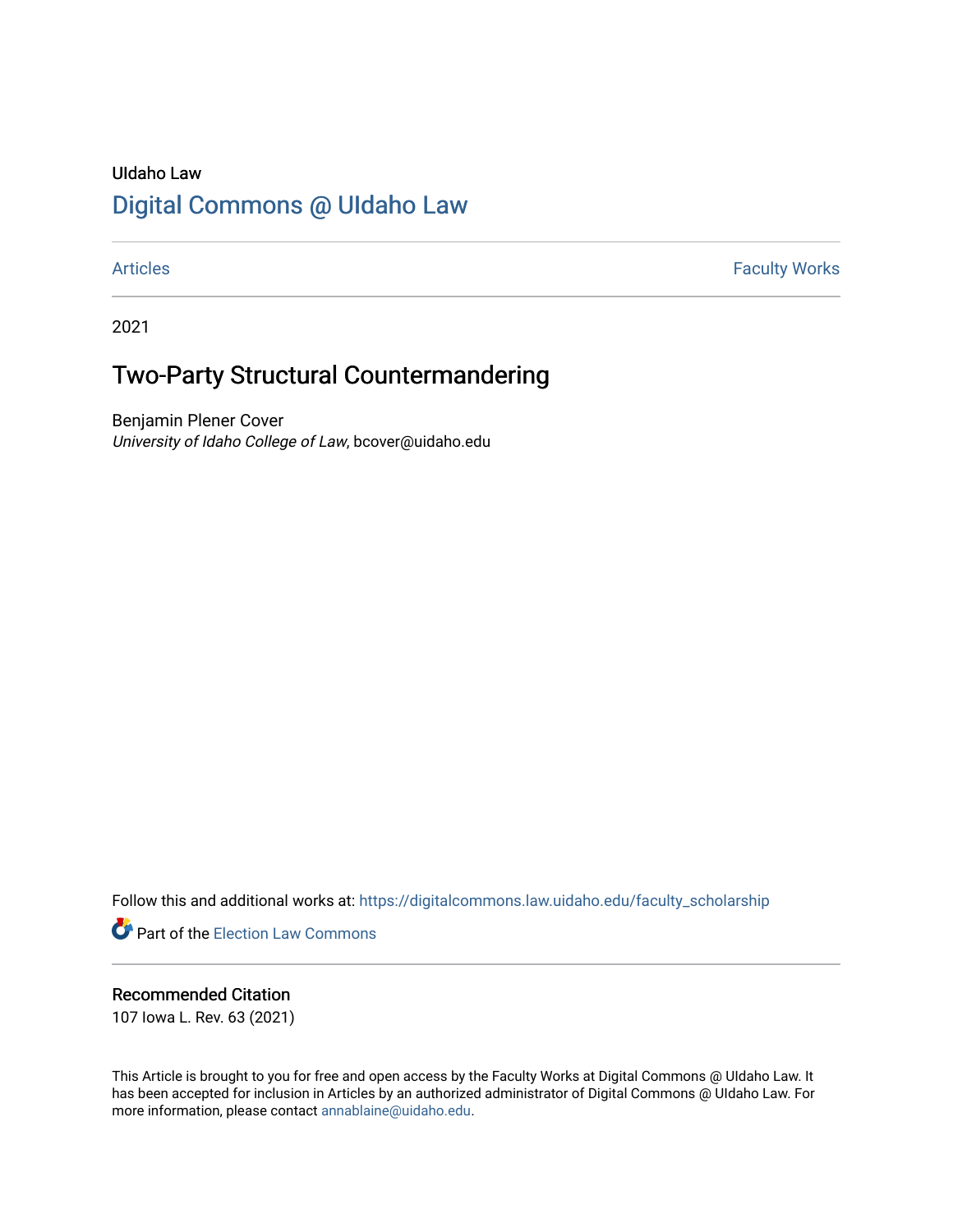UIdaho Law

# Digital Commons @ UIdaho Law

Articles | Faculty Works

2021

## Two-Party Structural Countermandering

Benjamin Plener Cover
*University of Idaho College of Law*, bcover@uidaho.edu

Follow this and additional works at: https://digitalcommons.law.uidaho.edu/faculty_scholarship

Part of the Election Law Commons

### Recommended Citation

107 Iowa L. Rev. 63 (2021)

This Article is brought to you for free and open access by the Faculty Works at Digital Commons @ UIdaho Law. It has been accepted for inclusion in Articles by an authorized administrator of Digital Commons @ UIdaho Law. For more information, please contact annablaine@uidaho.edu.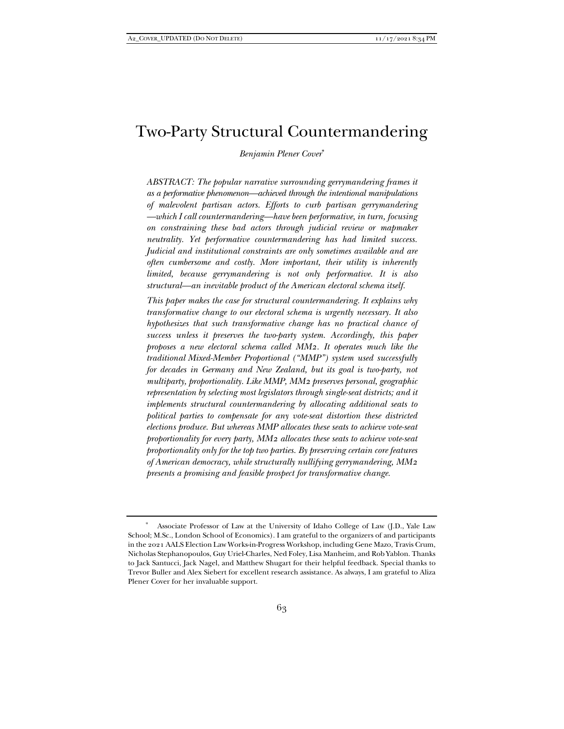# Two-Party Structural Countermandering

*Benjamin Plener Cover*[*]

*ABSTRACT: The popular narrative surrounding gerrymandering frames it as a performative phenomenon—achieved through the intentional manipulations of malevolent partisan actors. Efforts to curb partisan gerrymandering —which I call countermandering—have been performative, in turn, focusing on constraining these bad actors through judicial review or mapmaker neutrality. Yet performative countermandering has had limited success. Judicial and institutional constraints are only sometimes available and are often cumbersome and costly. More important, their utility is inherently limited, because gerrymandering is not only performative. It is also structural—an inevitable product of the American electoral schema itself.*

*This paper makes the case for structural countermandering. It explains why transformative change to our electoral schema is urgently necessary. It also hypothesizes that such transformative change has no practical chance of success unless it preserves the two-party system. Accordingly, this paper proposes a new electoral schema called MM2. It operates much like the traditional Mixed-Member Proportional ("MMP") system used successfully for decades in Germany and New Zealand, but its goal is two-party, not multiparty, proportionality. Like MMP, MM2 preserves personal, geographic representation by selecting most legislators through single-seat districts; and it implements structural countermandering by allocating additional seats to political parties to compensate for any vote-seat distortion these districted elections produce. But whereas MMP allocates these seats to achieve vote-seat proportionality for every party, MM2 allocates these seats to achieve vote-seat proportionality only for the top two parties. By preserving certain core features of American democracy, while structurally nullifying gerrymandering, MM2 presents a promising and feasible prospect for transformative change.*

---

[*] Associate Professor of Law at the University of Idaho College of Law (J.D., Yale Law School; M.Sc., London School of Economics). I am grateful to the organizers of and participants in the 2021 AALS Election Law Works-in-Progress Workshop, including Gene Mazo, Travis Crum, Nicholas Stephanopoulos, Guy Uriel-Charles, Ned Foley, Lisa Manheim, and Rob Yablon. Thanks to Jack Santucci, Jack Nagel, and Matthew Shugart for their helpful feedback. Special thanks to Trevor Buller and Alex Siebert for excellent research assistance. As always, I am grateful to Aliza Plener Cover for her invaluable support.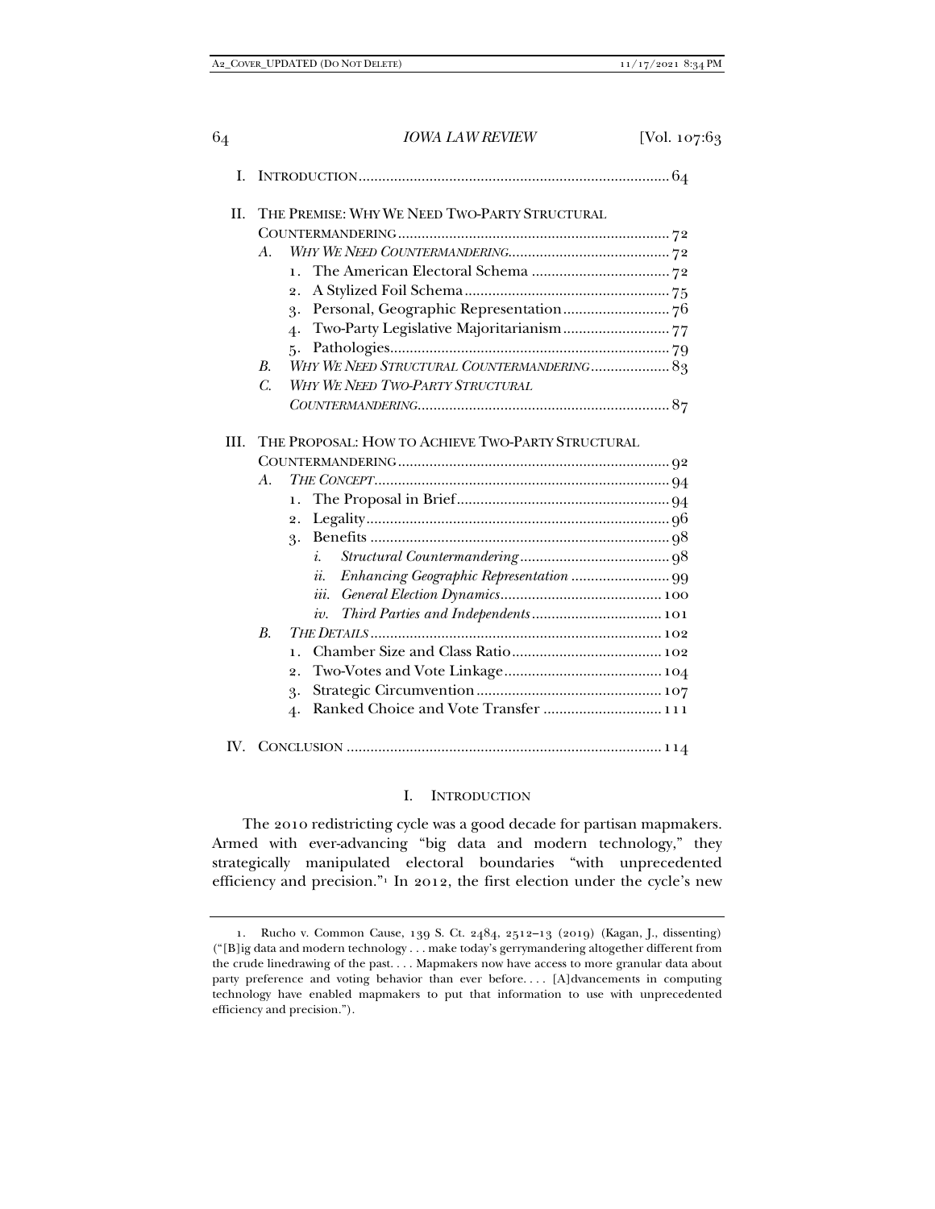I. INTRODUCTION .......... 64

II. THE PREMISE: WHY WE NEED TWO-PARTY STRUCTURAL COUNTERMANDERING .......... 72

- A. *WHY WE NEED COUNTERMANDERING* .......... 72
  1. The American Electoral Schema .......... 72
  2. A Stylized Foil Schema .......... 75
  3. Personal, Geographic Representation .......... 76
  4. Two-Party Legislative Majoritarianism .......... 77
  5. Pathologies .......... 79
- B. *WHY WE NEED STRUCTURAL COUNTERMANDERING* .......... 83
- C. *WHY WE NEED TWO-PARTY STRUCTURAL COUNTERMANDERING* .......... 87

III. THE PROPOSAL: HOW TO ACHIEVE TWO-PARTY STRUCTURAL COUNTERMANDERING .......... 92

- A. *THE CONCEPT* .......... 94
  1. The Proposal in Brief .......... 94
  2. Legality .......... 96
  3. Benefits .......... 98
     - i. *Structural Countermandering* .......... 98
     - ii. *Enhancing Geographic Representation* .......... 99
     - iii. *General Election Dynamics* .......... 100
     - iv. *Third Parties and Independents* .......... 101
- B. *THE DETAILS* .......... 102
  1. Chamber Size and Class Ratio .......... 102
  2. Two-Votes and Vote Linkage .......... 104
  3. Strategic Circumvention .......... 107
  4. Ranked Choice and Vote Transfer .......... 111

IV. CONCLUSION .......... 114

## I. INTRODUCTION

The 2010 redistricting cycle was a good decade for partisan mapmakers. Armed with ever-advancing "big data and modern technology," they strategically manipulated electoral boundaries "with unprecedented efficiency and precision."[1] In 2012, the first election under the cycle's new

---

1. Rucho v. Common Cause, 139 S. Ct. 2484, 2512–13 (2019) (Kagan, J., dissenting) ("[B]ig data and modern technology . . . make today's gerrymandering altogether different from the crude linedrawing of the past. . . . Mapmakers now have access to more granular data about party preference and voting behavior than ever before. . . . [A]dvancements in computing technology have enabled mapmakers to put that information to use with unprecedented efficiency and precision.").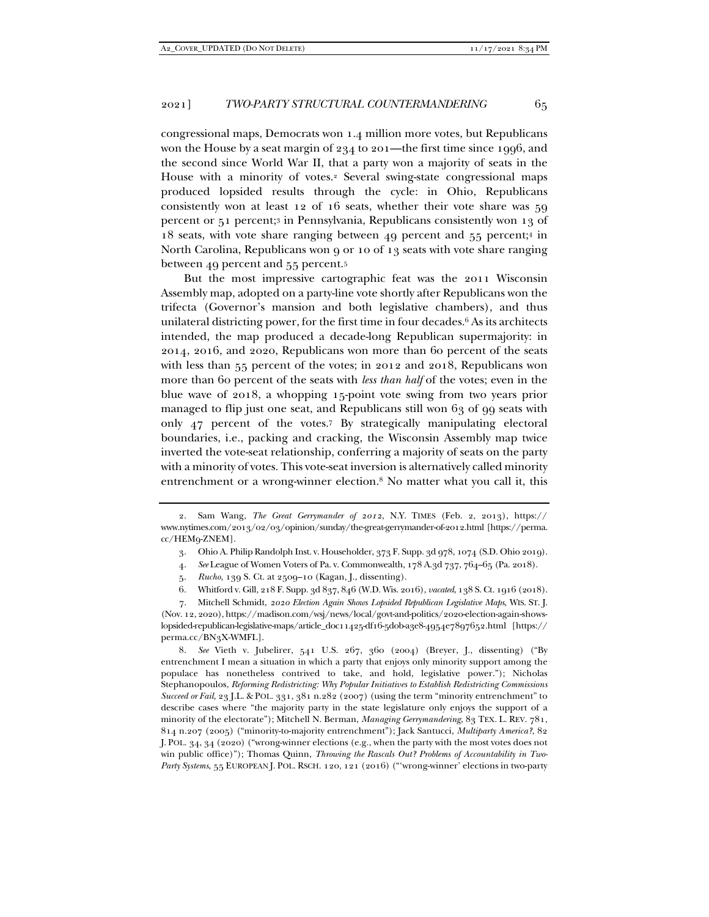congressional maps, Democrats won 1.4 million more votes, but Republicans won the House by a seat margin of 234 to 201—the first time since 1996, and the second since World War II, that a party won a majority of seats in the House with a minority of votes.[2] Several swing-state congressional maps produced lopsided results through the cycle: in Ohio, Republicans consistently won at least 12 of 16 seats, whether their vote share was 59 percent or 51 percent;[3] in Pennsylvania, Republicans consistently won 13 of 18 seats, with vote share ranging between 49 percent and 55 percent;[4] in North Carolina, Republicans won 9 or 10 of 13 seats with vote share ranging between 49 percent and 55 percent.[5]

But the most impressive cartographic feat was the 2011 Wisconsin Assembly map, adopted on a party-line vote shortly after Republicans won the trifecta (Governor's mansion and both legislative chambers), and thus unilateral districting power, for the first time in four decades.[6] As its architects intended, the map produced a decade-long Republican supermajority: in 2014, 2016, and 2020, Republicans won more than 60 percent of the seats with less than 55 percent of the votes; in 2012 and 2018, Republicans won more than 60 percent of the seats with *less than half* of the votes; even in the blue wave of 2018, a whopping 15-point vote swing from two years prior managed to flip just one seat, and Republicans still won 63 of 99 seats with only 47 percent of the votes.[7] By strategically manipulating electoral boundaries, i.e., packing and cracking, the Wisconsin Assembly map twice inverted the vote-seat relationship, conferring a majority of seats on the party with a minority of votes. This vote-seat inversion is alternatively called minority entrenchment or a wrong-winner election.[8] No matter what you call it, this

---

2. Sam Wang, *The Great Gerrymander of 2012*, N.Y. TIMES (Feb. 2, 2013), https://www.nytimes.com/2013/02/03/opinion/sunday/the-great-gerrymander-of-2012.html [https://perma.cc/HEM9-ZNEM].

3. Ohio A. Philip Randolph Inst. v. Householder, 373 F. Supp. 3d 978, 1074 (S.D. Ohio 2019).

4. *See* League of Women Voters of Pa. v. Commonwealth, 178 A.3d 737, 764–65 (Pa. 2018).

5. *Rucho*, 139 S. Ct. at 2509–10 (Kagan, J., dissenting).

6. Whitford v. Gill, 218 F. Supp. 3d 837, 846 (W.D. Wis. 2016), *vacated*, 138 S. Ct. 1916 (2018).

7. Mitchell Schmidt, *2020 Election Again Shows Lopsided Republican Legislative Maps*, WIS. ST. J. (Nov. 12, 2020), https://madison.com/wsj/news/local/govt-and-politics/2020-election-again-shows-lopsided-republican-legislative-maps/article_doc11425-df16-5d0b-a3e8-4954e7897652.html [https://perma.cc/BN3X-WMFL].

8. *See* Vieth v. Jubelirer, 541 U.S. 267, 360 (2004) (Breyer, J., dissenting) ("By entrenchment I mean a situation in which a party that enjoys only minority support among the populace has nonetheless contrived to take, and hold, legislative power."); Nicholas Stephanopoulos, *Reforming Redistricting: Why Popular Initiatives to Establish Redistricting Commissions Succeed or Fail*, 23 J.L. & POL. 331, 381 n.282 (2007) (using the term "minority entrenchment" to describe cases where "the majority party in the state legislature only enjoys the support of a minority of the electorate"); Mitchell N. Berman, *Managing Gerrymandering*, 83 TEX. L. REV. 781, 814 n.207 (2005) ("minority-to-majority entrenchment"); Jack Santucci, *Multiparty America?*, 82 J. POL. 34, 34 (2020) ("wrong-winner elections (e.g., when the party with the most votes does not win public office)"); Thomas Quinn, *Throwing the Rascals Out? Problems of Accountability in Two-Party Systems*, 55 EUROPEAN J. POL. RSCH. 120, 121 (2016) ("'wrong-winner' elections in two-party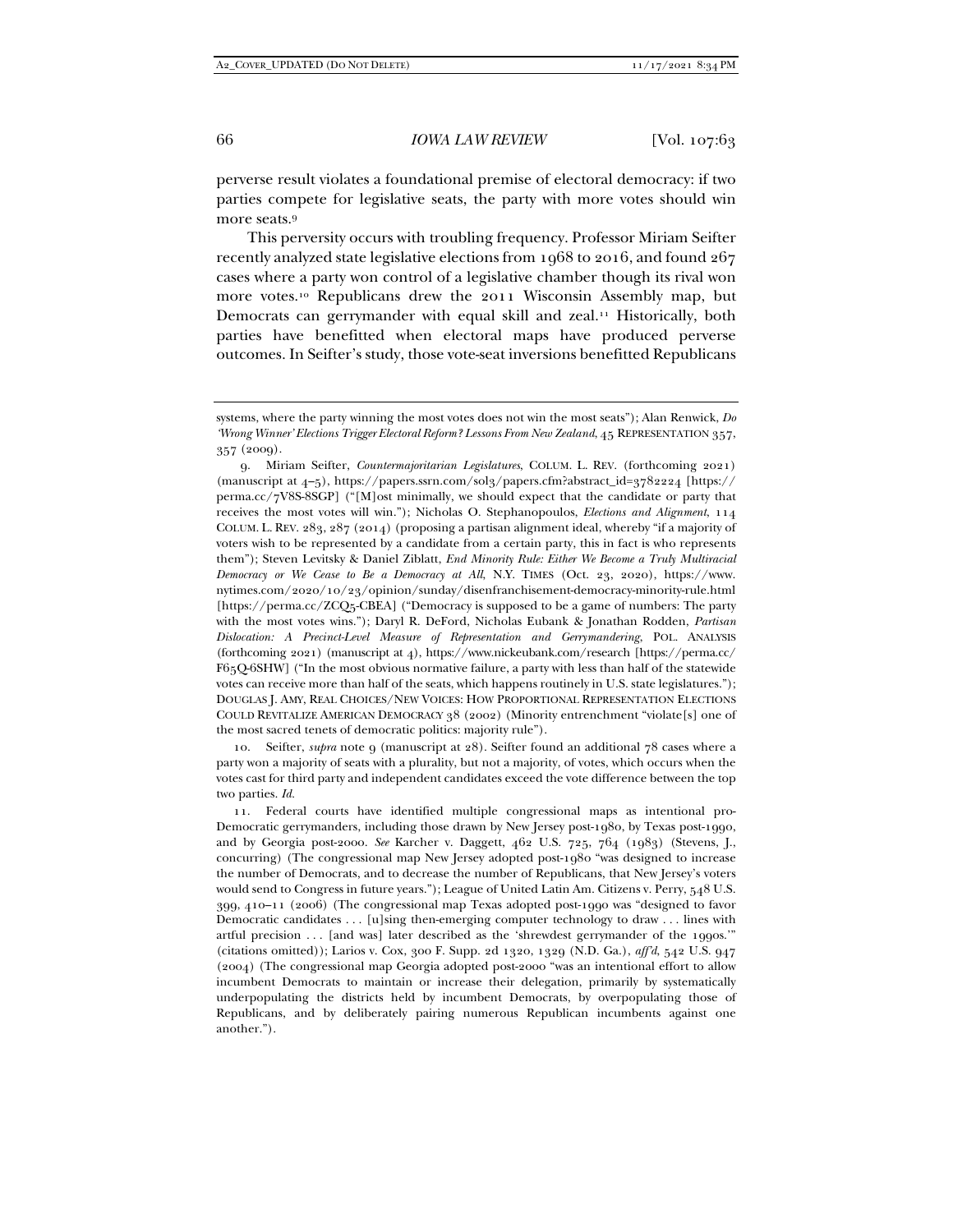perverse result violates a foundational premise of electoral democracy: if two parties compete for legislative seats, the party with more votes should win more seats.[9]

This perversity occurs with troubling frequency. Professor Miriam Seifter recently analyzed state legislative elections from 1968 to 2016, and found 267 cases where a party won control of a legislative chamber though its rival won more votes.[10] Republicans drew the 2011 Wisconsin Assembly map, but Democrats can gerrymander with equal skill and zeal.[11] Historically, both parties have benefitted when electoral maps have produced perverse outcomes. In Seifter's study, those vote-seat inversions benefitted Republicans

---

systems, where the party winning the most votes does not win the most seats"); Alan Renwick, *Do 'Wrong Winner' Elections Trigger Electoral Reform? Lessons From New Zealand*, 45 REPRESENTATION 357, 357 (2009).

9. Miriam Seifter, *Countermajoritarian Legislatures*, COLUM. L. REV. (forthcoming 2021) (manuscript at 4–5), https://papers.ssrn.com/sol3/papers.cfm?abstract_id=3782224 [https://perma.cc/7V8S-8SGP] ("[M]ost minimally, we should expect that the candidate or party that receives the most votes will win."); Nicholas O. Stephanopoulos, *Elections and Alignment*, 114 COLUM. L. REV. 283, 287 (2014) (proposing a partisan alignment ideal, whereby "if a majority of voters wish to be represented by a candidate from a certain party, this in fact is who represents them"); Steven Levitsky & Daniel Ziblatt, *End Minority Rule: Either We Become a Truly Multiracial Democracy or We Cease to Be a Democracy at All*, N.Y. TIMES (Oct. 23, 2020), https://www.nytimes.com/2020/10/23/opinion/sunday/disenfranchisement-democracy-minority-rule.html [https://perma.cc/ZCQ5-CBEA] ("Democracy is supposed to be a game of numbers: The party with the most votes wins."); Daryl R. DeFord, Nicholas Eubank & Jonathan Rodden, *Partisan Dislocation: A Precinct-Level Measure of Representation and Gerrymandering*, POL. ANALYSIS (forthcoming 2021) (manuscript at 4), https://www.nickeubank.com/research [https://perma.cc/F65Q-6SHW] ("In the most obvious normative failure, a party with less than half of the statewide votes can receive more than half of the seats, which happens routinely in U.S. state legislatures."); DOUGLAS J. AMY, REAL CHOICES/NEW VOICES: HOW PROPORTIONAL REPRESENTATION ELECTIONS COULD REVITALIZE AMERICAN DEMOCRACY 38 (2002) (Minority entrenchment "violate[s] one of the most sacred tenets of democratic politics: majority rule").

10. Seifter, *supra* note 9 (manuscript at 28). Seifter found an additional 78 cases where a party won a majority of seats with a plurality, but not a majority, of votes, which occurs when the votes cast for third party and independent candidates exceed the vote difference between the top two parties. *Id.*

11. Federal courts have identified multiple congressional maps as intentional pro-Democratic gerrymanders, including those drawn by New Jersey post-1980, by Texas post-1990, and by Georgia post-2000. *See* Karcher v. Daggett, 462 U.S. 725, 764 (1983) (Stevens, J., concurring) (The congressional map New Jersey adopted post-1980 "was designed to increase the number of Democrats, and to decrease the number of Republicans, that New Jersey's voters would send to Congress in future years."); League of United Latin Am. Citizens v. Perry, 548 U.S. 399, 410–11 (2006) (The congressional map Texas adopted post-1990 was "designed to favor Democratic candidates . . . [u]sing then-emerging computer technology to draw . . . lines with artful precision . . . [and was] later described as the 'shrewdest gerrymander of the 1990s.'" (citations omitted)); Larios v. Cox, 300 F. Supp. 2d 1320, 1329 (N.D. Ga.), *aff'd*, 542 U.S. 947 (2004) (The congressional map Georgia adopted post-2000 "was an intentional effort to allow incumbent Democrats to maintain or increase their delegation, primarily by systematically underpopulating the districts held by incumbent Democrats, by overpopulating those of Republicans, and by deliberately pairing numerous Republican incumbents against one another.").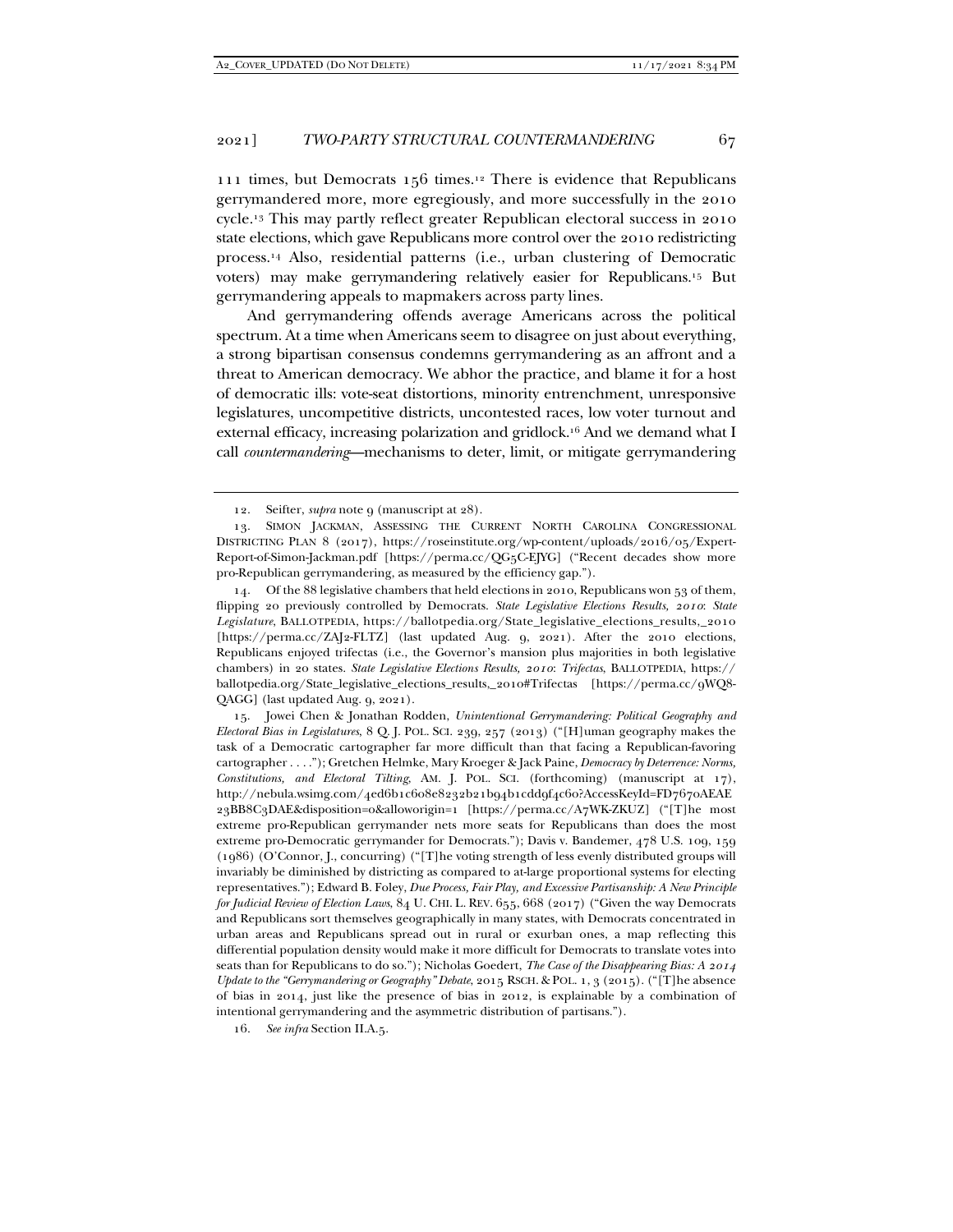111 times, but Democrats 156 times.[12] There is evidence that Republicans gerrymandered more, more egregiously, and more successfully in the 2010 cycle.[13] This may partly reflect greater Republican electoral success in 2010 state elections, which gave Republicans more control over the 2010 redistricting process.[14] Also, residential patterns (i.e., urban clustering of Democratic voters) may make gerrymandering relatively easier for Republicans.[15] But gerrymandering appeals to mapmakers across party lines.

And gerrymandering offends average Americans across the political spectrum. At a time when Americans seem to disagree on just about everything, a strong bipartisan consensus condemns gerrymandering as an affront and a threat to American democracy. We abhor the practice, and blame it for a host of democratic ills: vote-seat distortions, minority entrenchment, unresponsive legislatures, uncompetitive districts, uncontested races, low voter turnout and external efficacy, increasing polarization and gridlock.[16] And we demand what I call *countermandering*—mechanisms to deter, limit, or mitigate gerrymandering

---

12. Seifter, *supra* note 9 (manuscript at 28).

13. SIMON JACKMAN, ASSESSING THE CURRENT NORTH CAROLINA CONGRESSIONAL DISTRICTING PLAN 8 (2017), https://roseinstitute.org/wp-content/uploads/2016/05/Expert-Report-of-Simon-Jackman.pdf [https://perma.cc/QG5C-EJYG] ("Recent decades show more pro-Republican gerrymandering, as measured by the efficiency gap.").

14. Of the 88 legislative chambers that held elections in 2010, Republicans won 53 of them, flipping 20 previously controlled by Democrats. *State Legislative Elections Results, 2010*: *State Legislature*, BALLOTPEDIA, https://ballotpedia.org/State_legislative_elections_results,_2010 [https://perma.cc/ZAJ2-FLTZ] (last updated Aug. 9, 2021). After the 2010 elections, Republicans enjoyed trifectas (i.e., the Governor's mansion plus majorities in both legislative chambers) in 20 states. *State Legislative Elections Results, 2010*: *Trifectas*, BALLOTPEDIA, https://ballotpedia.org/State_legislative_elections_results,_2010#Trifectas [https://perma.cc/9WQ8-QAGG] (last updated Aug. 9, 2021).

15. Jowei Chen & Jonathan Rodden, *Unintentional Gerrymandering: Political Geography and Electoral Bias in Legislatures*, 8 Q. J. POL. SCI. 239, 257 (2013) ("[H]uman geography makes the task of a Democratic cartographer far more difficult than that facing a Republican-favoring cartographer . . . ."); Gretchen Helmke, Mary Kroeger & Jack Paine, *Democracy by Deterrence: Norms, Constitutions, and Electoral Tilting*, AM. J. POL. SCI. (forthcoming) (manuscript at 17), http://nebula.wsimg.com/4ed6b1c608e8232b21b94b1cdd9f4c60?AccessKeyId=FD7670AEAE23BB8C3DAE&disposition=0&alloworigin=1 [https://perma.cc/A7WK-ZKUZ] ("[T]he most extreme pro-Republican gerrymander nets more seats for Republicans than does the most extreme pro-Democratic gerrymander for Democrats."); Davis v. Bandemer, 478 U.S. 109, 159 (1986) (O'Connor, J., concurring) ("[T]he voting strength of less evenly distributed groups will invariably be diminished by districting as compared to at-large proportional systems for electing representatives."); Edward B. Foley, *Due Process, Fair Play, and Excessive Partisanship: A New Principle for Judicial Review of Election Laws*, 84 U. CHI. L. REV. 655, 668 (2017) ("Given the way Democrats and Republicans sort themselves geographically in many states, with Democrats concentrated in urban areas and Republicans spread out in rural or exurban ones, a map reflecting this differential population density would make it more difficult for Democrats to translate votes into seats than for Republicans to do so."); Nicholas Goedert, *The Case of the Disappearing Bias: A 2014 Update to the "Gerrymandering or Geography" Debate*, 2015 RSCH. & POL. 1, 3 (2015). ("[T]he absence of bias in 2014, just like the presence of bias in 2012, is explainable by a combination of intentional gerrymandering and the asymmetric distribution of partisans.").

16. *See infra* Section II.A.5.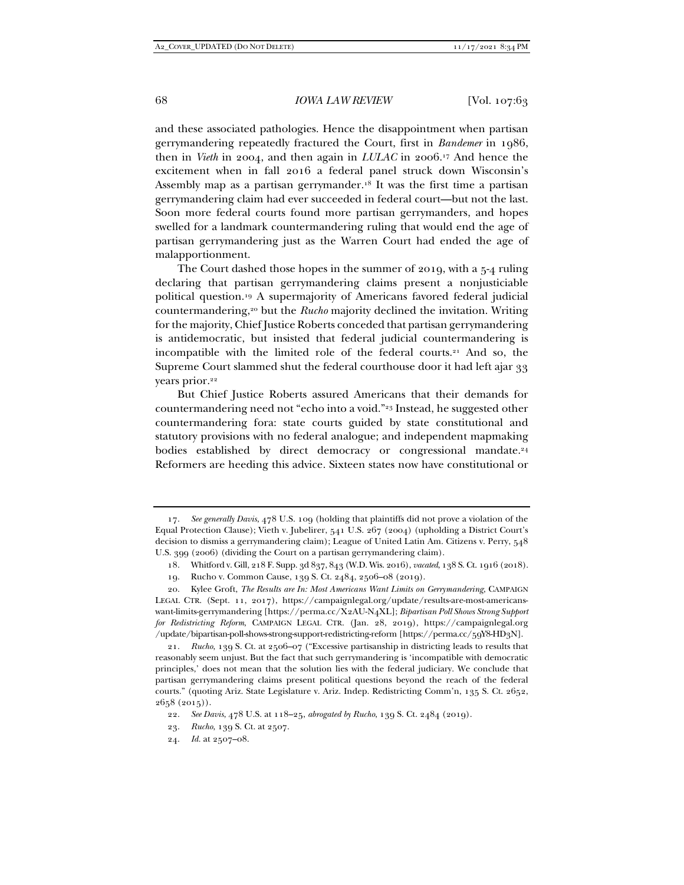and these associated pathologies. Hence the disappointment when partisan gerrymandering repeatedly fractured the Court, first in *Bandemer* in 1986, then in *Vieth* in 2004, and then again in *LULAC* in 2006.[17] And hence the excitement when in fall 2016 a federal panel struck down Wisconsin's Assembly map as a partisan gerrymander.[18] It was the first time a partisan gerrymandering claim had ever succeeded in federal court—but not the last. Soon more federal courts found more partisan gerrymanders, and hopes swelled for a landmark countermandering ruling that would end the age of partisan gerrymandering just as the Warren Court had ended the age of malapportionment.

The Court dashed those hopes in the summer of 2019, with a 5-4 ruling declaring that partisan gerrymandering claims present a nonjusticiable political question.[19] A supermajority of Americans favored federal judicial countermandering,[20] but the *Rucho* majority declined the invitation. Writing for the majority, Chief Justice Roberts conceded that partisan gerrymandering is antidemocratic, but insisted that federal judicial countermandering is incompatible with the limited role of the federal courts.[21] And so, the Supreme Court slammed shut the federal courthouse door it had left ajar 33 years prior.[22]

But Chief Justice Roberts assured Americans that their demands for countermandering need not "echo into a void."[23] Instead, he suggested other countermandering fora: state courts guided by state constitutional and statutory provisions with no federal analogue; and independent mapmaking bodies established by direct democracy or congressional mandate.[24] Reformers are heeding this advice. Sixteen states now have constitutional or

---

17. *See generally Davis*, 478 U.S. 109 (holding that plaintiffs did not prove a violation of the Equal Protection Clause); Vieth v. Jubelirer, 541 U.S. 267 (2004) (upholding a District Court's decision to dismiss a gerrymandering claim); League of United Latin Am. Citizens v. Perry, 548 U.S. 399 (2006) (dividing the Court on a partisan gerrymandering claim).

18. Whitford v. Gill, 218 F. Supp. 3d 837, 843 (W.D. Wis. 2016), *vacated*, 138 S. Ct. 1916 (2018).

19. Rucho v. Common Cause, 139 S. Ct. 2484, 2506–08 (2019).

20. Kylee Groft, *The Results are In: Most Americans Want Limits on Gerrymandering*, CAMPAIGN LEGAL CTR. (Sept. 11, 2017), https://campaignlegal.org/update/results-are-most-americans-want-limits-gerrymandering [https://perma.cc/X2AU-N4XL]; *Bipartisan Poll Shows Strong Support for Redistricting Reform*, CAMPAIGN LEGAL CTR. (Jan. 28, 2019), https://campaignlegal.org/update/bipartisan-poll-shows-strong-support-redistricting-reform [https://perma.cc/59Y8-HD3N].

21. *Rucho*, 139 S. Ct. at 2506–07 ("Excessive partisanship in districting leads to results that reasonably seem unjust. But the fact that such gerrymandering is 'incompatible with democratic principles,' does not mean that the solution lies with the federal judiciary. We conclude that partisan gerrymandering claims present political questions beyond the reach of the federal courts." (quoting Ariz. State Legislature v. Ariz. Indep. Redistricting Comm'n, 135 S. Ct. 2652, 2658 (2015)).

22. *See Davis*, 478 U.S. at 118–25, *abrogated by Rucho*, 139 S. Ct. 2484 (2019).

23. *Rucho*, 139 S. Ct. at 2507.

24. *Id.* at 2507–08.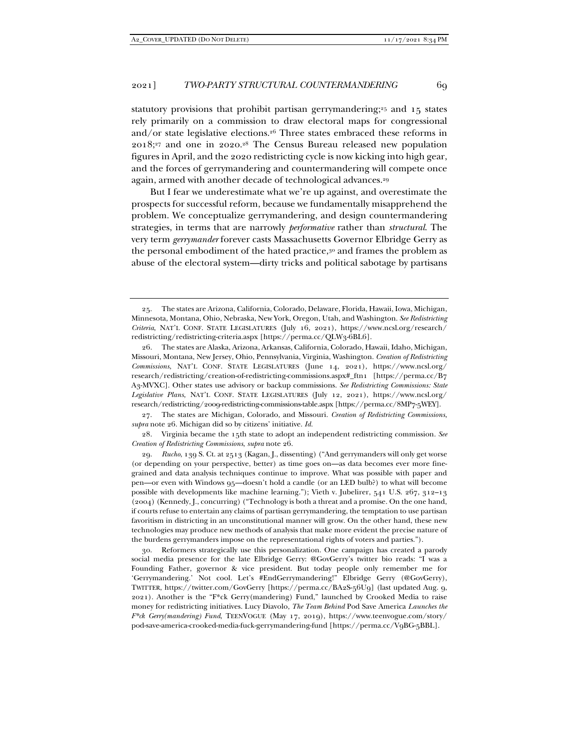statutory provisions that prohibit partisan gerrymandering;[25] and 15 states rely primarily on a commission to draw electoral maps for congressional and/or state legislative elections.[26] Three states embraced these reforms in 2018;[27] and one in 2020.[28] The Census Bureau released new population figures in April, and the 2020 redistricting cycle is now kicking into high gear, and the forces of gerrymandering and countermandering will compete once again, armed with another decade of technological advances.[29]

But I fear we underestimate what we're up against, and overestimate the prospects for successful reform, because we fundamentally misapprehend the problem. We conceptualize gerrymandering, and design countermandering strategies, in terms that are narrowly *performative* rather than *structural*. The very term *gerrymander* forever casts Massachusetts Governor Elbridge Gerry as the personal embodiment of the hated practice,[30] and frames the problem as abuse of the electoral system—dirty tricks and political sabotage by partisans

---

25. The states are Arizona, California, Colorado, Delaware, Florida, Hawaii, Iowa, Michigan, Minnesota, Montana, Ohio, Nebraska, New York, Oregon, Utah, and Washington. *See Redistricting Criteria*, NAT'L CONF. STATE LEGISLATURES (July 16, 2021), https://www.ncsl.org/research/redistricting/redistricting-criteria.aspx [https://perma.cc/QLW3-6BL6].

26. The states are Alaska, Arizona, Arkansas, California, Colorado, Hawaii, Idaho, Michigan, Missouri, Montana, New Jersey, Ohio, Pennsylvania, Virginia, Washington. *Creation of Redistricting Commissions*, NAT'L CONF. STATE LEGISLATURES (June 14, 2021), https://www.ncsl.org/research/redistricting/creation-of-redistricting-commissions.aspx#_ftn1 [https://perma.cc/B7A3-MVXC]. Other states use advisory or backup commissions. *See Redistricting Commissions: State Legislative Plans*, NAT'L CONF. STATE LEGISLATURES (July 12, 2021), https://www.ncsl.org/research/redistricting/2009-redistricting-commissions-table.aspx [https://perma.cc/8MP7-5WEY].

27. The states are Michigan, Colorado, and Missouri. *Creation of Redistricting Commissions*, *supra* note 26. Michigan did so by citizens' initiative. *Id.*

28. Virginia became the 15th state to adopt an independent redistricting commission. *See Creation of Redistricting Commissions*, *supra* note 26.

29. *Rucho*, 139 S. Ct. at 2513 (Kagan, J., dissenting) ("And gerrymanders will only get worse (or depending on your perspective, better) as time goes on—as data becomes ever more fine-grained and data analysis techniques continue to improve. What was possible with paper and pen—or even with Windows 95—doesn't hold a candle (or an LED bulb?) to what will become possible with developments like machine learning."); Vieth v. Jubelirer, 541 U.S. 267, 312–13 (2004) (Kennedy, J., concurring) ("Technology is both a threat and a promise. On the one hand, if courts refuse to entertain any claims of partisan gerrymandering, the temptation to use partisan favoritism in districting in an unconstitutional manner will grow. On the other hand, these new technologies may produce new methods of analysis that make more evident the precise nature of the burdens gerrymanders impose on the representational rights of voters and parties.").

30. Reformers strategically use this personalization. One campaign has created a parody social media presence for the late Elbridge Gerry: @GovGerry's twitter bio reads: "I was a Founding Father, governor & vice president. But today people only remember me for 'Gerrymandering.' Not cool. Let's #EndGerrymandering!" Elbridge Gerry (@GovGerry), TWITTER, https://twitter.com/GovGerry [https://perma.cc/BA2S-56U9] (last updated Aug. 9, 2021). Another is the "F*ck Gerry(mandering) Fund," launched by Crooked Media to raise money for redistricting initiatives. Lucy Diavolo, *The Team Behind* Pod Save America *Launches the F*ck Gerry(mandering) Fund*, TEENVOGUE (May 17, 2019), https://www.teenvogue.com/story/pod-save-america-crooked-media-fuck-gerrymandering-fund [https://perma.cc/V9BG-5BBL].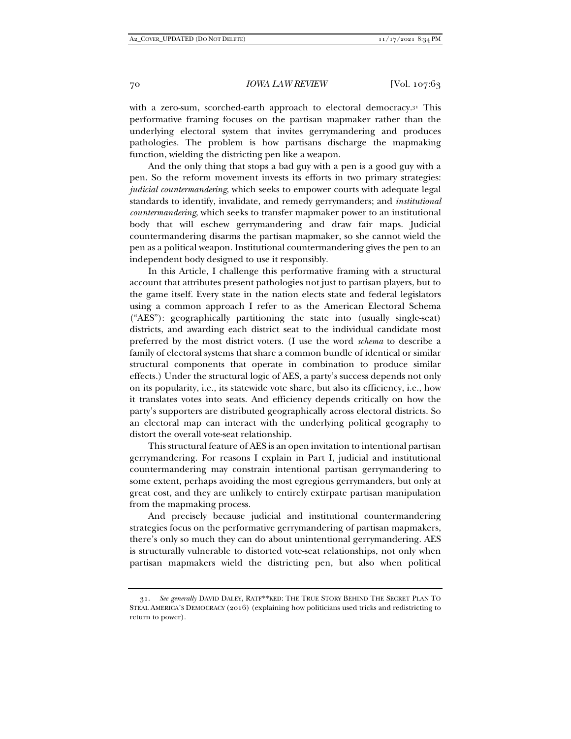with a zero-sum, scorched-earth approach to electoral democracy.[31] This performative framing focuses on the partisan mapmaker rather than the underlying electoral system that invites gerrymandering and produces pathologies. The problem is how partisans discharge the mapmaking function, wielding the districting pen like a weapon.

And the only thing that stops a bad guy with a pen is a good guy with a pen. So the reform movement invests its efforts in two primary strategies: *judicial countermandering*, which seeks to empower courts with adequate legal standards to identify, invalidate, and remedy gerrymanders; and *institutional countermandering*, which seeks to transfer mapmaker power to an institutional body that will eschew gerrymandering and draw fair maps. Judicial countermandering disarms the partisan mapmaker, so she cannot wield the pen as a political weapon. Institutional countermandering gives the pen to an independent body designed to use it responsibly.

In this Article, I challenge this performative framing with a structural account that attributes present pathologies not just to partisan players, but to the game itself. Every state in the nation elects state and federal legislators using a common approach I refer to as the American Electoral Schema ("AES"): geographically partitioning the state into (usually single-seat) districts, and awarding each district seat to the individual candidate most preferred by the most district voters. (I use the word *schema* to describe a family of electoral systems that share a common bundle of identical or similar structural components that operate in combination to produce similar effects.) Under the structural logic of AES, a party's success depends not only on its popularity, i.e., its statewide vote share, but also its efficiency, i.e., how it translates votes into seats. And efficiency depends critically on how the party's supporters are distributed geographically across electoral districts. So an electoral map can interact with the underlying political geography to distort the overall vote-seat relationship.

This structural feature of AES is an open invitation to intentional partisan gerrymandering. For reasons I explain in Part I, judicial and institutional countermandering may constrain intentional partisan gerrymandering to some extent, perhaps avoiding the most egregious gerrymanders, but only at great cost, and they are unlikely to entirely extirpate partisan manipulation from the mapmaking process.

And precisely because judicial and institutional countermandering strategies focus on the performative gerrymandering of partisan mapmakers, there's only so much they can do about unintentional gerrymandering. AES is structurally vulnerable to distorted vote-seat relationships, not only when partisan mapmakers wield the districting pen, but also when political

---

31. *See generally* DAVID DALEY, RATF**KED: THE TRUE STORY BEHIND THE SECRET PLAN TO STEAL AMERICA'S DEMOCRACY (2016) (explaining how politicians used tricks and redistricting to return to power).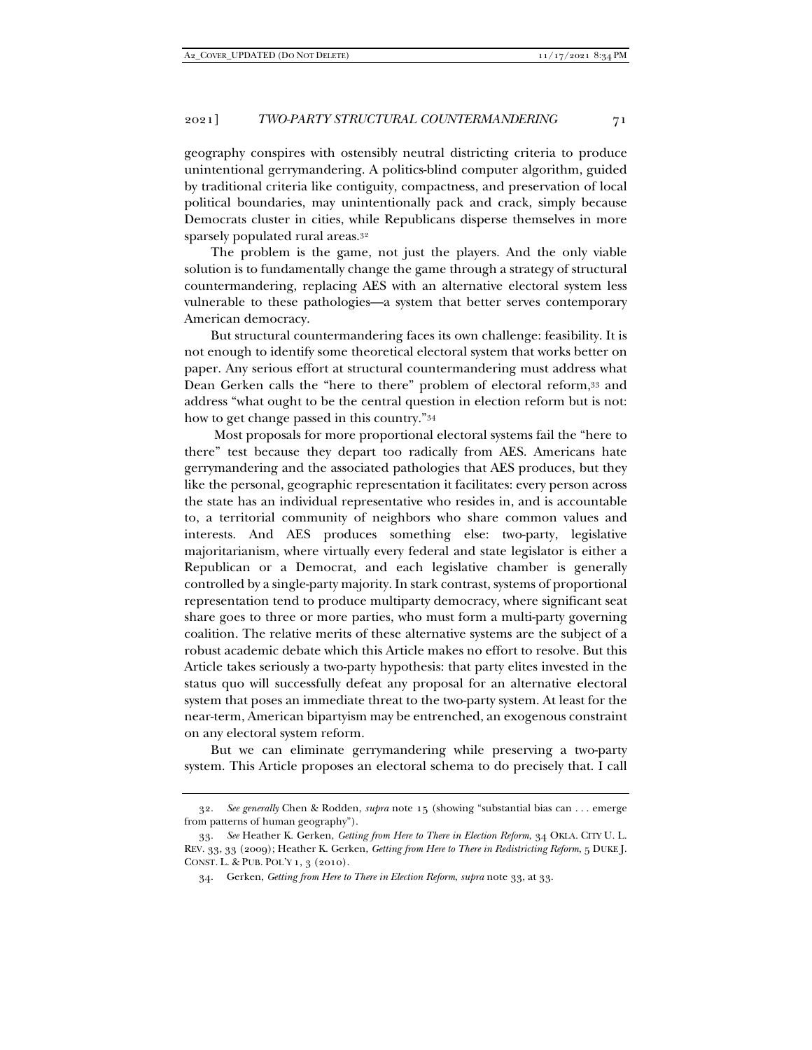geography conspires with ostensibly neutral districting criteria to produce unintentional gerrymandering. A politics-blind computer algorithm, guided by traditional criteria like contiguity, compactness, and preservation of local political boundaries, may unintentionally pack and crack, simply because Democrats cluster in cities, while Republicans disperse themselves in more sparsely populated rural areas.[32]

The problem is the game, not just the players. And the only viable solution is to fundamentally change the game through a strategy of structural countermandering, replacing AES with an alternative electoral system less vulnerable to these pathologies—a system that better serves contemporary American democracy.

But structural countermandering faces its own challenge: feasibility. It is not enough to identify some theoretical electoral system that works better on paper. Any serious effort at structural countermandering must address what Dean Gerken calls the "here to there" problem of electoral reform,[33] and address "what ought to be the central question in election reform but is not: how to get change passed in this country."[34]

Most proposals for more proportional electoral systems fail the "here to there" test because they depart too radically from AES. Americans hate gerrymandering and the associated pathologies that AES produces, but they like the personal, geographic representation it facilitates: every person across the state has an individual representative who resides in, and is accountable to, a territorial community of neighbors who share common values and interests. And AES produces something else: two-party, legislative majoritarianism, where virtually every federal and state legislator is either a Republican or a Democrat, and each legislative chamber is generally controlled by a single-party majority. In stark contrast, systems of proportional representation tend to produce multiparty democracy, where significant seat share goes to three or more parties, who must form a multi-party governing coalition. The relative merits of these alternative systems are the subject of a robust academic debate which this Article makes no effort to resolve. But this Article takes seriously a two-party hypothesis: that party elites invested in the status quo will successfully defeat any proposal for an alternative electoral system that poses an immediate threat to the two-party system. At least for the near-term, American bipartyism may be entrenched, an exogenous constraint on any electoral system reform.

But we can eliminate gerrymandering while preserving a two-party system. This Article proposes an electoral schema to do precisely that. I call

---

32. *See generally* Chen & Rodden, *supra* note 15 (showing "substantial bias can . . . emerge from patterns of human geography").

33. *See* Heather K. Gerken, *Getting from Here to There in Election Reform*, 34 OKLA. CITY U. L. REV. 33, 33 (2009); Heather K. Gerken, *Getting from Here to There in Redistricting Reform*, 5 DUKE J. CONST. L. & PUB. POL'Y 1, 3 (2010).

34. Gerken, *Getting from Here to There in Election Reform*, *supra* note 33, at 33.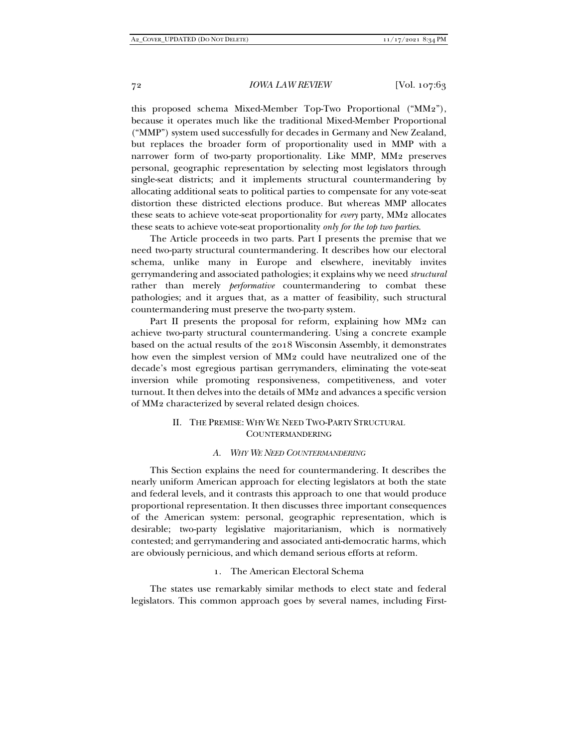this proposed schema Mixed-Member Top-Two Proportional ("MM2"), because it operates much like the traditional Mixed-Member Proportional ("MMP") system used successfully for decades in Germany and New Zealand, but replaces the broader form of proportionality used in MMP with a narrower form of two-party proportionality. Like MMP, MM2 preserves personal, geographic representation by selecting most legislators through single-seat districts; and it implements structural countermandering by allocating additional seats to political parties to compensate for any vote-seat distortion these districted elections produce. But whereas MMP allocates these seats to achieve vote-seat proportionality for *every* party, MM2 allocates these seats to achieve vote-seat proportionality *only for the top two parties*.

The Article proceeds in two parts. Part I presents the premise that we need two-party structural countermandering. It describes how our electoral schema, unlike many in Europe and elsewhere, inevitably invites gerrymandering and associated pathologies; it explains why we need *structural* rather than merely *performative* countermandering to combat these pathologies; and it argues that, as a matter of feasibility, such structural countermandering must preserve the two-party system.

Part II presents the proposal for reform, explaining how MM2 can achieve two-party structural countermandering. Using a concrete example based on the actual results of the 2018 Wisconsin Assembly, it demonstrates how even the simplest version of MM2 could have neutralized one of the decade's most egregious partisan gerrymanders, eliminating the vote-seat inversion while promoting responsiveness, competitiveness, and voter turnout. It then delves into the details of MM2 and advances a specific version of MM2 characterized by several related design choices.

## II. The Premise: Why We Need Two-Party Structural Countermandering

### A. *Why We Need Countermandering*

This Section explains the need for countermandering. It describes the nearly uniform American approach for electing legislators at both the state and federal levels, and it contrasts this approach to one that would produce proportional representation. It then discusses three important consequences of the American system: personal, geographic representation, which is desirable; two-party legislative majoritarianism, which is normatively contested; and gerrymandering and associated anti-democratic harms, which are obviously pernicious, and which demand serious efforts at reform.

#### 1. The American Electoral Schema

The states use remarkably similar methods to elect state and federal legislators. This common approach goes by several names, including First-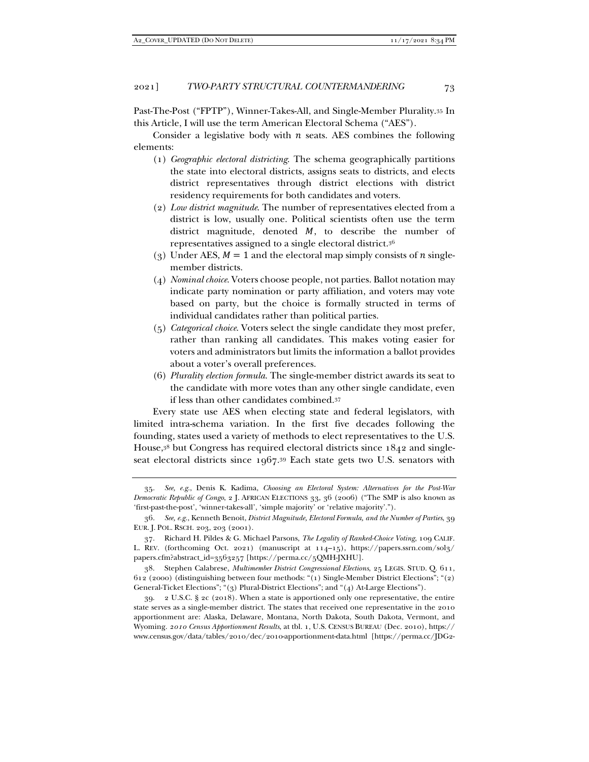Past-The-Post ("FPTP"), Winner-Takes-All, and Single-Member Plurality.[35] In this Article, I will use the term American Electoral Schema ("AES").

Consider a legislative body with $n$ seats. AES combines the following elements:

(1) *Geographic electoral districting*. The schema geographically partitions the state into electoral districts, assigns seats to districts, and elects district representatives through district elections with district residency requirements for both candidates and voters.

(2) *Low district magnitude*. The number of representatives elected from a district is low, usually one. Political scientists often use the term district magnitude, denoted $M$, to describe the number of representatives assigned to a single electoral district.[36]

(3) Under AES, $M = 1$ and the electoral map simply consists of $n$ single-member districts.

(4) *Nominal choice*. Voters choose people, not parties. Ballot notation may indicate party nomination or party affiliation, and voters may vote based on party, but the choice is formally structed in terms of individual candidates rather than political parties.

(5) *Categorical choice*. Voters select the single candidate they most prefer, rather than ranking all candidates. This makes voting easier for voters and administrators but limits the information a ballot provides about a voter's overall preferences.

(6) *Plurality election formula*. The single-member district awards its seat to the candidate with more votes than any other single candidate, even if less than other candidates combined.[37]

Every state use AES when electing state and federal legislators, with limited intra-schema variation. In the first five decades following the founding, states used a variety of methods to elect representatives to the U.S. House,[38] but Congress has required electoral districts since 1842 and single-seat electoral districts since 1967.[39] Each state gets two U.S. senators with

---

35. *See, e.g.*, Denis K. Kadima, *Choosing an Electoral System: Alternatives for the Post-War Democratic Republic of Congo*, 2 J. AFRICAN ELECTIONS 33, 36 (2006) ("The SMP is also known as 'first-past-the-post', 'winner-takes-all', 'simple majority' or 'relative majority'.").

36. *See, e.g.*, Kenneth Benoit, *District Magnitude, Electoral Formula, and the Number of Parties*, 39 EUR. J. POL. RSCH. 203, 203 (2001).

37. Richard H. Pildes & G. Michael Parsons, *The Legality of Ranked-Choice Voting*, 109 CALIF. L. REV. (forthcoming Oct. 2021) (manuscript at 114–15), https://papers.ssrn.com/sol3/papers.cfm?abstract_id=3563257 [https://perma.cc/5QMH-JXHU].

38. Stephen Calabrese, *Multimember District Congressional Elections*, 25 LEGIS. STUD. Q. 611, 612 (2000) (distinguishing between four methods: "(1) Single-Member District Elections"; "(2) General-Ticket Elections"; "(3) Plural-District Elections"; and "(4) At-Large Elections").

39. 2 U.S.C. § 2c (2018). When a state is apportioned only one representative, the entire state serves as a single-member district. The states that received one representative in the 2010 apportionment are: Alaska, Delaware, Montana, North Dakota, South Dakota, Vermont, and Wyoming. *2010 Census Apportionment Results*, at tbl. 1, U.S. CENSUS BUREAU (Dec. 2010), https://www.census.gov/data/tables/2010/dec/2010-apportionment-data.html [https://perma.cc/JDG2-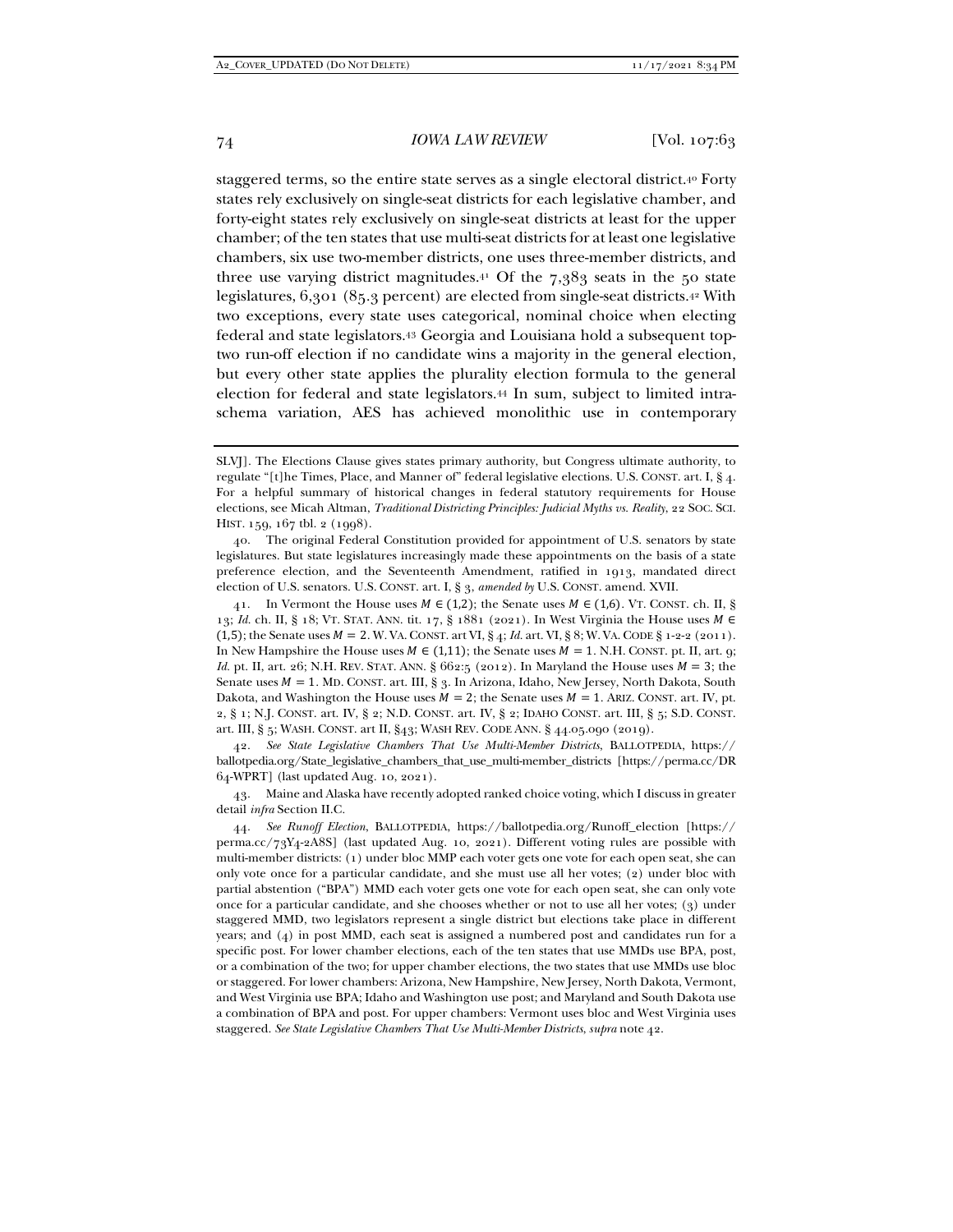staggered terms, so the entire state serves as a single electoral district.[40] Forty states rely exclusively on single-seat districts for each legislative chamber, and forty-eight states rely exclusively on single-seat districts at least for the upper chamber; of the ten states that use multi-seat districts for at least one legislative chambers, six use two-member districts, one uses three-member districts, and three use varying district magnitudes.[41] Of the 7,383 seats in the 50 state legislatures, 6,301 (85.3 percent) are elected from single-seat districts.[42] With two exceptions, every state uses categorical, nominal choice when electing federal and state legislators.[43] Georgia and Louisiana hold a subsequent top-two run-off election if no candidate wins a majority in the general election, but every other state applies the plurality election formula to the general election for federal and state legislators.[44] In sum, subject to limited intra-schema variation, AES has achieved monolithic use in contemporary

---

SLVJ]. The Elections Clause gives states primary authority, but Congress ultimate authority, to regulate "[t]he Times, Place, and Manner of" federal legislative elections. U.S. CONST. art. I, § 4. For a helpful summary of historical changes in federal statutory requirements for House elections, see Micah Altman, *Traditional Districting Principles: Judicial Myths vs. Reality*, 22 SOC. SCI. HIST. 159, 167 tbl. 2 (1998).

40. The original Federal Constitution provided for appointment of U.S. senators by state legislatures. But state legislatures increasingly made these appointments on the basis of a state preference election, and the Seventeenth Amendment, ratified in 1913, mandated direct election of U.S. senators. U.S. CONST. art. I, § 3, *amended by* U.S. CONST. amend. XVII.

41. In Vermont the House uses $M \in (1,2)$; the Senate uses $M \in (1,6)$. VT. CONST. ch. II, § 13; *Id.* ch. II, § 18; VT. STAT. ANN. tit. 17, § 1881 (2021). In West Virginia the House uses $M \in (1,5)$; the Senate uses $M = 2$. W. VA. CONST. art VI, § 4; *Id.* art. VI, § 8; W. VA. CODE § 1-2-2 (2011). In New Hampshire the House uses $M \in (1,11)$; the Senate uses $M = 1$. N.H. CONST. pt. II, art. 9; *Id.* pt. II, art. 26; N.H. REV. STAT. ANN. § 662:5 (2012). In Maryland the House uses $M = 3$; the Senate uses $M = 1$. MD. CONST. art. III, § 3. In Arizona, Idaho, New Jersey, North Dakota, South Dakota, and Washington the House uses $M = 2$; the Senate uses $M = 1$. ARIZ. CONST. art. IV, pt. 2, § 1; N.J. CONST. art. IV, § 2; N.D. CONST. art. IV, § 2; IDAHO CONST. art. III, § 5; S.D. CONST. art. III, § 5; WASH. CONST. art II, §43; WASH REV. CODE ANN. § 44.05.090 (2019).

42. *See State Legislative Chambers That Use Multi-Member Districts*, BALLOTPEDIA, https://ballotpedia.org/State_legislative_chambers_that_use_multi-member_districts [https://perma.cc/DR64-WPRT] (last updated Aug. 10, 2021).

43. Maine and Alaska have recently adopted ranked choice voting, which I discuss in greater detail *infra* Section II.C.

44. *See Runoff Election*, BALLOTPEDIA, https://ballotpedia.org/Runoff_election [https://perma.cc/73Y4-2A8S] (last updated Aug. 10, 2021). Different voting rules are possible with multi-member districts: (1) under bloc MMP each voter gets one vote for each open seat, she can only vote once for a particular candidate, and she must use all her votes; (2) under bloc with partial abstention ("BPA") MMD each voter gets one vote for each open seat, she can only vote once for a particular candidate, and she chooses whether or not to use all her votes; (3) under staggered MMD, two legislators represent a single district but elections take place in different years; and (4) in post MMD, each seat is assigned a numbered post and candidates run for a specific post. For lower chamber elections, each of the ten states that use MMDs use BPA, post, or a combination of the two; for upper chamber elections, the two states that use MMDs use bloc or staggered. For lower chambers: Arizona, New Hampshire, New Jersey, North Dakota, Vermont, and West Virginia use BPA; Idaho and Washington use post; and Maryland and South Dakota use a combination of BPA and post. For upper chambers: Vermont uses bloc and West Virginia uses staggered. *See State Legislative Chambers That Use Multi-Member Districts*, *supra* note 42.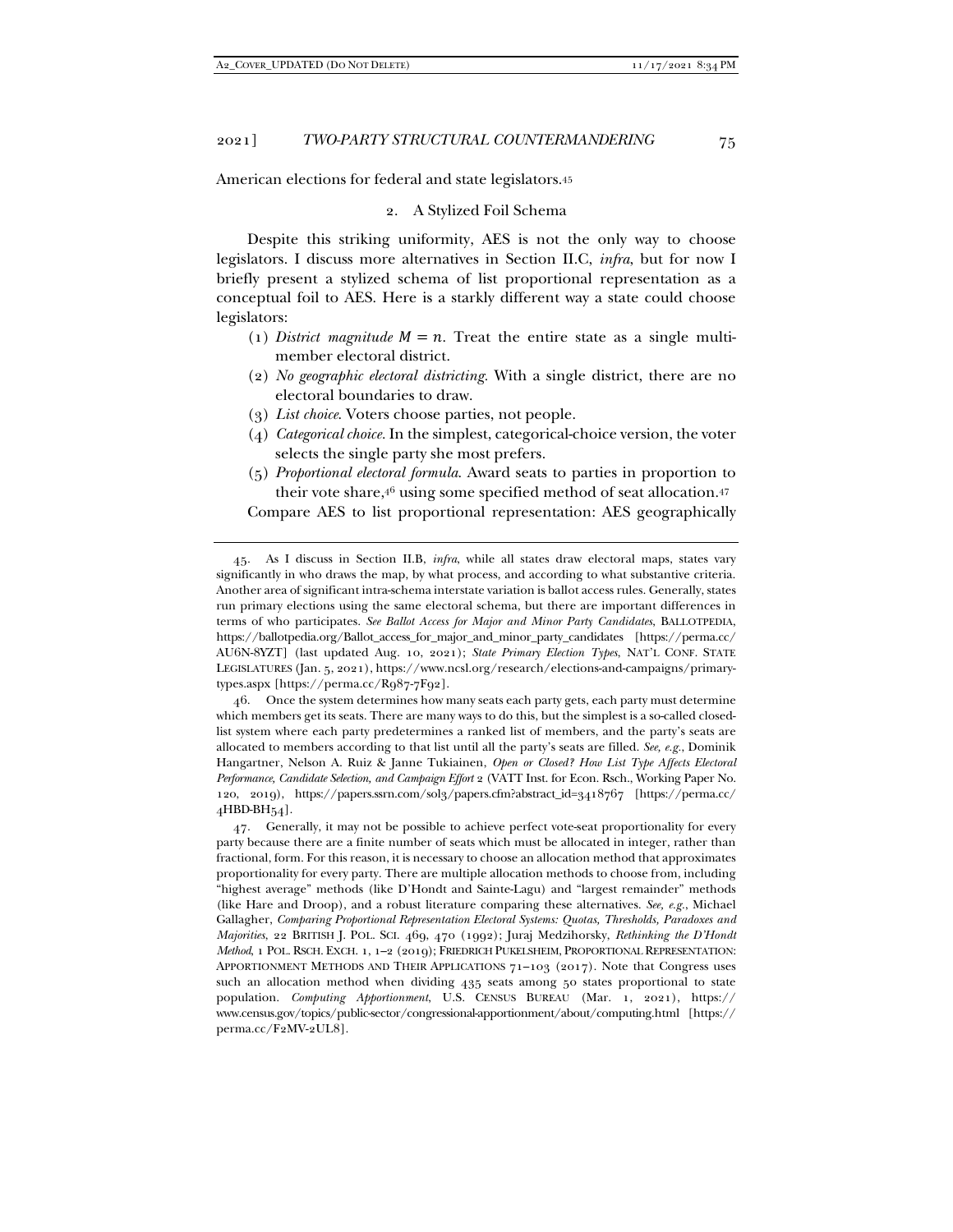American elections for federal and state legislators.[45]

### 2. A Stylized Foil Schema

Despite this striking uniformity, AES is not the only way to choose legislators. I discuss more alternatives in Section II.C, *infra*, but for now I briefly present a stylized schema of list proportional representation as a conceptual foil to AES. Here is a starkly different way a state could choose legislators:

(1) *District magnitude $M = n$*. Treat the entire state as a single multi-member electoral district.

(2) *No geographic electoral districting*. With a single district, there are no electoral boundaries to draw.

(3) *List choice*. Voters choose parties, not people.

(4) *Categorical choice*. In the simplest, categorical-choice version, the voter selects the single party she most prefers.

(5) *Proportional electoral formula*. Award seats to parties in proportion to their vote share,[46] using some specified method of seat allocation.[47]

Compare AES to list proportional representation: AES geographically

---

45. As I discuss in Section II.B, *infra*, while all states draw electoral maps, states vary significantly in who draws the map, by what process, and according to what substantive criteria. Another area of significant intra-schema interstate variation is ballot access rules. Generally, states run primary elections using the same electoral schema, but there are important differences in terms of who participates. *See Ballot Access for Major and Minor Party Candidates*, BALLOTPEDIA, https://ballotpedia.org/Ballot_access_for_major_and_minor_party_candidates [https://perma.cc/AU6N-8YZT] (last updated Aug. 10, 2021); *State Primary Election Types*, NAT'L CONF. STATE LEGISLATURES (Jan. 5, 2021), https://www.ncsl.org/research/elections-and-campaigns/primary-types.aspx [https://perma.cc/R987-7F92].

46. Once the system determines how many seats each party gets, each party must determine which members get its seats. There are many ways to do this, but the simplest is a so-called closed-list system where each party predetermines a ranked list of members, and the party's seats are allocated to members according to that list until all the party's seats are filled. *See, e.g.*, Dominik Hangartner, Nelson A. Ruiz & Janne Tukiainen, *Open or Closed? How List Type Affects Electoral Performance, Candidate Selection, and Campaign Effort* 2 (VATT Inst. for Econ. Rsch., Working Paper No. 120, 2019), https://papers.ssrn.com/sol3/papers.cfm?abstract_id=3418767 [https://perma.cc/4HBD-BH54].

47. Generally, it may not be possible to achieve perfect vote-seat proportionality for every party because there are a finite number of seats which must be allocated in integer, rather than fractional, form. For this reason, it is necessary to choose an allocation method that approximates proportionality for every party. There are multiple allocation methods to choose from, including "highest average" methods (like D'Hondt and Sainte-Lagu) and "largest remainder" methods (like Hare and Droop), and a robust literature comparing these alternatives. *See, e.g.*, Michael Gallagher, *Comparing Proportional Representation Electoral Systems: Quotas, Thresholds, Paradoxes and Majorities*, 22 BRITISH J. POL. SCI. 469, 470 (1992); Juraj Medzihorsky, *Rethinking the D'Hondt Method*, 1 POL. RSCH. EXCH. 1, 1–2 (2019); FRIEDRICH PUKELSHEIM, PROPORTIONAL REPRESENTATION: APPORTIONMENT METHODS AND THEIR APPLICATIONS 71–103 (2017). Note that Congress uses such an allocation method when dividing 435 seats among 50 states proportional to state population. *Computing Apportionment*, U.S. CENSUS BUREAU (Mar. 1, 2021), https://www.census.gov/topics/public-sector/congressional-apportionment/about/computing.html [https://perma.cc/F2MV-2UL8].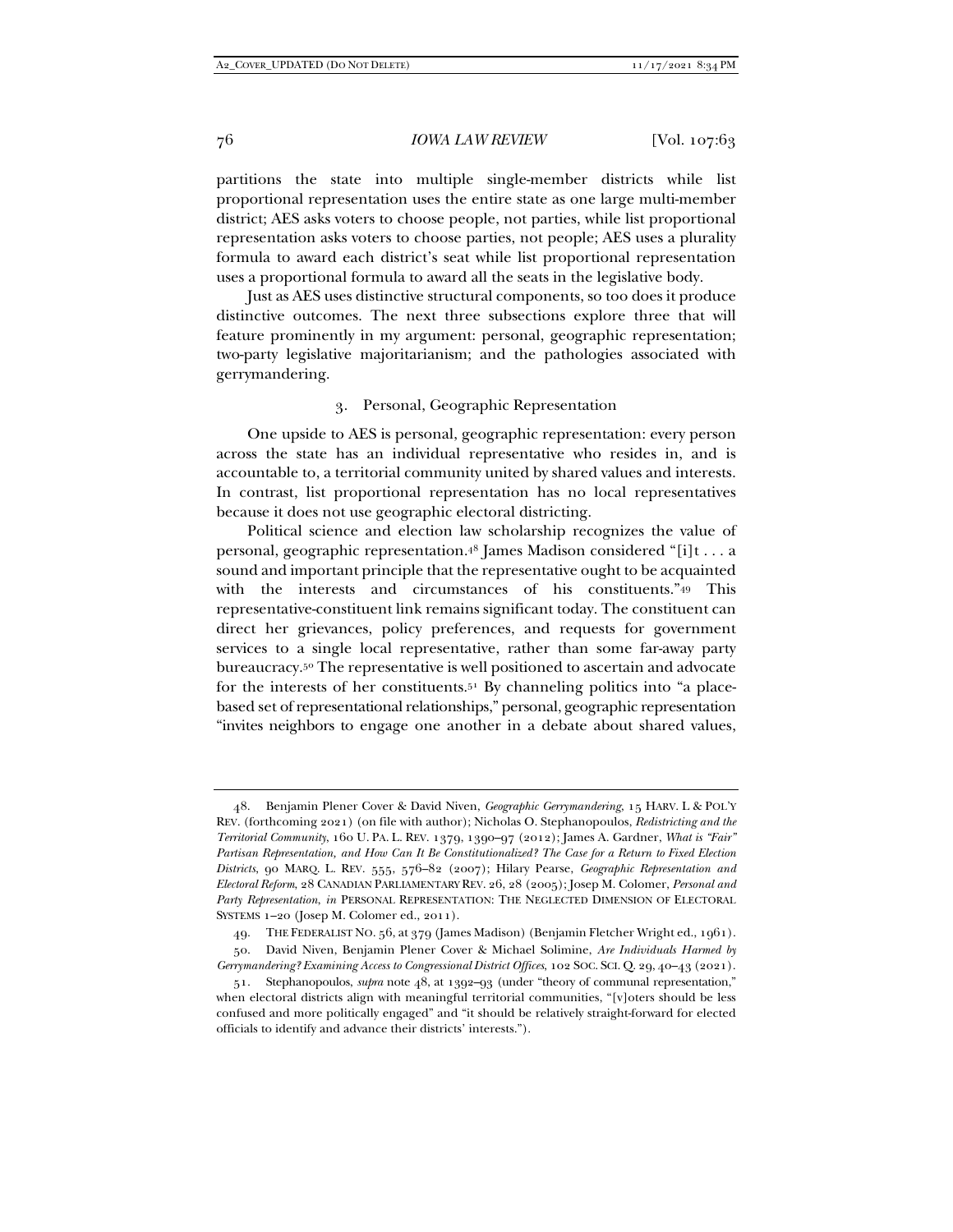partitions the state into multiple single-member districts while list proportional representation uses the entire state as one large multi-member district; AES asks voters to choose people, not parties, while list proportional representation asks voters to choose parties, not people; AES uses a plurality formula to award each district's seat while list proportional representation uses a proportional formula to award all the seats in the legislative body.

Just as AES uses distinctive structural components, so too does it produce distinctive outcomes. The next three subsections explore three that will feature prominently in my argument: personal, geographic representation; two-party legislative majoritarianism; and the pathologies associated with gerrymandering.

### 3. Personal, Geographic Representation

One upside to AES is personal, geographic representation: every person across the state has an individual representative who resides in, and is accountable to, a territorial community united by shared values and interests. In contrast, list proportional representation has no local representatives because it does not use geographic electoral districting.

Political science and election law scholarship recognizes the value of personal, geographic representation.[48] James Madison considered "[i]t . . . a sound and important principle that the representative ought to be acquainted with the interests and circumstances of his constituents."[49] This representative-constituent link remains significant today. The constituent can direct her grievances, policy preferences, and requests for government services to a single local representative, rather than some far-away party bureaucracy.[50] The representative is well positioned to ascertain and advocate for the interests of her constituents.[51] By channeling politics into "a place-based set of representational relationships," personal, geographic representation "invites neighbors to engage one another in a debate about shared values,

---

48. Benjamin Plener Cover & David Niven, *Geographic Gerrymandering*, 15 HARV. L & POL'Y REV. (forthcoming 2021) (on file with author); Nicholas O. Stephanopoulos, *Redistricting and the Territorial Community*, 160 U. PA. L. REV. 1379, 1390–97 (2012); James A. Gardner, *What is "Fair" Partisan Representation, and How Can It Be Constitutionalized? The Case for a Return to Fixed Election Districts*, 90 MARQ. L. REV. 555, 576–82 (2007); Hilary Pearse, *Geographic Representation and Electoral Reform*, 28 CANADIAN PARLIAMENTARY REV. 26, 28 (2005); Josep M. Colomer, *Personal and Party Representation*, *in* PERSONAL REPRESENTATION: THE NEGLECTED DIMENSION OF ELECTORAL SYSTEMS 1–20 (Josep M. Colomer ed., 2011).

49. THE FEDERALIST NO. 56, at 379 (James Madison) (Benjamin Fletcher Wright ed., 1961).

50. David Niven, Benjamin Plener Cover & Michael Solimine, *Are Individuals Harmed by Gerrymandering? Examining Access to Congressional District Offices*, 102 SOC. SCI. Q. 29, 40–43 (2021).

51. Stephanopoulos, *supra* note 48, at 1392–93 (under "theory of communal representation," when electoral districts align with meaningful territorial communities, "[v]oters should be less confused and more politically engaged" and "it should be relatively straight-forward for elected officials to identify and advance their districts' interests.").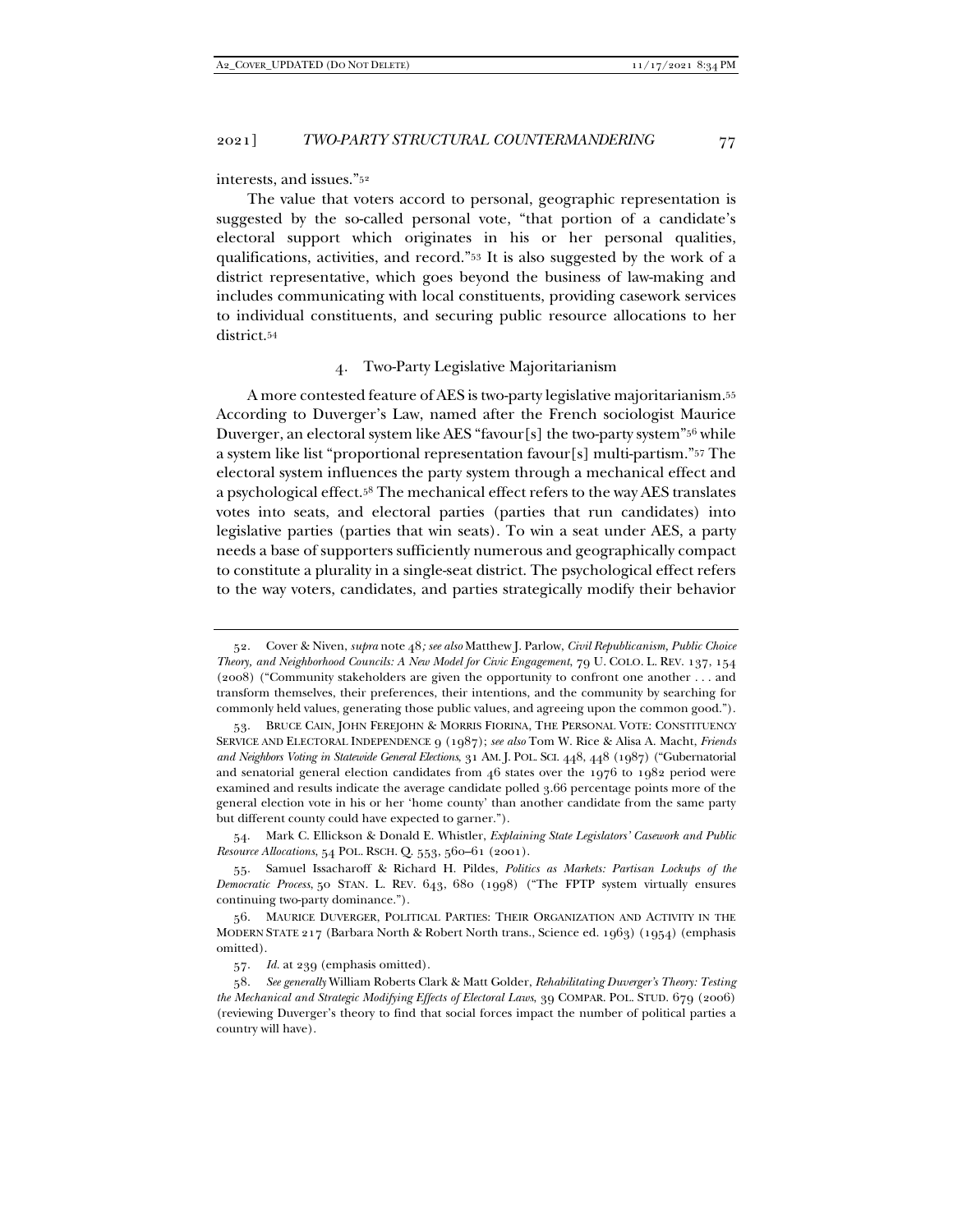interests, and issues."[52]

The value that voters accord to personal, geographic representation is suggested by the so-called personal vote, "that portion of a candidate's electoral support which originates in his or her personal qualities, qualifications, activities, and record."[53] It is also suggested by the work of a district representative, which goes beyond the business of law-making and includes communicating with local constituents, providing casework services to individual constituents, and securing public resource allocations to her district.[54]

### 4. Two-Party Legislative Majoritarianism

A more contested feature of AES is two-party legislative majoritarianism.[55] According to Duverger's Law, named after the French sociologist Maurice Duverger, an electoral system like AES "favour[s] the two-party system"[56] while a system like list "proportional representation favour[s] multi-partism."[57] The electoral system influences the party system through a mechanical effect and a psychological effect.[58] The mechanical effect refers to the way AES translates votes into seats, and electoral parties (parties that run candidates) into legislative parties (parties that win seats). To win a seat under AES, a party needs a base of supporters sufficiently numerous and geographically compact to constitute a plurality in a single-seat district. The psychological effect refers to the way voters, candidates, and parties strategically modify their behavior

---

52. Cover & Niven, *supra* note 48*; see also* Matthew J. Parlow, *Civil Republicanism, Public Choice Theory, and Neighborhood Councils: A New Model for Civic Engagement*, 79 U. COLO. L. REV. 137, 154 (2008) ("Community stakeholders are given the opportunity to confront one another . . . and transform themselves, their preferences, their intentions, and the community by searching for commonly held values, generating those public values, and agreeing upon the common good.").

53. BRUCE CAIN, JOHN FEREJOHN & MORRIS FIORINA, THE PERSONAL VOTE: CONSTITUENCY SERVICE AND ELECTORAL INDEPENDENCE 9 (1987); *see also* Tom W. Rice & Alisa A. Macht, *Friends and Neighbors Voting in Statewide General Elections*, 31 AM. J. POL. SCI. 448, 448 (1987) ("Gubernatorial and senatorial general election candidates from 46 states over the 1976 to 1982 period were examined and results indicate the average candidate polled 3.66 percentage points more of the general election vote in his or her 'home county' than another candidate from the same party but different county could have expected to garner.").

54. Mark C. Ellickson & Donald E. Whistler, *Explaining State Legislators' Casework and Public Resource Allocations*, 54 POL. RSCH. Q. 553, 560–61 (2001).

55. Samuel Issacharoff & Richard H. Pildes, *Politics as Markets: Partisan Lockups of the Democratic Process*, 50 STAN. L. REV. 643, 680 (1998) ("The FPTP system virtually ensures continuing two-party dominance.").

56. MAURICE DUVERGER, POLITICAL PARTIES: THEIR ORGANIZATION AND ACTIVITY IN THE MODERN STATE 217 (Barbara North & Robert North trans., Science ed. 1963) (1954) (emphasis omitted).

57. *Id.* at 239 (emphasis omitted).

58. *See generally* William Roberts Clark & Matt Golder, *Rehabilitating Duverger's Theory: Testing the Mechanical and Strategic Modifying Effects of Electoral Laws*, 39 COMPAR. POL. STUD. 679 (2006) (reviewing Duverger's theory to find that social forces impact the number of political parties a country will have).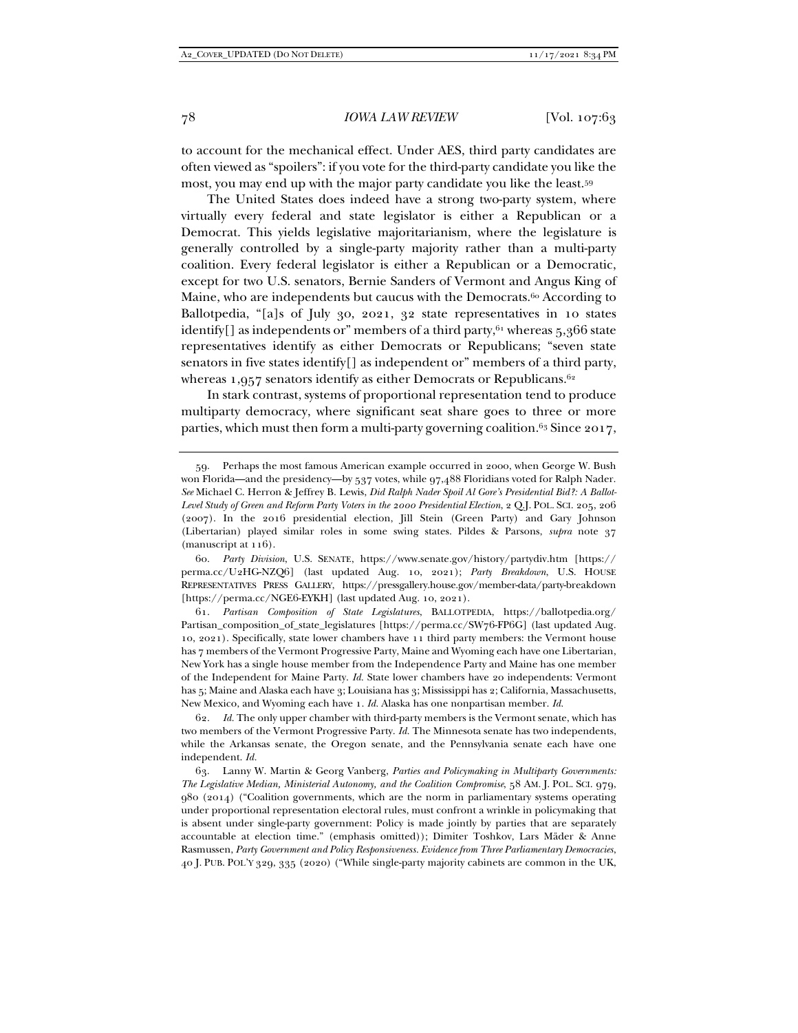to account for the mechanical effect. Under AES, third party candidates are often viewed as "spoilers": if you vote for the third-party candidate you like the most, you may end up with the major party candidate you like the least.[59]

The United States does indeed have a strong two-party system, where virtually every federal and state legislator is either a Republican or a Democrat. This yields legislative majoritarianism, where the legislature is generally controlled by a single-party majority rather than a multi-party coalition. Every federal legislator is either a Republican or a Democratic, except for two U.S. senators, Bernie Sanders of Vermont and Angus King of Maine, who are independents but caucus with the Democrats.[60] According to Ballotpedia, "[a]s of July 30, 2021, 32 state representatives in 10 states identify[] as independents or" members of a third party,[61] whereas 5,366 state representatives identify as either Democrats or Republicans; "seven state senators in five states identify[] as independent or" members of a third party, whereas 1,957 senators identify as either Democrats or Republicans.[62]

In stark contrast, systems of proportional representation tend to produce multiparty democracy, where significant seat share goes to three or more parties, which must then form a multi-party governing coalition.[63] Since 2017,

---

59. Perhaps the most famous American example occurred in 2000, when George W. Bush won Florida—and the presidency—by 537 votes, while 97,488 Floridians voted for Ralph Nader. *See* Michael C. Herron & Jeffrey B. Lewis, *Did Ralph Nader Spoil Al Gore's Presidential Bid?: A Ballot-Level Study of Green and Reform Party Voters in the 2000 Presidential Election*, 2 Q.J. POL. SCI. 205, 206 (2007). In the 2016 presidential election, Jill Stein (Green Party) and Gary Johnson (Libertarian) played similar roles in some swing states. Pildes & Parsons, *supra* note 37 (manuscript at 116).

60. *Party Division*, U.S. SENATE, https://www.senate.gov/history/partydiv.htm [https://perma.cc/U2HG-NZQ6] (last updated Aug. 10, 2021); *Party Breakdown*, U.S. HOUSE REPRESENTATIVES PRESS GALLERY, https://pressgallery.house.gov/member-data/party-breakdown [https://perma.cc/NGE6-EYKH] (last updated Aug. 10, 2021).

61. *Partisan Composition of State Legislatures*, BALLOTPEDIA, https://ballotpedia.org/Partisan_composition_of_state_legislatures [https://perma.cc/SW76-FP6G] (last updated Aug. 10, 2021). Specifically, state lower chambers have 11 third party members: the Vermont house has 7 members of the Vermont Progressive Party, Maine and Wyoming each have one Libertarian, New York has a single house member from the Independence Party and Maine has one member of the Independent for Maine Party. *Id.* State lower chambers have 20 independents: Vermont has 5; Maine and Alaska each have 3; Louisiana has 3; Mississippi has 2; California, Massachusetts, New Mexico, and Wyoming each have 1. *Id.* Alaska has one nonpartisan member. *Id.*

62. *Id.* The only upper chamber with third-party members is the Vermont senate, which has two members of the Vermont Progressive Party. *Id.* The Minnesota senate has two independents, while the Arkansas senate, the Oregon senate, and the Pennsylvania senate each have one independent. *Id.*

63. Lanny W. Martin & Georg Vanberg, *Parties and Policymaking in Multiparty Governments: The Legislative Median, Ministerial Autonomy, and the Coalition Compromise*, 58 AM. J. POL. SCI. 979, 980 (2014) ("Coalition governments, which are the norm in parliamentary systems operating under proportional representation electoral rules, must confront a wrinkle in policymaking that is absent under single-party government: Policy is made jointly by parties that are separately accountable at election time." (emphasis omitted)); Dimiter Toshkov, Lars Mäder & Anne Rasmussen, *Party Government and Policy Responsiveness. Evidence from Three Parliamentary Democracies*, 40 J. PUB. POL'Y 329, 335 (2020) ("While single-party majority cabinets are common in the UK,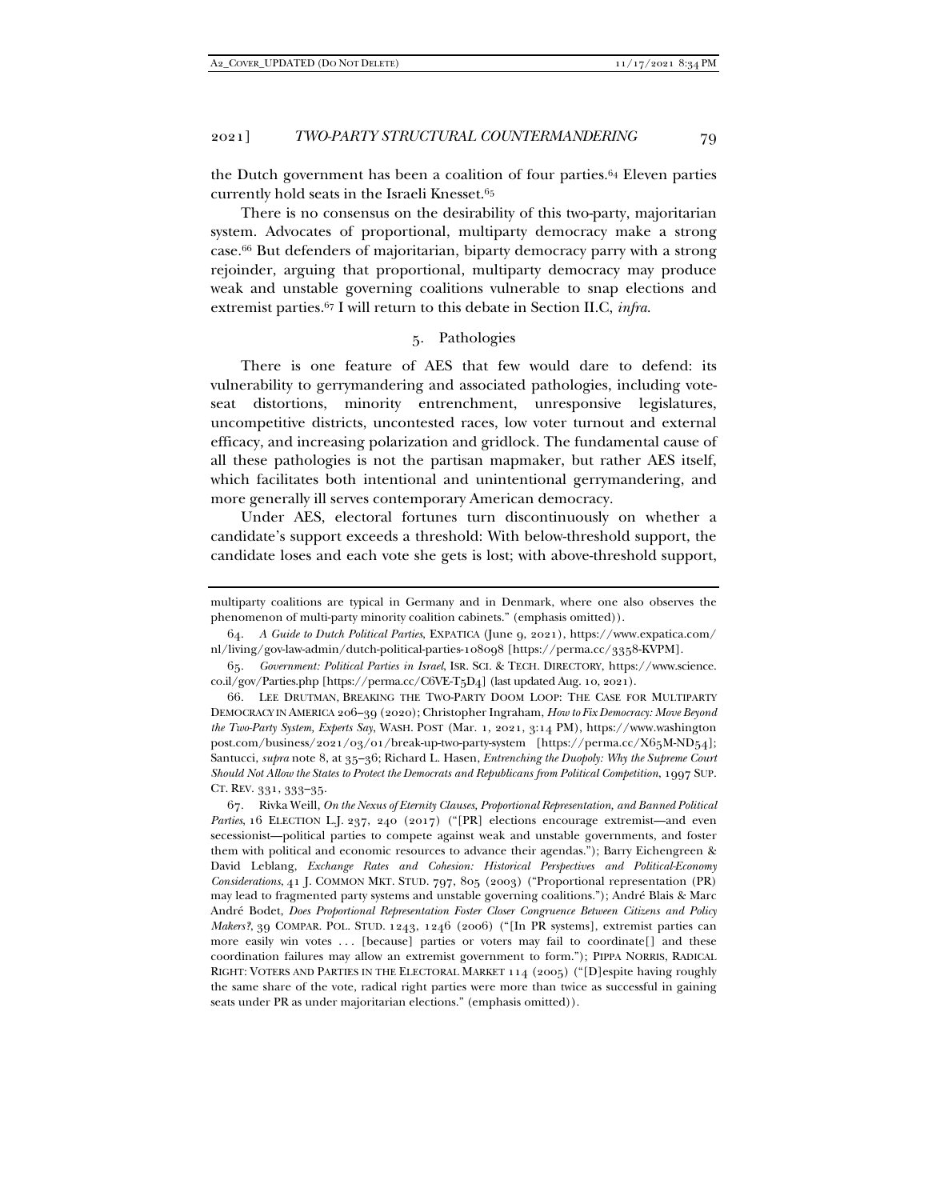the Dutch government has been a coalition of four parties.[64] Eleven parties currently hold seats in the Israeli Knesset.[65]

There is no consensus on the desirability of this two-party, majoritarian system. Advocates of proportional, multiparty democracy make a strong case.[66] But defenders of majoritarian, biparty democracy parry with a strong rejoinder, arguing that proportional, multiparty democracy may produce weak and unstable governing coalitions vulnerable to snap elections and extremist parties.[67] I will return to this debate in Section II.C, *infra*.

### 5. Pathologies

There is one feature of AES that few would dare to defend: its vulnerability to gerrymandering and associated pathologies, including vote-seat distortions, minority entrenchment, unresponsive legislatures, uncompetitive districts, uncontested races, low voter turnout and external efficacy, and increasing polarization and gridlock. The fundamental cause of all these pathologies is not the partisan mapmaker, but rather AES itself, which facilitates both intentional and unintentional gerrymandering, and more generally ill serves contemporary American democracy.

Under AES, electoral fortunes turn discontinuously on whether a candidate's support exceeds a threshold: With below-threshold support, the candidate loses and each vote she gets is lost; with above-threshold support,

---

multiparty coalitions are typical in Germany and in Denmark, where one also observes the phenomenon of multi-party minority coalition cabinets." (emphasis omitted)).

64. *A Guide to Dutch Political Parties*, EXPATICA (June 9, 2021), https://www.expatica.com/nl/living/gov-law-admin/dutch-political-parties-108098 [https://perma.cc/3358-KVPM].

65. *Government: Political Parties in Israel*, ISR. SCI. & TECH. DIRECTORY, https://www.science.co.il/gov/Parties.php [https://perma.cc/C6VE-T5D4] (last updated Aug. 10, 2021).

66. LEE DRUTMAN, BREAKING THE TWO-PARTY DOOM LOOP: THE CASE FOR MULTIPARTY DEMOCRACY IN AMERICA 206–39 (2020); Christopher Ingraham, *How to Fix Democracy: Move Beyond the Two-Party System, Experts Say*, WASH. POST (Mar. 1, 2021, 3:14 PM), https://www.washingtonpost.com/business/2021/03/01/break-up-two-party-system [https://perma.cc/X65M-ND54]; Santucci, *supra* note 8, at 35–36; Richard L. Hasen, *Entrenching the Duopoly: Why the Supreme Court Should Not Allow the States to Protect the Democrats and Republicans from Political Competition*, 1997 SUP. CT. REV. 331, 333–35.

67. Rivka Weill, *On the Nexus of Eternity Clauses, Proportional Representation, and Banned Political Parties*, 16 ELECTION L.J. 237, 240 (2017) ("[PR] elections encourage extremist—and even secessionist—political parties to compete against weak and unstable governments, and foster them with political and economic resources to advance their agendas."); Barry Eichengreen & David Leblang, *Exchange Rates and Cohesion: Historical Perspectives and Political-Economy Considerations*, 41 J. COMMON MKT. STUD. 797, 805 (2003) ("Proportional representation (PR) may lead to fragmented party systems and unstable governing coalitions."); André Blais & Marc André Bodet, *Does Proportional Representation Foster Closer Congruence Between Citizens and Policy Makers?*, 39 COMPAR. POL. STUD. 1243, 1246 (2006) ("[In PR systems], extremist parties can more easily win votes . . . [because] parties or voters may fail to coordinate[] and these coordination failures may allow an extremist government to form."); PIPPA NORRIS, RADICAL RIGHT: VOTERS AND PARTIES IN THE ELECTORAL MARKET 114 (2005) ("[D]espite having roughly the same share of the vote, radical right parties were more than twice as successful in gaining seats under PR as under majoritarian elections." (emphasis omitted)).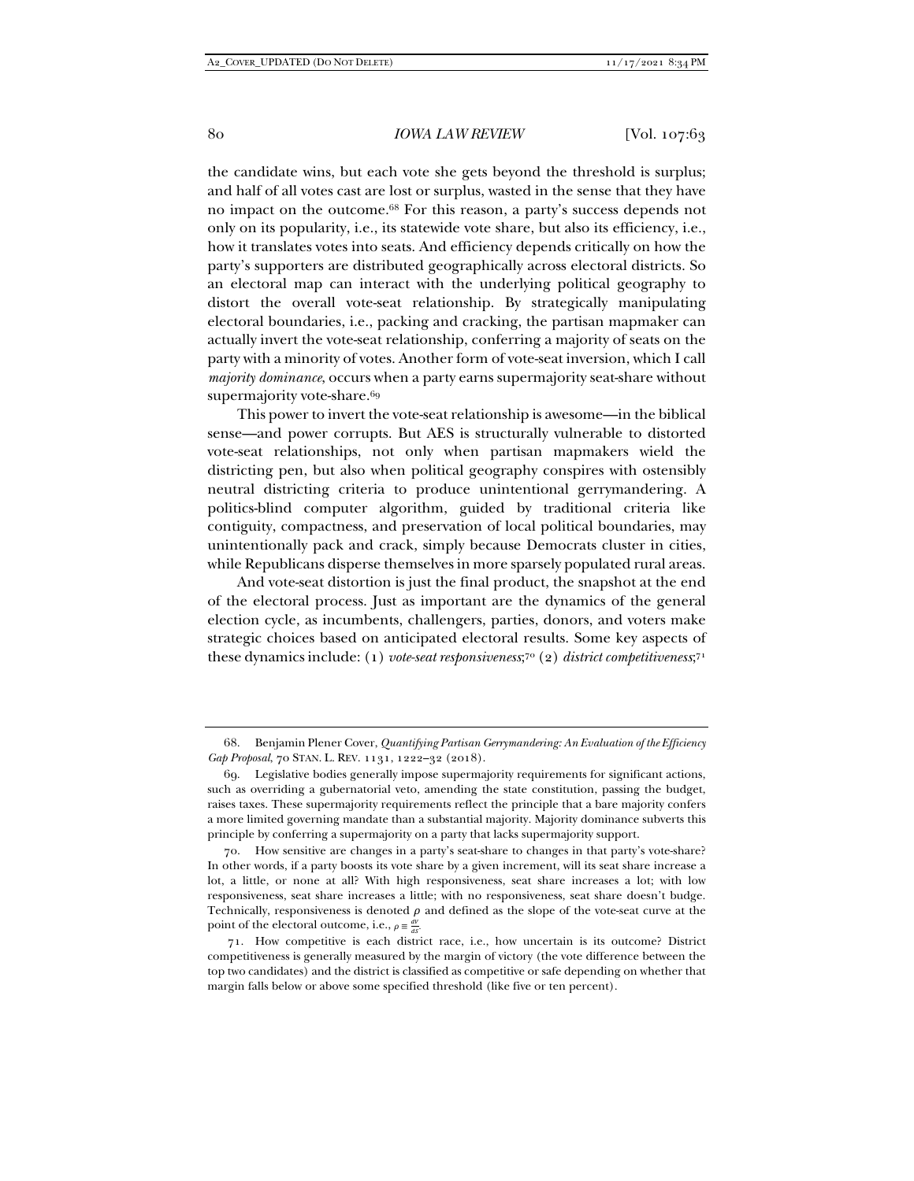the candidate wins, but each vote she gets beyond the threshold is surplus; and half of all votes cast are lost or surplus, wasted in the sense that they have no impact on the outcome.[68] For this reason, a party's success depends not only on its popularity, i.e., its statewide vote share, but also its efficiency, i.e., how it translates votes into seats. And efficiency depends critically on how the party's supporters are distributed geographically across electoral districts. So an electoral map can interact with the underlying political geography to distort the overall vote-seat relationship. By strategically manipulating electoral boundaries, i.e., packing and cracking, the partisan mapmaker can actually invert the vote-seat relationship, conferring a majority of seats on the party with a minority of votes. Another form of vote-seat inversion, which I call *majority dominance*, occurs when a party earns supermajority seat-share without supermajority vote-share.[69]

This power to invert the vote-seat relationship is awesome—in the biblical sense—and power corrupts. But AES is structurally vulnerable to distorted vote-seat relationships, not only when partisan mapmakers wield the districting pen, but also when political geography conspires with ostensibly neutral districting criteria to produce unintentional gerrymandering. A politics-blind computer algorithm, guided by traditional criteria like contiguity, compactness, and preservation of local political boundaries, may unintentionally pack and crack, simply because Democrats cluster in cities, while Republicans disperse themselves in more sparsely populated rural areas.

And vote-seat distortion is just the final product, the snapshot at the end of the electoral process. Just as important are the dynamics of the general election cycle, as incumbents, challengers, parties, donors, and voters make strategic choices based on anticipated electoral results. Some key aspects of these dynamics include: (1) *vote-seat responsiveness*;[70] (2) *district competitiveness*;[71]

---

68. Benjamin Plener Cover, *Quantifying Partisan Gerrymandering: An Evaluation of the Efficiency Gap Proposal*, 70 STAN. L. REV. 1131, 1222–32 (2018).

69. Legislative bodies generally impose supermajority requirements for significant actions, such as overriding a gubernatorial veto, amending the state constitution, passing the budget, raises taxes. These supermajority requirements reflect the principle that a bare majority confers a more limited governing mandate than a substantial majority. Majority dominance subverts this principle by conferring a supermajority on a party that lacks supermajority support.

70. How sensitive are changes in a party's seat-share to changes in that party's vote-share? In other words, if a party boosts its vote share by a given increment, will its seat share increase a lot, a little, or none at all? With high responsiveness, seat share increases a lot; with low responsiveness, seat share increases a little; with no responsiveness, seat share doesn't budge. Technically, responsiveness is denoted $\rho$ and defined as the slope of the vote-seat curve at the point of the electoral outcome, i.e., $\rho \equiv \frac{dv}{ds}$.

71. How competitive is each district race, i.e., how uncertain is its outcome? District competitiveness is generally measured by the margin of victory (the vote difference between the top two candidates) and the district is classified as competitive or safe depending on whether that margin falls below or above some specified threshold (like five or ten percent).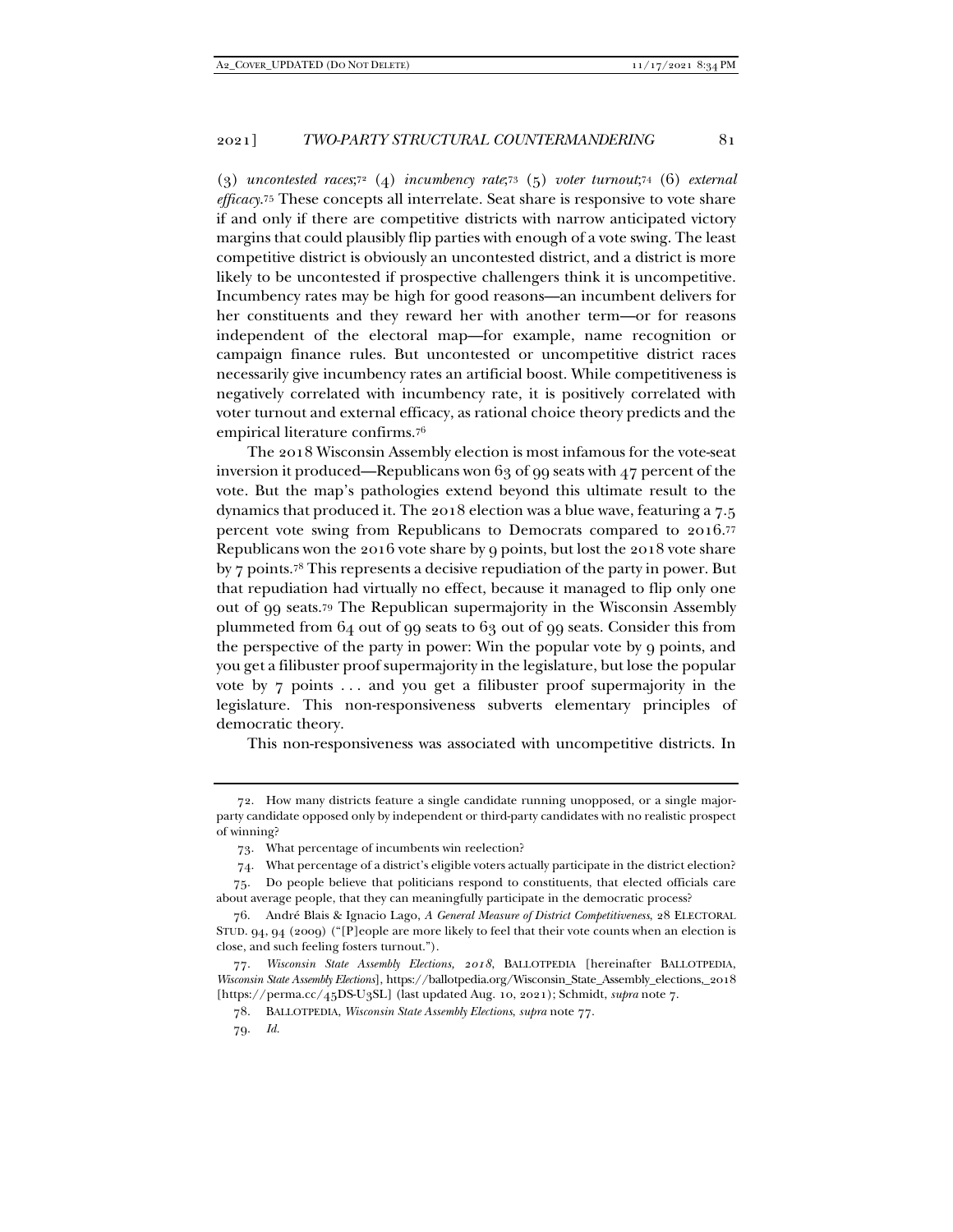(3) *uncontested races*;[72] (4) *incumbency rate*;[73] (5) *voter turnout*;[74] (6) *external efficacy*.[75] These concepts all interrelate. Seat share is responsive to vote share if and only if there are competitive districts with narrow anticipated victory margins that could plausibly flip parties with enough of a vote swing. The least competitive district is obviously an uncontested district, and a district is more likely to be uncontested if prospective challengers think it is uncompetitive. Incumbency rates may be high for good reasons—an incumbent delivers for her constituents and they reward her with another term—or for reasons independent of the electoral map—for example, name recognition or campaign finance rules. But uncontested or uncompetitive district races necessarily give incumbency rates an artificial boost. While competitiveness is negatively correlated with incumbency rate, it is positively correlated with voter turnout and external efficacy, as rational choice theory predicts and the empirical literature confirms.[76]

The 2018 Wisconsin Assembly election is most infamous for the vote-seat inversion it produced—Republicans won 63 of 99 seats with 47 percent of the vote. But the map's pathologies extend beyond this ultimate result to the dynamics that produced it. The 2018 election was a blue wave, featuring a 7.5 percent vote swing from Republicans to Democrats compared to 2016.[77] Republicans won the 2016 vote share by 9 points, but lost the 2018 vote share by 7 points.[78] This represents a decisive repudiation of the party in power. But that repudiation had virtually no effect, because it managed to flip only one out of 99 seats.[79] The Republican supermajority in the Wisconsin Assembly plummeted from 64 out of 99 seats to 63 out of 99 seats. Consider this from the perspective of the party in power: Win the popular vote by 9 points, and you get a filibuster proof supermajority in the legislature, but lose the popular vote by 7 points . . . and you get a filibuster proof supermajority in the legislature. This non-responsiveness subverts elementary principles of democratic theory.

This non-responsiveness was associated with uncompetitive districts. In

---

72. How many districts feature a single candidate running unopposed, or a single major-party candidate opposed only by independent or third-party candidates with no realistic prospect of winning?

73. What percentage of incumbents win reelection?

74. What percentage of a district's eligible voters actually participate in the district election?

75. Do people believe that politicians respond to constituents, that elected officials care about average people, that they can meaningfully participate in the democratic process?

76. André Blais & Ignacio Lago, *A General Measure of District Competitiveness*, 28 ELECTORAL STUD. 94, 94 (2009) ("[P]eople are more likely to feel that their vote counts when an election is close, and such feeling fosters turnout.").

77. *Wisconsin State Assembly Elections, 2018*, BALLOTPEDIA [hereinafter BALLOTPEDIA, *Wisconsin State Assembly Elections*], https://ballotpedia.org/Wisconsin_State_Assembly_elections,_2018 [https://perma.cc/45DS-U3SL] (last updated Aug. 10, 2021); Schmidt, *supra* note 7.

78. BALLOTPEDIA, *Wisconsin State Assembly Elections*, *supra* note 77.

79. *Id.*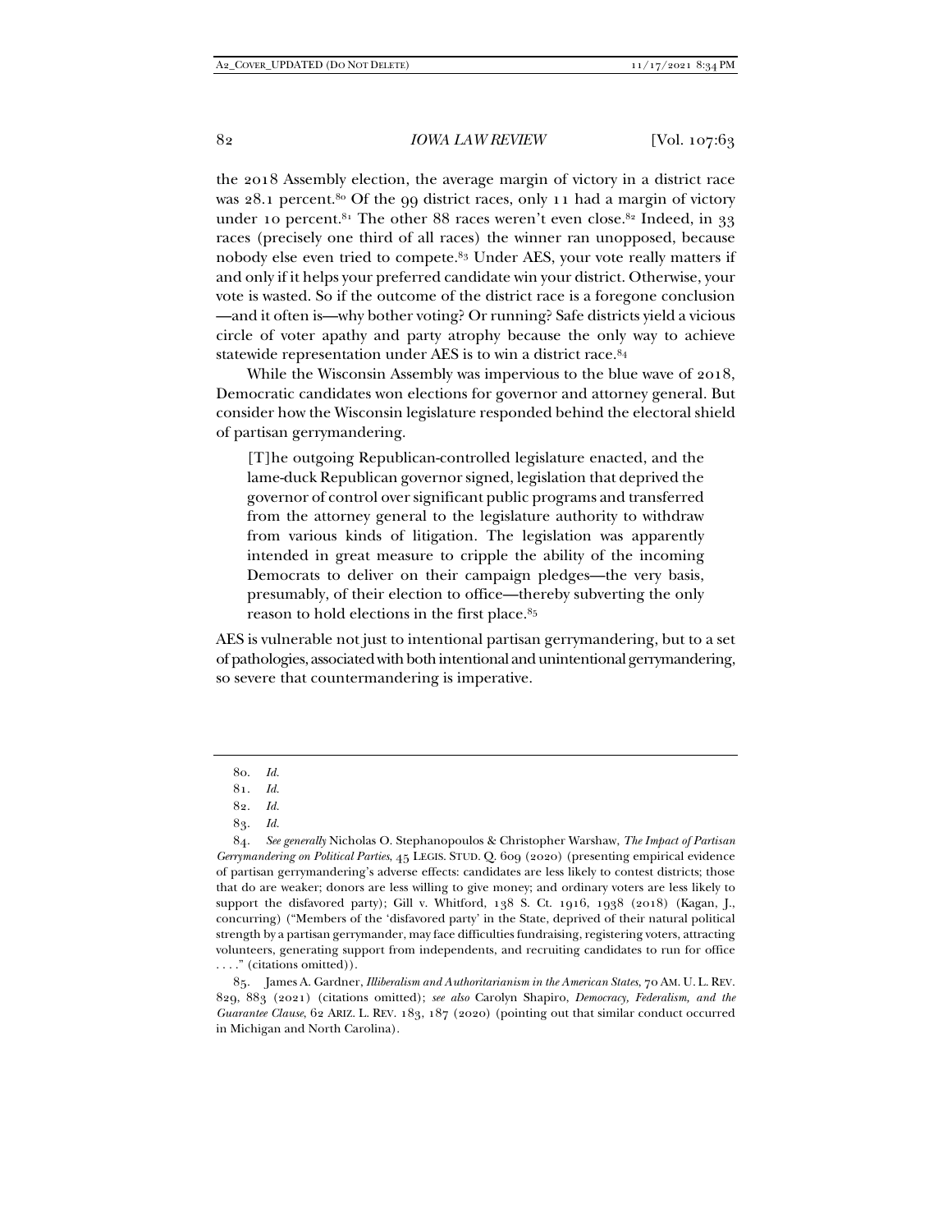the 2018 Assembly election, the average margin of victory in a district race was 28.1 percent.[80] Of the 99 district races, only 11 had a margin of victory under 10 percent.[81] The other 88 races weren't even close.[82] Indeed, in 33 races (precisely one third of all races) the winner ran unopposed, because nobody else even tried to compete.[83] Under AES, your vote really matters if and only if it helps your preferred candidate win your district. Otherwise, your vote is wasted. So if the outcome of the district race is a foregone conclusion—and it often is—why bother voting? Or running? Safe districts yield a vicious circle of voter apathy and party atrophy because the only way to achieve statewide representation under AES is to win a district race.[84]

While the Wisconsin Assembly was impervious to the blue wave of 2018, Democratic candidates won elections for governor and attorney general. But consider how the Wisconsin legislature responded behind the electoral shield of partisan gerrymandering.

> [T]he outgoing Republican-controlled legislature enacted, and the lame-duck Republican governor signed, legislation that deprived the governor of control over significant public programs and transferred from the attorney general to the legislature authority to withdraw from various kinds of litigation. The legislation was apparently intended in great measure to cripple the ability of the incoming Democrats to deliver on their campaign pledges—the very basis, presumably, of their election to office—thereby subverting the only reason to hold elections in the first place.[85]

AES is vulnerable not just to intentional partisan gerrymandering, but to a set of pathologies, associated with both intentional and unintentional gerrymandering, so severe that countermandering is imperative.

---

80. *Id.*

81. *Id.*

82. *Id.*

83. *Id.*

84. *See generally* Nicholas O. Stephanopoulos & Christopher Warshaw, *The Impact of Partisan Gerrymandering on Political Parties*, 45 LEGIS. STUD. Q. 609 (2020) (presenting empirical evidence of partisan gerrymandering's adverse effects: candidates are less likely to contest districts; those that do are weaker; donors are less willing to give money; and ordinary voters are less likely to support the disfavored party); Gill v. Whitford, 138 S. Ct. 1916, 1938 (2018) (Kagan, J., concurring) ("Members of the 'disfavored party' in the State, deprived of their natural political strength by a partisan gerrymander, may face difficulties fundraising, registering voters, attracting volunteers, generating support from independents, and recruiting candidates to run for office . . . ." (citations omitted)).

85. James A. Gardner, *Illiberalism and Authoritarianism in the American States*, 70 AM. U. L. REV. 829, 883 (2021) (citations omitted); *see also* Carolyn Shapiro, *Democracy, Federalism, and the Guarantee Clause*, 62 ARIZ. L. REV. 183, 187 (2020) (pointing out that similar conduct occurred in Michigan and North Carolina).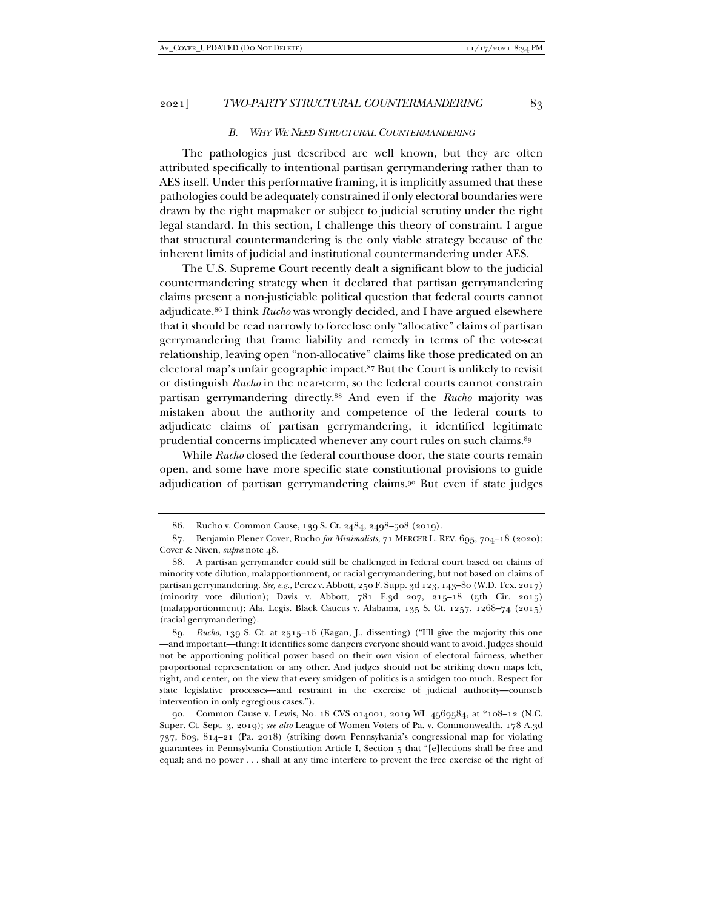### *B. Why We Need Structural Countermandering*

The pathologies just described are well known, but they are often attributed specifically to intentional partisan gerrymandering rather than to AES itself. Under this performative framing, it is implicitly assumed that these pathologies could be adequately constrained if only electoral boundaries were drawn by the right mapmaker or subject to judicial scrutiny under the right legal standard. In this section, I challenge this theory of constraint. I argue that structural countermandering is the only viable strategy because of the inherent limits of judicial and institutional countermandering under AES.

The U.S. Supreme Court recently dealt a significant blow to the judicial countermandering strategy when it declared that partisan gerrymandering claims present a non-justiciable political question that federal courts cannot adjudicate.[86] I think *Rucho* was wrongly decided, and I have argued elsewhere that it should be read narrowly to foreclose only "allocative" claims of partisan gerrymandering that frame liability and remedy in terms of the vote-seat relationship, leaving open "non-allocative" claims like those predicated on an electoral map's unfair geographic impact.[87] But the Court is unlikely to revisit or distinguish *Rucho* in the near-term, so the federal courts cannot constrain partisan gerrymandering directly.[88] And even if the *Rucho* majority was mistaken about the authority and competence of the federal courts to adjudicate claims of partisan gerrymandering, it identified legitimate prudential concerns implicated whenever any court rules on such claims.[89]

While *Rucho* closed the federal courthouse door, the state courts remain open, and some have more specific state constitutional provisions to guide adjudication of partisan gerrymandering claims.[90] But even if state judges

---

86. Rucho v. Common Cause, 139 S. Ct. 2484, 2498–508 (2019).

87. Benjamin Plener Cover, Rucho *for Minimalists*, 71 MERCER L. REV. 695, 704–18 (2020); Cover & Niven, *supra* note 48.

88. A partisan gerrymander could still be challenged in federal court based on claims of minority vote dilution, malapportionment, or racial gerrymandering, but not based on claims of partisan gerrymandering. *See, e.g.*, Perez v. Abbott, 250 F. Supp. 3d 123, 143–80 (W.D. Tex. 2017) (minority vote dilution); Davis v. Abbott, 781 F.3d 207, 215–18 (5th Cir. 2015) (malapportionment); Ala. Legis. Black Caucus v. Alabama, 135 S. Ct. 1257, 1268–74 (2015) (racial gerrymandering).

89. *Rucho*, 139 S. Ct. at 2515–16 (Kagan, J., dissenting) ("I'll give the majority this one —and important—thing: It identifies some dangers everyone should want to avoid. Judges should not be apportioning political power based on their own vision of electoral fairness, whether proportional representation or any other. And judges should not be striking down maps left, right, and center, on the view that every smidgen of politics is a smidgen too much. Respect for state legislative processes—and restraint in the exercise of judicial authority—counsels intervention in only egregious cases.").

90. Common Cause v. Lewis, No. 18 CVS 014001, 2019 WL 4569584, at *108–12 (N.C. Super. Ct. Sept. 3, 2019); *see also* League of Women Voters of Pa. v. Commonwealth, 178 A.3d 737, 803, 814–21 (Pa. 2018) (striking down Pennsylvania's congressional map for violating guarantees in Pennsylvania Constitution Article I, Section 5 that "[e]lections shall be free and equal; and no power . . . shall at any time interfere to prevent the free exercise of the right of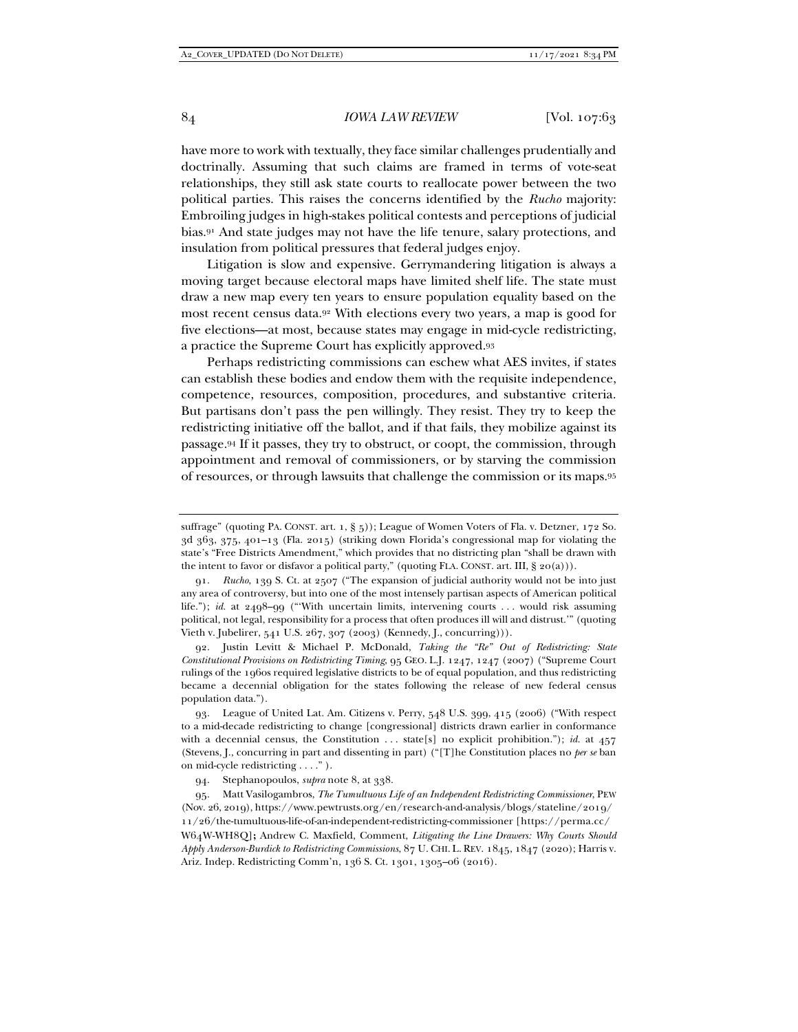have more to work with textually, they face similar challenges prudentially and doctrinally. Assuming that such claims are framed in terms of vote-seat relationships, they still ask state courts to reallocate power between the two political parties. This raises the concerns identified by the *Rucho* majority: Embroiling judges in high-stakes political contests and perceptions of judicial bias.[91] And state judges may not have the life tenure, salary protections, and insulation from political pressures that federal judges enjoy.

Litigation is slow and expensive. Gerrymandering litigation is always a moving target because electoral maps have limited shelf life. The state must draw a new map every ten years to ensure population equality based on the most recent census data.[92] With elections every two years, a map is good for five elections—at most, because states may engage in mid-cycle redistricting, a practice the Supreme Court has explicitly approved.[93]

Perhaps redistricting commissions can eschew what AES invites, if states can establish these bodies and endow them with the requisite independence, competence, resources, composition, procedures, and substantive criteria. But partisans don't pass the pen willingly. They resist. They try to keep the redistricting initiative off the ballot, and if that fails, they mobilize against its passage.[94] If it passes, they try to obstruct, or coopt, the commission, through appointment and removal of commissioners, or by starving the commission of resources, or through lawsuits that challenge the commission or its maps.[95]

---

suffrage" (quoting PA. CONST. art. 1, § 5)); League of Women Voters of Fla. v. Detzner, 172 So. 3d 363, 375, 401–13 (Fla. 2015) (striking down Florida's congressional map for violating the state's "Free Districts Amendment," which provides that no districting plan "shall be drawn with the intent to favor or disfavor a political party," (quoting FLA. CONST. art. III, § 20(a))).

91. *Rucho*, 139 S. Ct. at 2507 ("The expansion of judicial authority would not be into just any area of controversy, but into one of the most intensely partisan aspects of American political life."); *id.* at 2498–99 ("'With uncertain limits, intervening courts . . . would risk assuming political, not legal, responsibility for a process that often produces ill will and distrust.'" (quoting Vieth v. Jubelirer, 541 U.S. 267, 307 (2003) (Kennedy, J., concurring))).

92. Justin Levitt & Michael P. McDonald, *Taking the "Re" Out of Redistricting: State Constitutional Provisions on Redistricting Timing*, 95 GEO. L.J. 1247, 1247 (2007) ("Supreme Court rulings of the 1960s required legislative districts to be of equal population, and thus redistricting became a decennial obligation for the states following the release of new federal census population data.").

93. League of United Lat. Am. Citizens v. Perry, 548 U.S. 399, 415 (2006) ("With respect to a mid-decade redistricting to change [congressional] districts drawn earlier in conformance with a decennial census, the Constitution . . . state[s] no explicit prohibition."); *id.* at 457 (Stevens, J., concurring in part and dissenting in part) ("[T]he Constitution places no *per se* ban on mid-cycle redistricting . . . ." ).

94. Stephanopoulos, *supra* note 8, at 338.

95. Matt Vasilogambros, *The Tumultuous Life of an Independent Redistricting Commissioner*, PEW (Nov. 26, 2019), https://www.pewtrusts.org/en/research-and-analysis/blogs/stateline/2019/11/26/the-tumultuous-life-of-an-independent-redistricting-commissioner [https://perma.cc/W64W-WH8Q]; Andrew C. Maxfield, Comment, *Litigating the Line Drawers: Why Courts Should Apply Anderson-Burdick to Redistricting Commissions*, 87 U. CHI. L. REV. 1845, 1847 (2020); Harris v. Ariz. Indep. Redistricting Comm'n, 136 S. Ct. 1301, 1305–06 (2016).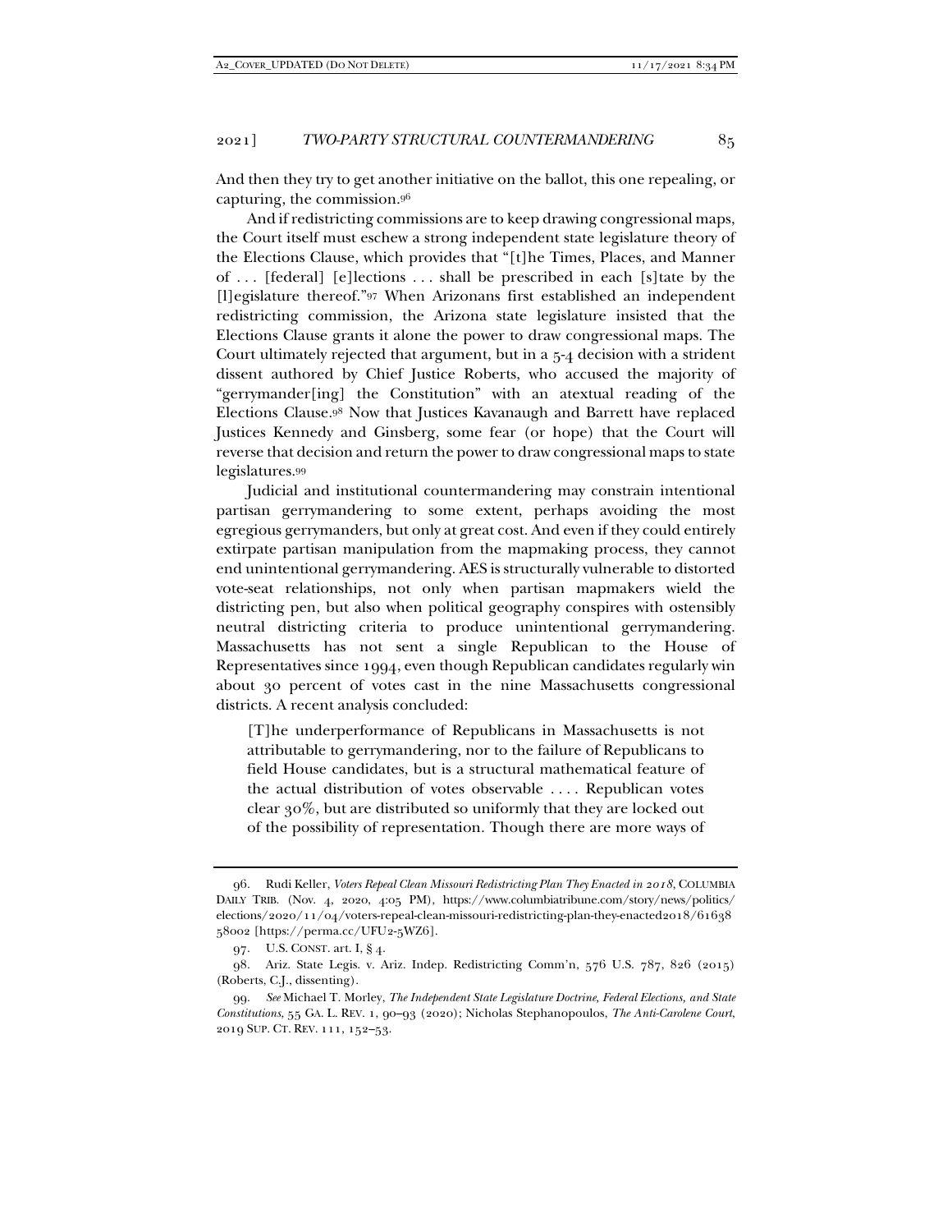And then they try to get another initiative on the ballot, this one repealing, or capturing, the commission.[96]

And if redistricting commissions are to keep drawing congressional maps, the Court itself must eschew a strong independent state legislature theory of the Elections Clause, which provides that "[t]he Times, Places, and Manner of . . . [federal] [e]lections . . . shall be prescribed in each [s]tate by the [l]egislature thereof."[97] When Arizonans first established an independent redistricting commission, the Arizona state legislature insisted that the Elections Clause grants it alone the power to draw congressional maps. The Court ultimately rejected that argument, but in a 5-4 decision with a strident dissent authored by Chief Justice Roberts, who accused the majority of "gerrymander[ing] the Constitution" with an atextual reading of the Elections Clause.[98] Now that Justices Kavanaugh and Barrett have replaced Justices Kennedy and Ginsberg, some fear (or hope) that the Court will reverse that decision and return the power to draw congressional maps to state legislatures.[99]

Judicial and institutional countermandering may constrain intentional partisan gerrymandering to some extent, perhaps avoiding the most egregious gerrymanders, but only at great cost. And even if they could entirely extirpate partisan manipulation from the mapmaking process, they cannot end unintentional gerrymandering. AES is structurally vulnerable to distorted vote-seat relationships, not only when partisan mapmakers wield the districting pen, but also when political geography conspires with ostensibly neutral districting criteria to produce unintentional gerrymandering. Massachusetts has not sent a single Republican to the House of Representatives since 1994, even though Republican candidates regularly win about 30 percent of votes cast in the nine Massachusetts congressional districts. A recent analysis concluded:

> [T]he underperformance of Republicans in Massachusetts is not attributable to gerrymandering, nor to the failure of Republicans to field House candidates, but is a structural mathematical feature of the actual distribution of votes observable . . . . Republican votes clear 30%, but are distributed so uniformly that they are locked out of the possibility of representation. Though there are more ways of

---

96. Rudi Keller, *Voters Repeal Clean Missouri Redistricting Plan They Enacted in 2018*, COLUMBIA DAILY TRIB. (Nov. 4, 2020, 4:05 PM), https://www.columbiatribune.com/story/news/politics/elections/2020/11/04/voters-repeal-clean-missouri-redistricting-plan-they-enacted2018/6163858002 [https://perma.cc/UFU2-5WZ6].

97. U.S. CONST. art. I, § 4.

98. Ariz. State Legis. v. Ariz. Indep. Redistricting Comm'n, 576 U.S. 787, 826 (2015) (Roberts, C.J., dissenting).

99. *See* Michael T. Morley, *The Independent State Legislature Doctrine, Federal Elections, and State Constitutions*, 55 GA. L. REV. 1, 90–93 (2020); Nicholas Stephanopoulos, *The Anti-Carolene Court*, 2019 SUP. CT. REV. 111, 152–53.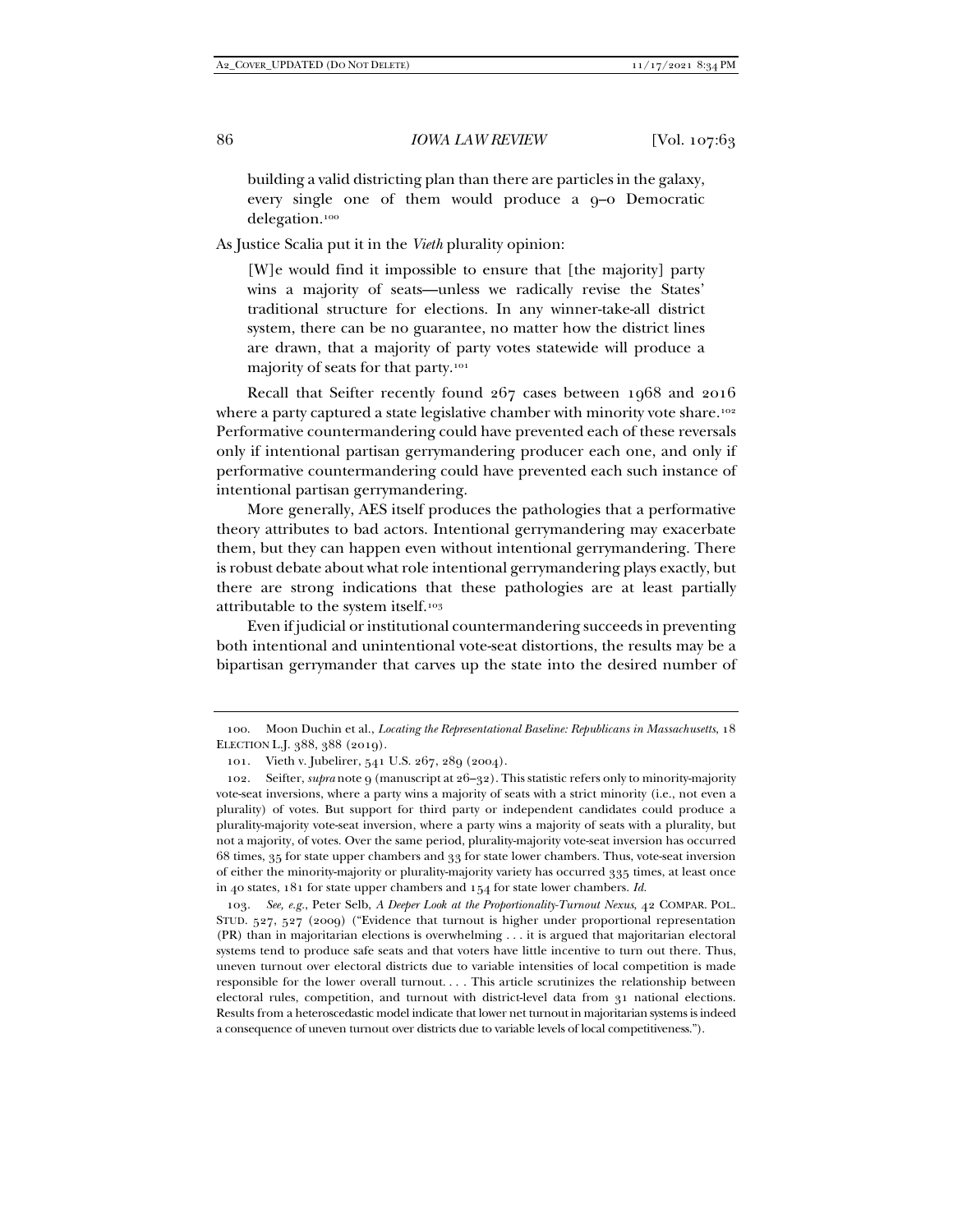> building a valid districting plan than there are particles in the galaxy, every single one of them would produce a 9–0 Democratic delegation.[100]

As Justice Scalia put it in the *Vieth* plurality opinion:

> [W]e would find it impossible to ensure that [the majority] party wins a majority of seats—unless we radically revise the States' traditional structure for elections. In any winner-take-all district system, there can be no guarantee, no matter how the district lines are drawn, that a majority of party votes statewide will produce a majority of seats for that party.[101]

Recall that Seifter recently found 267 cases between 1968 and 2016 where a party captured a state legislative chamber with minority vote share.[102] Performative countermandering could have prevented each of these reversals only if intentional partisan gerrymandering producer each one, and only if performative countermandering could have prevented each such instance of intentional partisan gerrymandering.

More generally, AES itself produces the pathologies that a performative theory attributes to bad actors. Intentional gerrymandering may exacerbate them, but they can happen even without intentional gerrymandering. There is robust debate about what role intentional gerrymandering plays exactly, but there are strong indications that these pathologies are at least partially attributable to the system itself.[103]

Even if judicial or institutional countermandering succeeds in preventing both intentional and unintentional vote-seat distortions, the results may be a bipartisan gerrymander that carves up the state into the desired number of

---

100. Moon Duchin et al., *Locating the Representational Baseline: Republicans in Massachusetts*, 18 ELECTION L.J. 388, 388 (2019).

101. Vieth v. Jubelirer, 541 U.S. 267, 289 (2004).

102. Seifter, *supra* note 9 (manuscript at 26–32). This statistic refers only to minority-majority vote-seat inversions, where a party wins a majority of seats with a strict minority (i.e., not even a plurality) of votes. But support for third party or independent candidates could produce a plurality-majority vote-seat inversion, where a party wins a majority of seats with a plurality, but not a majority, of votes. Over the same period, plurality-majority vote-seat inversion has occurred 68 times, 35 for state upper chambers and 33 for state lower chambers. Thus, vote-seat inversion of either the minority-majority or plurality-majority variety has occurred 335 times, at least once in 40 states, 181 for state upper chambers and 154 for state lower chambers. *Id.*

103. *See, e.g.*, Peter Selb, *A Deeper Look at the Proportionality-Turnout Nexus*, 42 COMPAR. POL. STUD. 527, 527 (2009) ("Evidence that turnout is higher under proportional representation (PR) than in majoritarian elections is overwhelming . . . it is argued that majoritarian electoral systems tend to produce safe seats and that voters have little incentive to turn out there. Thus, uneven turnout over electoral districts due to variable intensities of local competition is made responsible for the lower overall turnout. . . . This article scrutinizes the relationship between electoral rules, competition, and turnout with district-level data from 31 national elections. Results from a heteroscedastic model indicate that lower net turnout in majoritarian systems is indeed a consequence of uneven turnout over districts due to variable levels of local competitiveness.").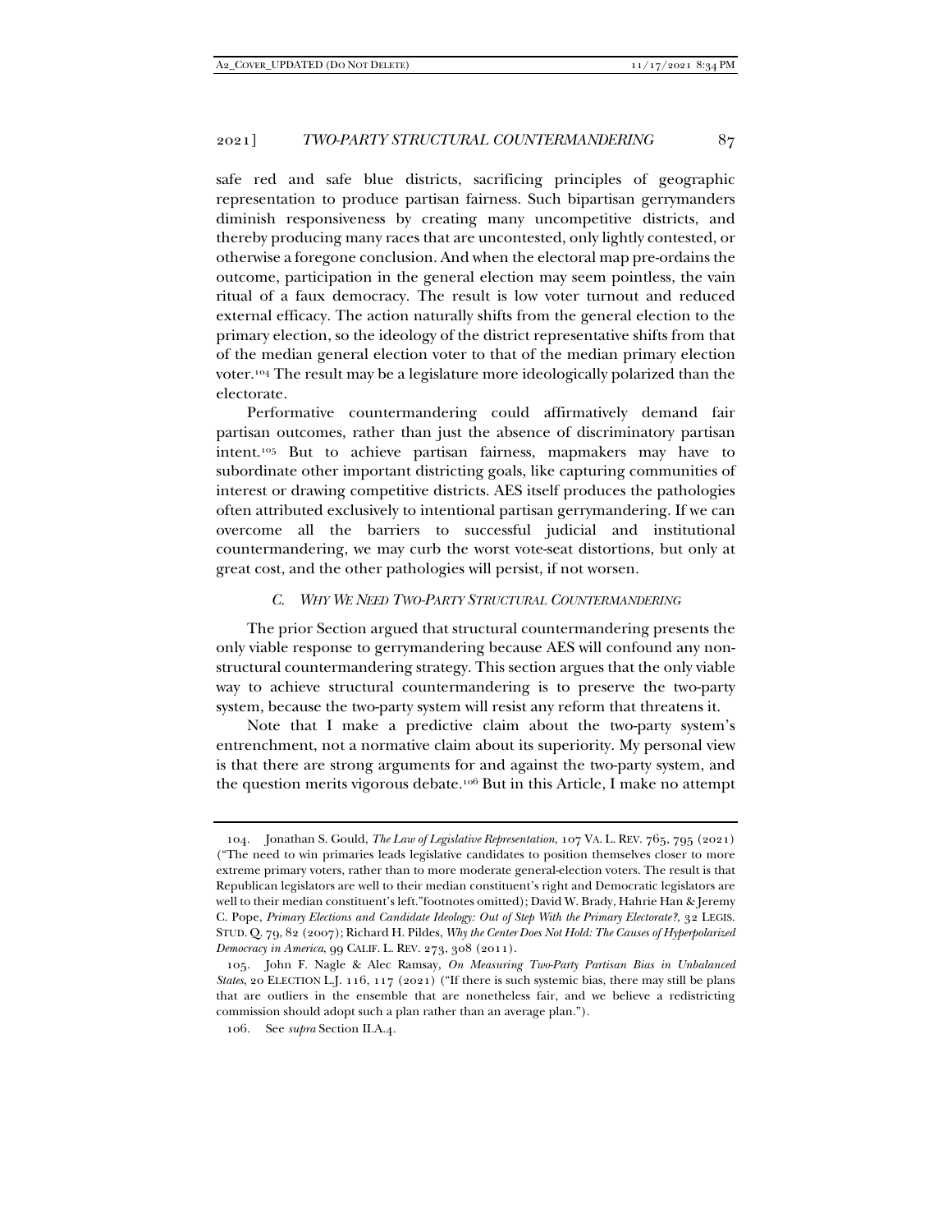safe red and safe blue districts, sacrificing principles of geographic representation to produce partisan fairness. Such bipartisan gerrymanders diminish responsiveness by creating many uncompetitive districts, and thereby producing many races that are uncontested, only lightly contested, or otherwise a foregone conclusion. And when the electoral map pre-ordains the outcome, participation in the general election may seem pointless, the vain ritual of a faux democracy. The result is low voter turnout and reduced external efficacy. The action naturally shifts from the general election to the primary election, so the ideology of the district representative shifts from that of the median general election voter to that of the median primary election voter.[104] The result may be a legislature more ideologically polarized than the electorate.

Performative countermandering could affirmatively demand fair partisan outcomes, rather than just the absence of discriminatory partisan intent.[105] But to achieve partisan fairness, mapmakers may have to subordinate other important districting goals, like capturing communities of interest or drawing competitive districts. AES itself produces the pathologies often attributed exclusively to intentional partisan gerrymandering. If we can overcome all the barriers to successful judicial and institutional countermandering, we may curb the worst vote-seat distortions, but only at great cost, and the other pathologies will persist, if not worsen.

### *C. Why We Need Two-Party Structural Countermandering*

The prior Section argued that structural countermandering presents the only viable response to gerrymandering because AES will confound any non-structural countermandering strategy. This section argues that the only viable way to achieve structural countermandering is to preserve the two-party system, because the two-party system will resist any reform that threatens it.

Note that I make a predictive claim about the two-party system's entrenchment, not a normative claim about its superiority. My personal view is that there are strong arguments for and against the two-party system, and the question merits vigorous debate.[106] But in this Article, I make no attempt

---

104. Jonathan S. Gould, *The Law of Legislative Representation*, 107 VA. L. REV. 765, 795 (2021) ("The need to win primaries leads legislative candidates to position themselves closer to more extreme primary voters, rather than to more moderate general-election voters. The result is that Republican legislators are well to their median constituent's right and Democratic legislators are well to their median constituent's left."footnotes omitted); David W. Brady, Hahrie Han & Jeremy C. Pope, *Primary Elections and Candidate Ideology: Out of Step With the Primary Electorate?*, 32 LEGIS. STUD. Q. 79, 82 (2007); Richard H. Pildes, *Why the Center Does Not Hold: The Causes of Hyperpolarized Democracy in America*, 99 CALIF. L. REV. 273, 308 (2011).

105. John F. Nagle & Alec Ramsay, *On Measuring Two-Party Partisan Bias in Unbalanced States*, 20 ELECTION L.J. 116, 117 (2021) ("If there is such systemic bias, there may still be plans that are outliers in the ensemble that are nonetheless fair, and we believe a redistricting commission should adopt such a plan rather than an average plan.").

106. See *supra* Section II.A.4.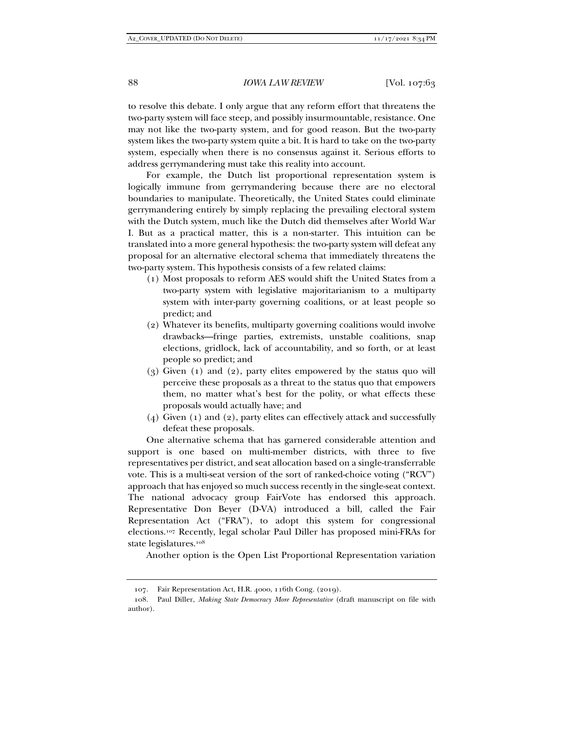to resolve this debate. I only argue that any reform effort that threatens the two-party system will face steep, and possibly insurmountable, resistance. One may not like the two-party system, and for good reason. But the two-party system likes the two-party system quite a bit. It is hard to take on the two-party system, especially when there is no consensus against it. Serious efforts to address gerrymandering must take this reality into account.

For example, the Dutch list proportional representation system is logically immune from gerrymandering because there are no electoral boundaries to manipulate. Theoretically, the United States could eliminate gerrymandering entirely by simply replacing the prevailing electoral system with the Dutch system, much like the Dutch did themselves after World War I. But as a practical matter, this is a non-starter. This intuition can be translated into a more general hypothesis: the two-party system will defeat any proposal for an alternative electoral schema that immediately threatens the two-party system. This hypothesis consists of a few related claims:

(1) Most proposals to reform AES would shift the United States from a two-party system with legislative majoritarianism to a multiparty system with inter-party governing coalitions, or at least people so predict; and

(2) Whatever its benefits, multiparty governing coalitions would involve drawbacks—fringe parties, extremists, unstable coalitions, snap elections, gridlock, lack of accountability, and so forth, or at least people so predict; and

(3) Given (1) and (2), party elites empowered by the status quo will perceive these proposals as a threat to the status quo that empowers them, no matter what's best for the polity, or what effects these proposals would actually have; and

(4) Given (1) and (2), party elites can effectively attack and successfully defeat these proposals.

One alternative schema that has garnered considerable attention and support is one based on multi-member districts, with three to five representatives per district, and seat allocation based on a single-transferrable vote. This is a multi-seat version of the sort of ranked-choice voting ("RCV") approach that has enjoyed so much success recently in the single-seat context. The national advocacy group FairVote has endorsed this approach. Representative Don Beyer (D-VA) introduced a bill, called the Fair Representation Act ("FRA"), to adopt this system for congressional elections.[107] Recently, legal scholar Paul Diller has proposed mini-FRAs for state legislatures.[108]

Another option is the Open List Proportional Representation variation

---

107. Fair Representation Act, H.R. 4000, 116th Cong. (2019).

108. Paul Diller, *Making State Democracy More Representative* (draft manuscript on file with author).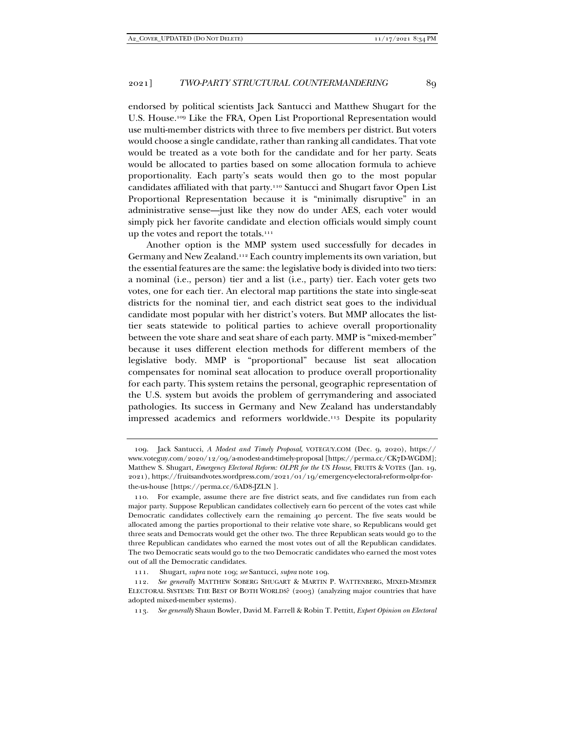endorsed by political scientists Jack Santucci and Matthew Shugart for the U.S. House.[109] Like the FRA, Open List Proportional Representation would use multi-member districts with three to five members per district. But voters would choose a single candidate, rather than ranking all candidates. That vote would be treated as a vote both for the candidate and for her party. Seats would be allocated to parties based on some allocation formula to achieve proportionality. Each party's seats would then go to the most popular candidates affiliated with that party.[110] Santucci and Shugart favor Open List Proportional Representation because it is "minimally disruptive" in an administrative sense—just like they now do under AES, each voter would simply pick her favorite candidate and election officials would simply count up the votes and report the totals.[111]

Another option is the MMP system used successfully for decades in Germany and New Zealand.[112] Each country implements its own variation, but the essential features are the same: the legislative body is divided into two tiers: a nominal (i.e., person) tier and a list (i.e., party) tier. Each voter gets two votes, one for each tier. An electoral map partitions the state into single-seat districts for the nominal tier, and each district seat goes to the individual candidate most popular with her district's voters. But MMP allocates the list-tier seats statewide to political parties to achieve overall proportionality between the vote share and seat share of each party. MMP is "mixed-member" because it uses different election methods for different members of the legislative body. MMP is "proportional" because list seat allocation compensates for nominal seat allocation to produce overall proportionality for each party. This system retains the personal, geographic representation of the U.S. system but avoids the problem of gerrymandering and associated pathologies. Its success in Germany and New Zealand has understandably impressed academics and reformers worldwide.[113] Despite its popularity

---

109. Jack Santucci, *A Modest and Timely Proposal*, VOTEGUY.COM (Dec. 9, 2020), https://www.voteguy.com/2020/12/09/a-modest-and-timely-proposal [https://perma.cc/CK7D-WGDM]; Matthew S. Shugart, *Emergency Electoral Reform: OLPR for the US House*, FRUITS & VOTES (Jan. 19, 2021), https://fruitsandvotes.wordpress.com/2021/01/19/emergency-electoral-reform-olpr-for-the-us-house [https://perma.cc/6AD8-JZLN ].

110. For example, assume there are five district seats, and five candidates run from each major party. Suppose Republican candidates collectively earn 60 percent of the votes cast while Democratic candidates collectively earn the remaining 40 percent. The five seats would be allocated among the parties proportional to their relative vote share, so Republicans would get three seats and Democrats would get the other two. The three Republican seats would go to the three Republican candidates who earned the most votes out of all the Republican candidates. The two Democratic seats would go to the two Democratic candidates who earned the most votes out of all the Democratic candidates.

111. Shugart, *supra* note 109; *see* Santucci, *supra* note 109.

112. *See generally* MATTHEW SOBERG SHUGART & MARTIN P. WATTENBERG, MIXED-MEMBER ELECTORAL SYSTEMS: THE BEST OF BOTH WORLDS? (2003) (analyzing major countries that have adopted mixed-member systems).

113. *See generally* Shaun Bowler, David M. Farrell & Robin T. Pettitt, *Expert Opinion on Electoral*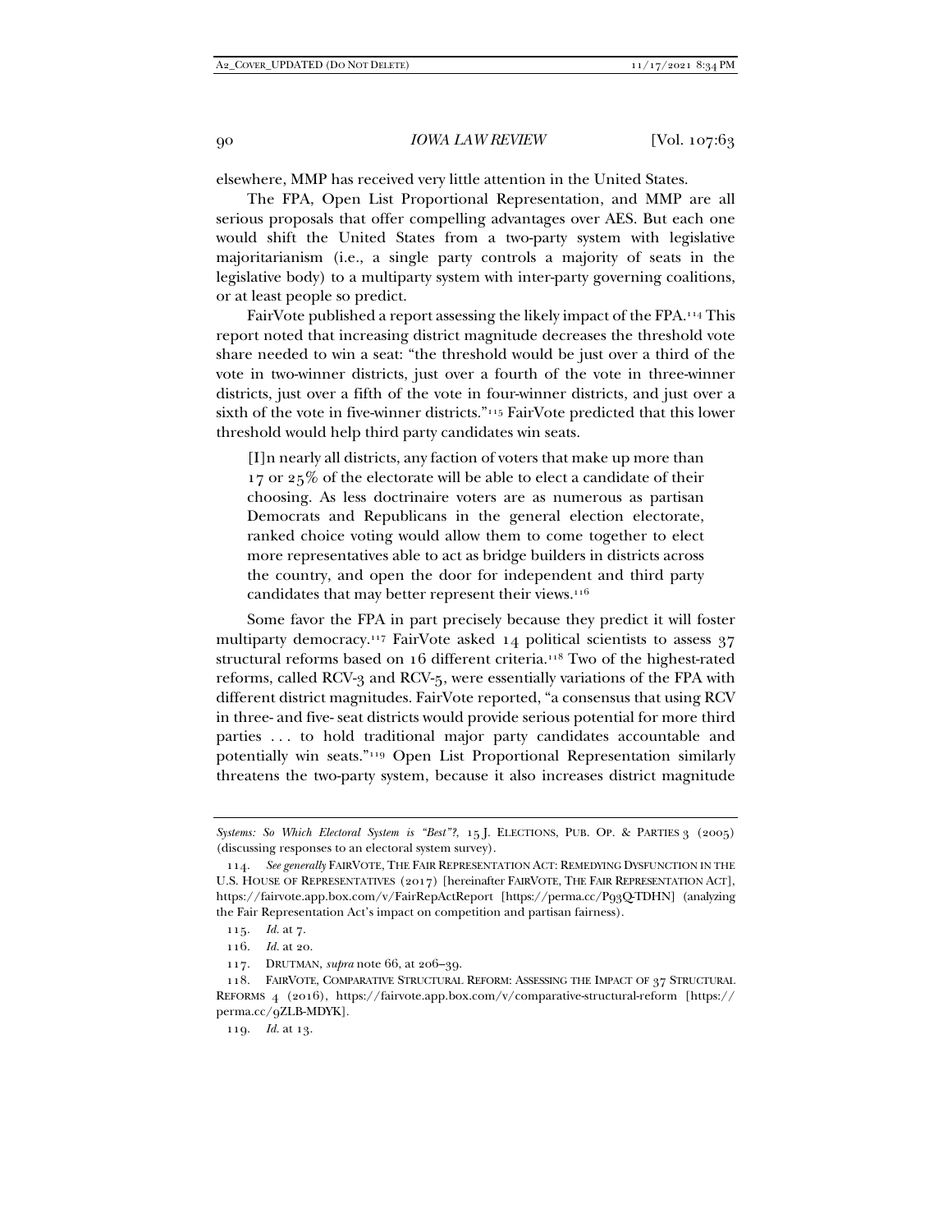elsewhere, MMP has received very little attention in the United States.

The FPA, Open List Proportional Representation, and MMP are all serious proposals that offer compelling advantages over AES. But each one would shift the United States from a two-party system with legislative majoritarianism (i.e., a single party controls a majority of seats in the legislative body) to a multiparty system with inter-party governing coalitions, or at least people so predict.

FairVote published a report assessing the likely impact of the FPA.[114] This report noted that increasing district magnitude decreases the threshold vote share needed to win a seat: "the threshold would be just over a third of the vote in two-winner districts, just over a fourth of the vote in three-winner districts, just over a fifth of the vote in four-winner districts, and just over a sixth of the vote in five-winner districts."[115] FairVote predicted that this lower threshold would help third party candidates win seats.

> [I]n nearly all districts, any faction of voters that make up more than 17 or 25% of the electorate will be able to elect a candidate of their choosing. As less doctrinaire voters are as numerous as partisan Democrats and Republicans in the general election electorate, ranked choice voting would allow them to come together to elect more representatives able to act as bridge builders in districts across the country, and open the door for independent and third party candidates that may better represent their views.[116]

Some favor the FPA in part precisely because they predict it will foster multiparty democracy.[117] FairVote asked 14 political scientists to assess 37 structural reforms based on 16 different criteria.[118] Two of the highest-rated reforms, called RCV-3 and RCV-5, were essentially variations of the FPA with different district magnitudes. FairVote reported, "a consensus that using RCV in three- and five- seat districts would provide serious potential for more third parties . . . to hold traditional major party candidates accountable and potentially win seats."[119] Open List Proportional Representation similarly threatens the two-party system, because it also increases district magnitude

---

*Systems: So Which Electoral System is "Best"?*, 15 J. ELECTIONS, PUB. OP. & PARTIES 3 (2005) (discussing responses to an electoral system survey).

114. *See generally* FAIRVOTE, THE FAIR REPRESENTATION ACT: REMEDYING DYSFUNCTION IN THE U.S. HOUSE OF REPRESENTATIVES (2017) [hereinafter FAIRVOTE, THE FAIR REPRESENTATION ACT], https://fairvote.app.box.com/v/FairRepActReport [https://perma.cc/P93Q-TDHN] (analyzing the Fair Representation Act's impact on competition and partisan fairness).

115. *Id.* at 7.

116. *Id.* at 20.

117. DRUTMAN, *supra* note 66, at 206–39.

118. FAIRVOTE, COMPARATIVE STRUCTURAL REFORM: ASSESSING THE IMPACT OF 37 STRUCTURAL REFORMS 4 (2016), https://fairvote.app.box.com/v/comparative-structural-reform [https://perma.cc/9ZLB-MDYK].

119. *Id.* at 13.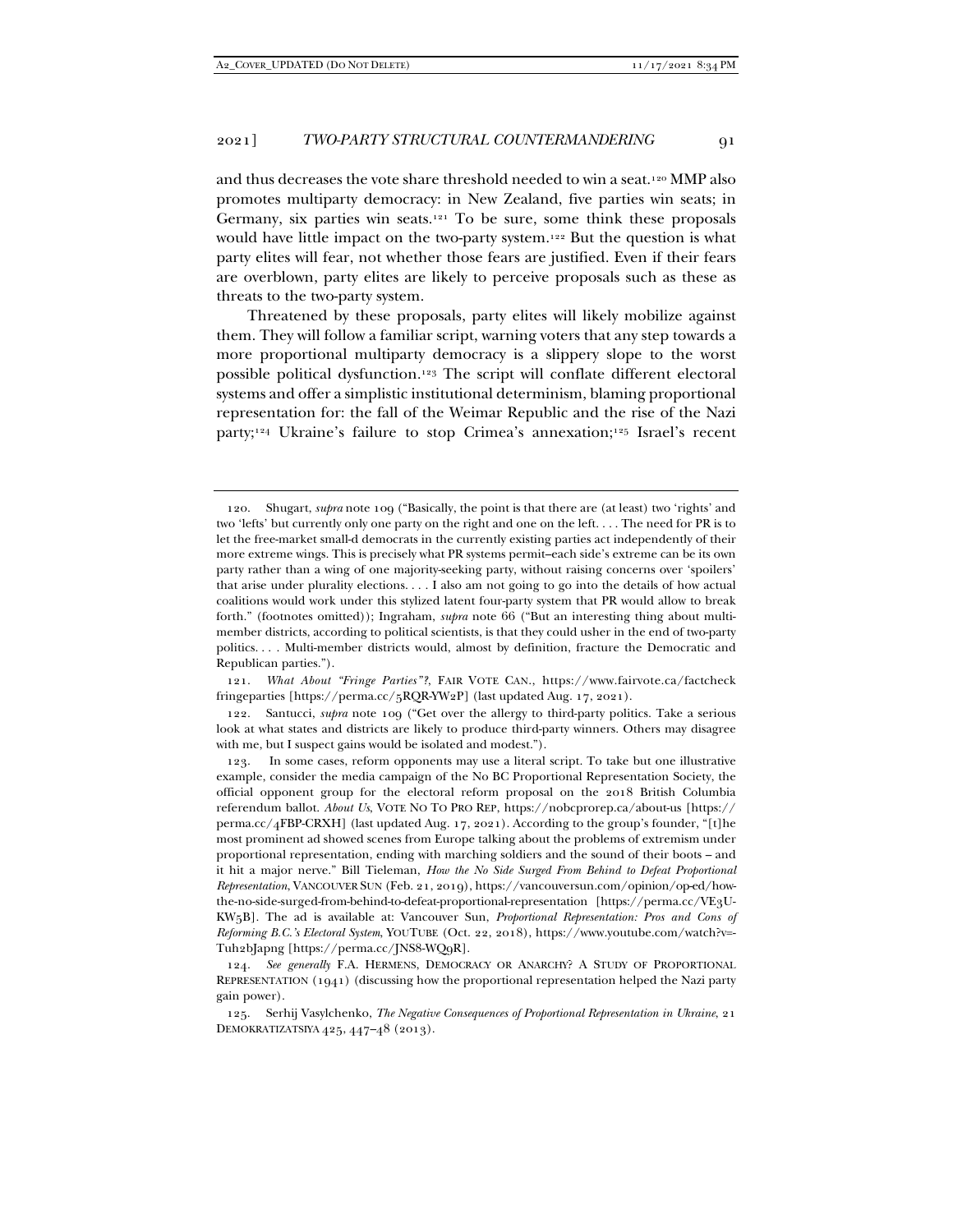and thus decreases the vote share threshold needed to win a seat.[120] MMP also promotes multiparty democracy: in New Zealand, five parties win seats; in Germany, six parties win seats.[121] To be sure, some think these proposals would have little impact on the two-party system.[122] But the question is what party elites will fear, not whether those fears are justified. Even if their fears are overblown, party elites are likely to perceive proposals such as these as threats to the two-party system.

Threatened by these proposals, party elites will likely mobilize against them. They will follow a familiar script, warning voters that any step towards a more proportional multiparty democracy is a slippery slope to the worst possible political dysfunction.[123] The script will conflate different electoral systems and offer a simplistic institutional determinism, blaming proportional representation for: the fall of the Weimar Republic and the rise of the Nazi party;[124] Ukraine's failure to stop Crimea's annexation;[125] Israel's recent

---

120. Shugart, *supra* note 109 ("Basically, the point is that there are (at least) two 'rights' and two 'lefts' but currently only one party on the right and one on the left. . . . The need for PR is to let the free-market small-d democrats in the currently existing parties act independently of their more extreme wings. This is precisely what PR systems permit–each side's extreme can be its own party rather than a wing of one majority-seeking party, without raising concerns over 'spoilers' that arise under plurality elections. . . . I also am not going to go into the details of how actual coalitions would work under this stylized latent four-party system that PR would allow to break forth." (footnotes omitted)); Ingraham, *supra* note 66 ("But an interesting thing about multi-member districts, according to political scientists, is that they could usher in the end of two-party politics. . . . Multi-member districts would, almost by definition, fracture the Democratic and Republican parties.").

121. *What About "Fringe Parties"?*, FAIR VOTE CAN., https://www.fairvote.ca/factcheck fringeparties [https://perma.cc/5RQR-YW2P] (last updated Aug. 17, 2021).

122. Santucci, *supra* note 109 ("Get over the allergy to third-party politics. Take a serious look at what states and districts are likely to produce third-party winners. Others may disagree with me, but I suspect gains would be isolated and modest.").

123. In some cases, reform opponents may use a literal script. To take but one illustrative example, consider the media campaign of the No BC Proportional Representation Society, the official opponent group for the electoral reform proposal on the 2018 British Columbia referendum ballot. *About Us*, VOTE NO TO PRO REP, https://nobcprorep.ca/about-us [https://perma.cc/4FBP-CRXH] (last updated Aug. 17, 2021). According to the group's founder, "[t]he most prominent ad showed scenes from Europe talking about the problems of extremism under proportional representation, ending with marching soldiers and the sound of their boots – and it hit a major nerve." Bill Tieleman, *How the No Side Surged From Behind to Defeat Proportional Representation*, VANCOUVER SUN (Feb. 21, 2019), https://vancouversun.com/opinion/op-ed/how-the-no-side-surged-from-behind-to-defeat-proportional-representation [https://perma.cc/VE3U-KW5B]. The ad is available at: Vancouver Sun, *Proportional Representation: Pros and Cons of Reforming B.C.'s Electoral System*, YOUTUBE (Oct. 22, 2018), https://www.youtube.com/watch?v=-Tuh2bJapng [https://perma.cc/JNS8-WQ9R].

124. *See generally* F.A. HERMENS, DEMOCRACY OR ANARCHY? A STUDY OF PROPORTIONAL REPRESENTATION (1941) (discussing how the proportional representation helped the Nazi party gain power).

125. Serhij Vasylchenko, *The Negative Consequences of Proportional Representation in Ukraine*, 21 DEMOKRATIZATSIYA 425, 447–48 (2013).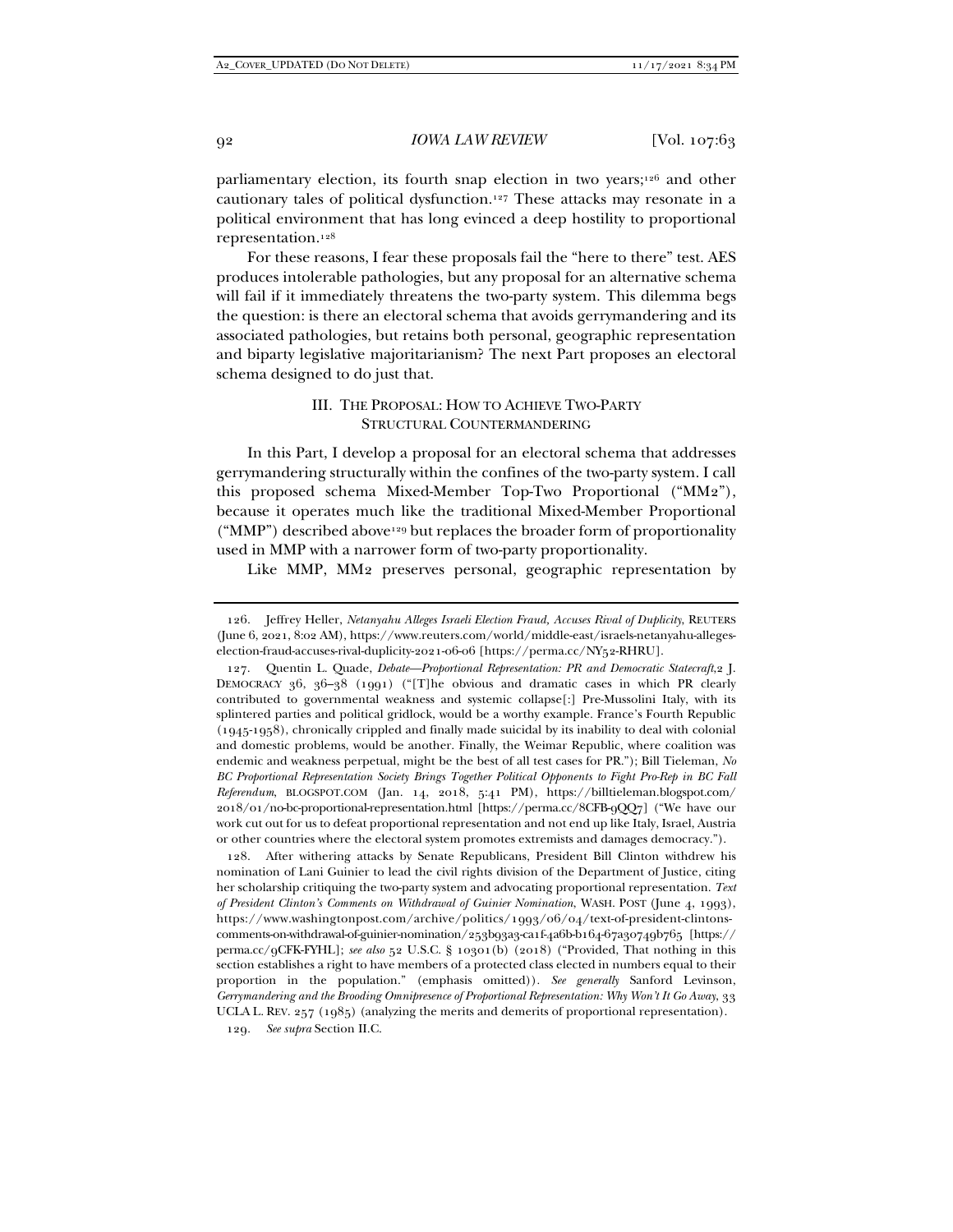parliamentary election, its fourth snap election in two years;[126] and other cautionary tales of political dysfunction.[127] These attacks may resonate in a political environment that has long evinced a deep hostility to proportional representation.[128]

For these reasons, I fear these proposals fail the "here to there" test. AES produces intolerable pathologies, but any proposal for an alternative schema will fail if it immediately threatens the two-party system. This dilemma begs the question: is there an electoral schema that avoids gerrymandering and its associated pathologies, but retains both personal, geographic representation and biparty legislative majoritarianism? The next Part proposes an electoral schema designed to do just that.

## III. THE PROPOSAL: HOW TO ACHIEVE TWO-PARTY STRUCTURAL COUNTERMANDERING

In this Part, I develop a proposal for an electoral schema that addresses gerrymandering structurally within the confines of the two-party system. I call this proposed schema Mixed-Member Top-Two Proportional ("MM2"), because it operates much like the traditional Mixed-Member Proportional ("MMP") described above[129] but replaces the broader form of proportionality used in MMP with a narrower form of two-party proportionality.

Like MMP, MM2 preserves personal, geographic representation by

---

126. Jeffrey Heller, *Netanyahu Alleges Israeli Election Fraud, Accuses Rival of Duplicity*, REUTERS (June 6, 2021, 8:02 AM), https://www.reuters.com/world/middle-east/israels-netanyahu-alleges-election-fraud-accuses-rival-duplicity-2021-06-06 [https://perma.cc/NY52-RHRU].

127. Quentin L. Quade, *Debate—Proportional Representation: PR and Democratic Statecraft*, 2 J. DEMOCRACY 36, 36–38 (1991) ("[T]he obvious and dramatic cases in which PR clearly contributed to governmental weakness and systemic collapse[:] Pre-Mussolini Italy, with its splintered parties and political gridlock, would be a worthy example. France's Fourth Republic (1945-1958), chronically crippled and finally made suicidal by its inability to deal with colonial and domestic problems, would be another. Finally, the Weimar Republic, where coalition was endemic and weakness perpetual, might be the best of all test cases for PR."); Bill Tieleman, *No BC Proportional Representation Society Brings Together Political Opponents to Fight Pro-Rep in BC Fall Referendum*, BLOGSPOT.COM (Jan. 14, 2018, 5:41 PM), https://billtieleman.blogspot.com/2018/01/no-bc-proportional-representation.html [https://perma.cc/8CFB-9QQ7] ("We have our work cut out for us to defeat proportional representation and not end up like Italy, Israel, Austria or other countries where the electoral system promotes extremists and damages democracy.").

128. After withering attacks by Senate Republicans, President Bill Clinton withdrew his nomination of Lani Guinier to lead the civil rights division of the Department of Justice, citing her scholarship critiquing the two-party system and advocating proportional representation. *Text of President Clinton's Comments on Withdrawal of Guinier Nomination*, WASH. POST (June 4, 1993), https://www.washingtonpost.com/archive/politics/1993/06/04/text-of-president-clintons-comments-on-withdrawal-of-guinier-nomination/253b93a3-ca1f-4a6b-b164-67a30749b765 [https://perma.cc/9CFK-FYHL]; *see also* 52 U.S.C. § 10301(b) (2018) ("Provided, That nothing in this section establishes a right to have members of a protected class elected in numbers equal to their proportion in the population." (emphasis omitted)). *See generally* Sanford Levinson, *Gerrymandering and the Brooding Omnipresence of Proportional Representation: Why Won't It Go Away*, 33 UCLA L. REV. 257 (1985) (analyzing the merits and demerits of proportional representation).

129. *See supra* Section II.C.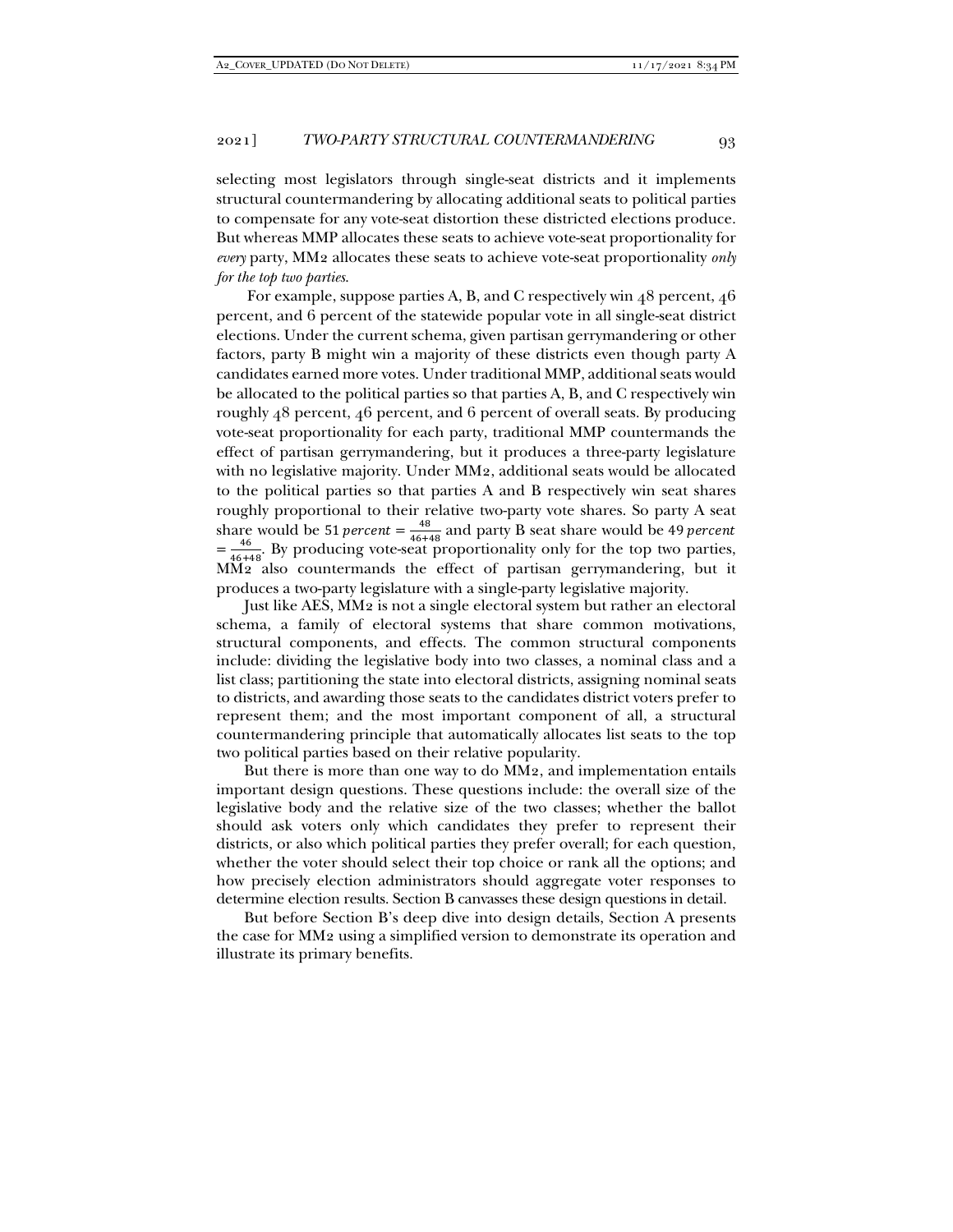selecting most legislators through single-seat districts and it implements structural countermandering by allocating additional seats to political parties to compensate for any vote-seat distortion these districted elections produce. But whereas MMP allocates these seats to achieve vote-seat proportionality for *every* party, MM2 allocates these seats to achieve vote-seat proportionality *only for the top two parties*.

For example, suppose parties A, B, and C respectively win 48 percent, 46 percent, and 6 percent of the statewide popular vote in all single-seat district elections. Under the current schema, given partisan gerrymandering or other factors, party B might win a majority of these districts even though party A candidates earned more votes. Under traditional MMP, additional seats would be allocated to the political parties so that parties A, B, and C respectively win roughly 48 percent, 46 percent, and 6 percent of overall seats. By producing vote-seat proportionality for each party, traditional MMP countermands the effect of partisan gerrymandering, but it produces a three-party legislature with no legislative majority. Under MM2, additional seats would be allocated to the political parties so that parties A and B respectively win seat shares roughly proportional to their relative two-party vote shares. So party A seat share would be $51\,percent = \frac{48}{46+48}$ and party B seat share would be $49\,percent = \frac{46}{46+48}$. By producing vote-seat proportionality only for the top two parties, MM2 also countermands the effect of partisan gerrymandering, but it produces a two-party legislature with a single-party legislative majority.

Just like AES, MM2 is not a single electoral system but rather an electoral schema, a family of electoral systems that share common motivations, structural components, and effects. The common structural components include: dividing the legislative body into two classes, a nominal class and a list class; partitioning the state into electoral districts, assigning nominal seats to districts, and awarding those seats to the candidates district voters prefer to represent them; and the most important component of all, a structural countermandering principle that automatically allocates list seats to the top two political parties based on their relative popularity.

But there is more than one way to do MM2, and implementation entails important design questions. These questions include: the overall size of the legislative body and the relative size of the two classes; whether the ballot should ask voters only which candidates they prefer to represent their districts, or also which political parties they prefer overall; for each question, whether the voter should select their top choice or rank all the options; and how precisely election administrators should aggregate voter responses to determine election results. Section B canvasses these design questions in detail.

But before Section B's deep dive into design details, Section A presents the case for MM2 using a simplified version to demonstrate its operation and illustrate its primary benefits.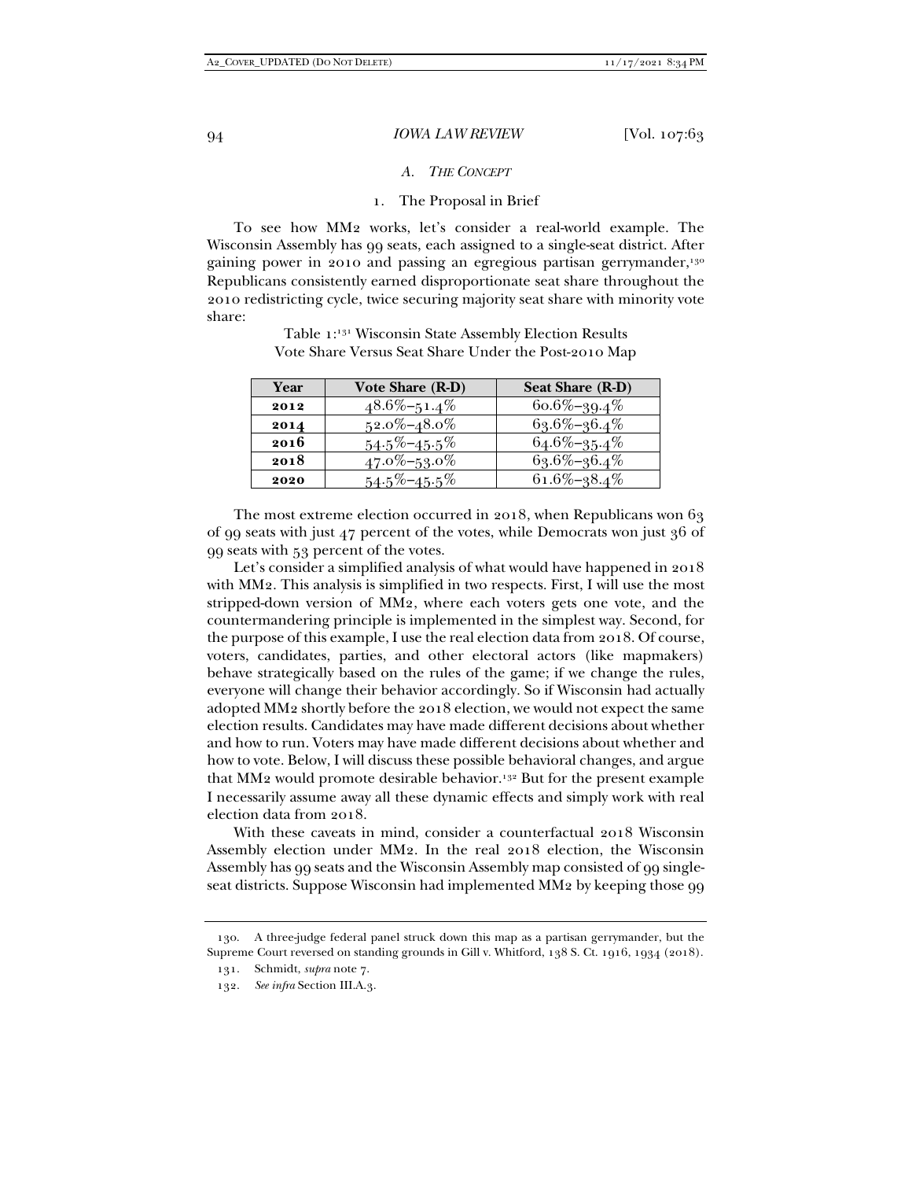### A. *The Concept*

#### 1. The Proposal in Brief

To see how MM2 works, let's consider a real-world example. The Wisconsin Assembly has 99 seats, each assigned to a single-seat district. After gaining power in 2010 and passing an egregious partisan gerrymander,[130] Republicans consistently earned disproportionate seat share throughout the 2010 redistricting cycle, twice securing majority seat share with minority vote share:

Table 1:[131] Wisconsin State Assembly Election Results
Vote Share Versus Seat Share Under the Post-2010 Map

| Year | Vote Share (R-D) | Seat Share (R-D) |
|---|---|---|
| **2012** | 48.6%–51.4% | 60.6%–39.4% |
| **2014** | 52.0%–48.0% | 63.6%–36.4% |
| **2016** | 54.5%–45.5% | 64.6%–35.4% |
| **2018** | 47.0%–53.0% | 63.6%–36.4% |
| **2020** | 54.5%–45.5% | 61.6%–38.4% |

The most extreme election occurred in 2018, when Republicans won 63 of 99 seats with just 47 percent of the votes, while Democrats won just 36 of 99 seats with 53 percent of the votes.

Let's consider a simplified analysis of what would have happened in 2018 with MM2. This analysis is simplified in two respects. First, I will use the most stripped-down version of MM2, where each voters gets one vote, and the countermandering principle is implemented in the simplest way. Second, for the purpose of this example, I use the real election data from 2018. Of course, voters, candidates, parties, and other electoral actors (like mapmakers) behave strategically based on the rules of the game; if we change the rules, everyone will change their behavior accordingly. So if Wisconsin had actually adopted MM2 shortly before the 2018 election, we would not expect the same election results. Candidates may have made different decisions about whether and how to run. Voters may have made different decisions about whether and how to vote. Below, I will discuss these possible behavioral changes, and argue that MM2 would promote desirable behavior.[132] But for the present example I necessarily assume away all these dynamic effects and simply work with real election data from 2018.

With these caveats in mind, consider a counterfactual 2018 Wisconsin Assembly election under MM2. In the real 2018 election, the Wisconsin Assembly has 99 seats and the Wisconsin Assembly map consisted of 99 single-seat districts. Suppose Wisconsin had implemented MM2 by keeping those 99

---

130. A three-judge federal panel struck down this map as a partisan gerrymander, but the Supreme Court reversed on standing grounds in Gill v. Whitford, 138 S. Ct. 1916, 1934 (2018).

131. Schmidt, *supra* note 7.

132. *See infra* Section III.A.3.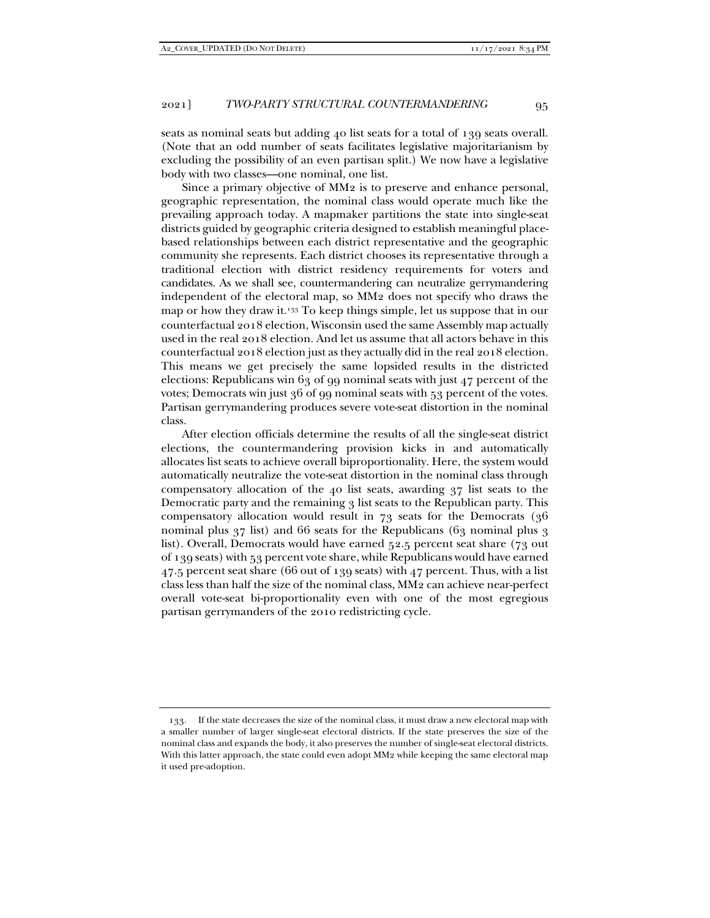seats as nominal seats but adding 40 list seats for a total of 139 seats overall. (Note that an odd number of seats facilitates legislative majoritarianism by excluding the possibility of an even partisan split.) We now have a legislative body with two classes—one nominal, one list.

Since a primary objective of MM2 is to preserve and enhance personal, geographic representation, the nominal class would operate much like the prevailing approach today. A mapmaker partitions the state into single-seat districts guided by geographic criteria designed to establish meaningful place-based relationships between each district representative and the geographic community she represents. Each district chooses its representative through a traditional election with district residency requirements for voters and candidates. As we shall see, countermandering can neutralize gerrymandering independent of the electoral map, so MM2 does not specify who draws the map or how they draw it.[133] To keep things simple, let us suppose that in our counterfactual 2018 election, Wisconsin used the same Assembly map actually used in the real 2018 election. And let us assume that all actors behave in this counterfactual 2018 election just as they actually did in the real 2018 election. This means we get precisely the same lopsided results in the districted elections: Republicans win 63 of 99 nominal seats with just 47 percent of the votes; Democrats win just 36 of 99 nominal seats with 53 percent of the votes. Partisan gerrymandering produces severe vote-seat distortion in the nominal class.

After election officials determine the results of all the single-seat district elections, the countermandering provision kicks in and automatically allocates list seats to achieve overall biproportionality. Here, the system would automatically neutralize the vote-seat distortion in the nominal class through compensatory allocation of the 40 list seats, awarding 37 list seats to the Democratic party and the remaining 3 list seats to the Republican party. This compensatory allocation would result in 73 seats for the Democrats (36 nominal plus 37 list) and 66 seats for the Republicans (63 nominal plus 3 list). Overall, Democrats would have earned 52.5 percent seat share (73 out of 139 seats) with 53 percent vote share, while Republicans would have earned 47.5 percent seat share (66 out of 139 seats) with 47 percent. Thus, with a list class less than half the size of the nominal class, MM2 can achieve near-perfect overall vote-seat bi-proportionality even with one of the most egregious partisan gerrymanders of the 2010 redistricting cycle.

---

133. If the state decreases the size of the nominal class, it must draw a new electoral map with a smaller number of larger single-seat electoral districts. If the state preserves the size of the nominal class and expands the body, it also preserves the number of single-seat electoral districts. With this latter approach, the state could even adopt MM2 while keeping the same electoral map it used pre-adoption.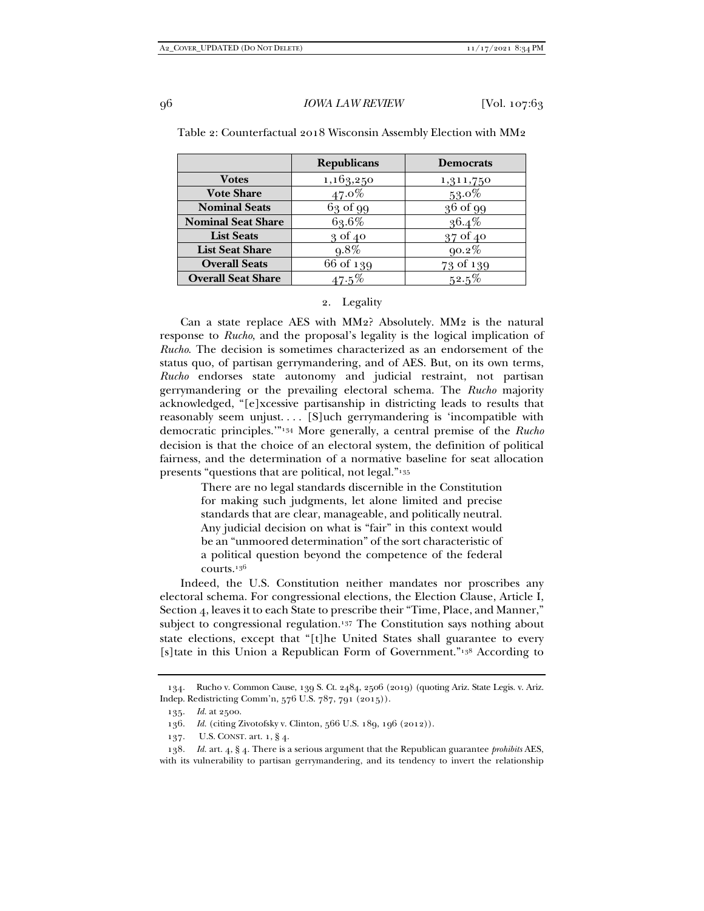Table 2: Counterfactual 2018 Wisconsin Assembly Election with MM2

| | **Republicans** | **Democrats** |
|---|---|---|
| **Votes** | 1,163,250 | 1,311,750 |
| **Vote Share** | 47.0% | 53.0% |
| **Nominal Seats** | 63 of 99 | 36 of 99 |
| **Nominal Seat Share** | 63.6% | 36.4% |
| **List Seats** | 3 of 40 | 37 of 40 |
| **List Seat Share** | 9.8% | 90.2% |
| **Overall Seats** | 66 of 139 | 73 of 139 |
| **Overall Seat Share** | 47.5% | 52.5% |

### 2. Legality

Can a state replace AES with MM2? Absolutely. MM2 is the natural response to *Rucho*, and the proposal's legality is the logical implication of *Rucho*. The decision is sometimes characterized as an endorsement of the status quo, of partisan gerrymandering, and of AES. But, on its own terms, *Rucho* endorses state autonomy and judicial restraint, not partisan gerrymandering or the prevailing electoral schema. The *Rucho* majority acknowledged, "[e]xcessive partisanship in districting leads to results that reasonably seem unjust. . . . [S]uch gerrymandering is 'incompatible with democratic principles.'"[134] More generally, a central premise of the *Rucho* decision is that the choice of an electoral system, the definition of political fairness, and the determination of a normative baseline for seat allocation presents "questions that are political, not legal."[135]

> There are no legal standards discernible in the Constitution for making such judgments, let alone limited and precise standards that are clear, manageable, and politically neutral. Any judicial decision on what is "fair" in this context would be an "unmoored determination" of the sort characteristic of a political question beyond the competence of the federal courts.[136]

Indeed, the U.S. Constitution neither mandates nor proscribes any electoral schema. For congressional elections, the Election Clause, Article I, Section 4, leaves it to each State to prescribe their "Time, Place, and Manner," subject to congressional regulation.[137] The Constitution says nothing about state elections, except that "[t]he United States shall guarantee to every [s]tate in this Union a Republican Form of Government."[138] According to

---

134. Rucho v. Common Cause, 139 S. Ct. 2484, 2506 (2019) (quoting Ariz. State Legis. v. Ariz. Indep. Redistricting Comm'n, 576 U.S. 787, 791 (2015)).

135. *Id.* at 2500.

136. *Id.* (citing Zivotofsky v. Clinton, 566 U.S. 189, 196 (2012)).

137. U.S. CONST. art. 1, § 4.

138. *Id.* art. 4, § 4. There is a serious argument that the Republican guarantee *prohibits* AES, with its vulnerability to partisan gerrymandering, and its tendency to invert the relationship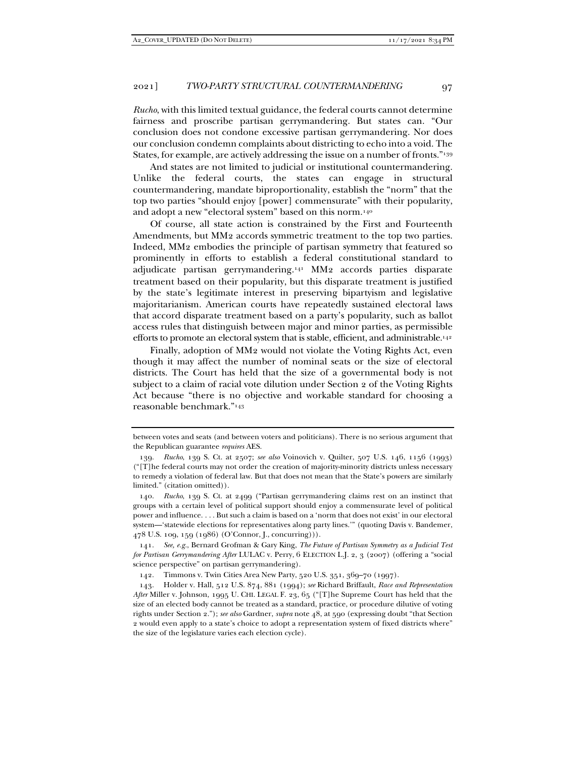*Rucho*, with this limited textual guidance, the federal courts cannot determine fairness and proscribe partisan gerrymandering. But states can. "Our conclusion does not condone excessive partisan gerrymandering. Nor does our conclusion condemn complaints about districting to echo into a void. The States, for example, are actively addressing the issue on a number of fronts."[139]

And states are not limited to judicial or institutional countermandering. Unlike the federal courts, the states can engage in structural countermandering, mandate biproportionality, establish the "norm" that the top two parties "should enjoy [power] commensurate" with their popularity, and adopt a new "electoral system" based on this norm.[140]

Of course, all state action is constrained by the First and Fourteenth Amendments, but MM2 accords symmetric treatment to the top two parties. Indeed, MM2 embodies the principle of partisan symmetry that featured so prominently in efforts to establish a federal constitutional standard to adjudicate partisan gerrymandering.[141] MM2 accords parties disparate treatment based on their popularity, but this disparate treatment is justified by the state's legitimate interest in preserving bipartyism and legislative majoritarianism. American courts have repeatedly sustained electoral laws that accord disparate treatment based on a party's popularity, such as ballot access rules that distinguish between major and minor parties, as permissible efforts to promote an electoral system that is stable, efficient, and administrable.[142]

Finally, adoption of MM2 would not violate the Voting Rights Act, even though it may affect the number of nominal seats or the size of electoral districts. The Court has held that the size of a governmental body is not subject to a claim of racial vote dilution under Section 2 of the Voting Rights Act because "there is no objective and workable standard for choosing a reasonable benchmark."[143]

---

between votes and seats (and between voters and politicians). There is no serious argument that the Republican guarantee *requires* AES.

139. *Rucho*, 139 S. Ct. at 2507; *see also* Voinovich v. Quilter, 507 U.S. 146, 1156 (1993) ("[T]he federal courts may not order the creation of majority-minority districts unless necessary to remedy a violation of federal law. But that does not mean that the State's powers are similarly limited." (citation omitted)).

140. *Rucho*, 139 S. Ct. at 2499 ("Partisan gerrymandering claims rest on an instinct that groups with a certain level of political support should enjoy a commensurate level of political power and influence. . . . But such a claim is based on a 'norm that does not exist' in our electoral system—'statewide elections for representatives along party lines.'" (quoting Davis v. Bandemer, 478 U.S. 109, 159 (1986) (O'Connor, J., concurring))).

141. *See, e.g.*, Bernard Grofman & Gary King, *The Future of Partisan Symmetry as a Judicial Test for Partisan Gerrymandering After* LULAC v. Perry, 6 ELECTION L.J. 2, 3 (2007) (offering a "social science perspective" on partisan gerrymandering).

142. Timmons v. Twin Cities Area New Party, 520 U.S. 351, 369–70 (1997).

143. Holder v. Hall, 512 U.S. 874, 881 (1994); *see* Richard Briffault, *Race and Representation After* Miller v. Johnson, 1995 U. CHI. LEGAL F. 23, 65 ("[T]he Supreme Court has held that the size of an elected body cannot be treated as a standard, practice, or procedure dilutive of voting rights under Section 2."); *see also* Gardner, *supra* note 48, at 590 (expressing doubt "that Section 2 would even apply to a state's choice to adopt a representation system of fixed districts where" the size of the legislature varies each election cycle).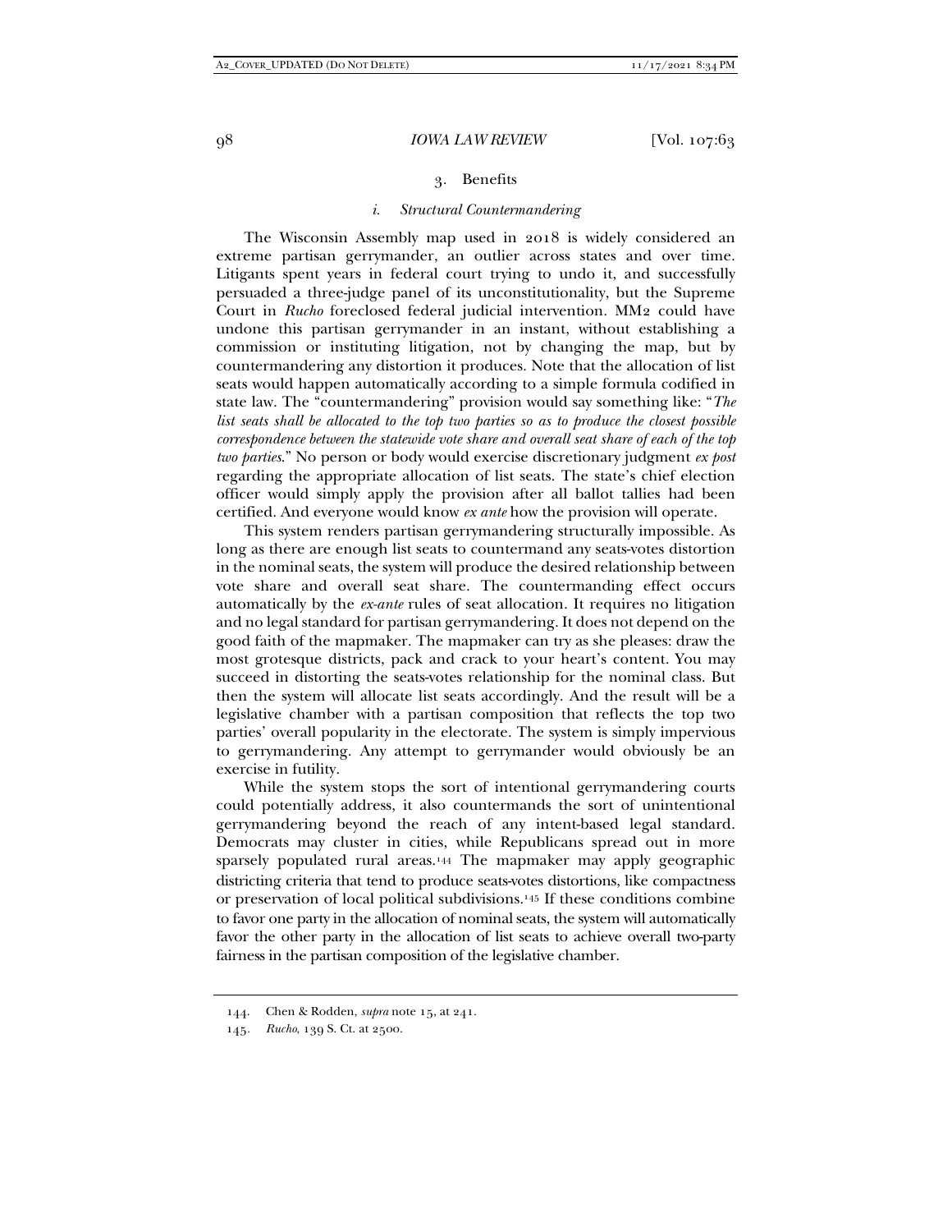### 3. Benefits

#### *i. Structural Countermandering*

The Wisconsin Assembly map used in 2018 is widely considered an extreme partisan gerrymander, an outlier across states and over time. Litigants spent years in federal court trying to undo it, and successfully persuaded a three-judge panel of its unconstitutionality, but the Supreme Court in *Rucho* foreclosed federal judicial intervention. MM2 could have undone this partisan gerrymander in an instant, without establishing a commission or instituting litigation, not by changing the map, but by countermandering any distortion it produces. Note that the allocation of list seats would happen automatically according to a simple formula codified in state law. The "countermandering" provision would say something like: "*The list seats shall be allocated to the top two parties so as to produce the closest possible correspondence between the statewide vote share and overall seat share of each of the top two parties*." No person or body would exercise discretionary judgment *ex post* regarding the appropriate allocation of list seats. The state's chief election officer would simply apply the provision after all ballot tallies had been certified. And everyone would know *ex ante* how the provision will operate.

This system renders partisan gerrymandering structurally impossible. As long as there are enough list seats to countermand any seats-votes distortion in the nominal seats, the system will produce the desired relationship between vote share and overall seat share. The countermanding effect occurs automatically by the *ex-ante* rules of seat allocation. It requires no litigation and no legal standard for partisan gerrymandering. It does not depend on the good faith of the mapmaker. The mapmaker can try as she pleases: draw the most grotesque districts, pack and crack to your heart's content. You may succeed in distorting the seats-votes relationship for the nominal class. But then the system will allocate list seats accordingly. And the result will be a legislative chamber with a partisan composition that reflects the top two parties' overall popularity in the electorate. The system is simply impervious to gerrymandering. Any attempt to gerrymander would obviously be an exercise in futility.

While the system stops the sort of intentional gerrymandering courts could potentially address, it also countermands the sort of unintentional gerrymandering beyond the reach of any intent-based legal standard. Democrats may cluster in cities, while Republicans spread out in more sparsely populated rural areas.[144] The mapmaker may apply geographic districting criteria that tend to produce seats-votes distortions, like compactness or preservation of local political subdivisions.[145] If these conditions combine to favor one party in the allocation of nominal seats, the system will automatically favor the other party in the allocation of list seats to achieve overall two-party fairness in the partisan composition of the legislative chamber.

---

144. Chen & Rodden, *supra* note 15, at 241.

145. *Rucho*, 139 S. Ct. at 2500.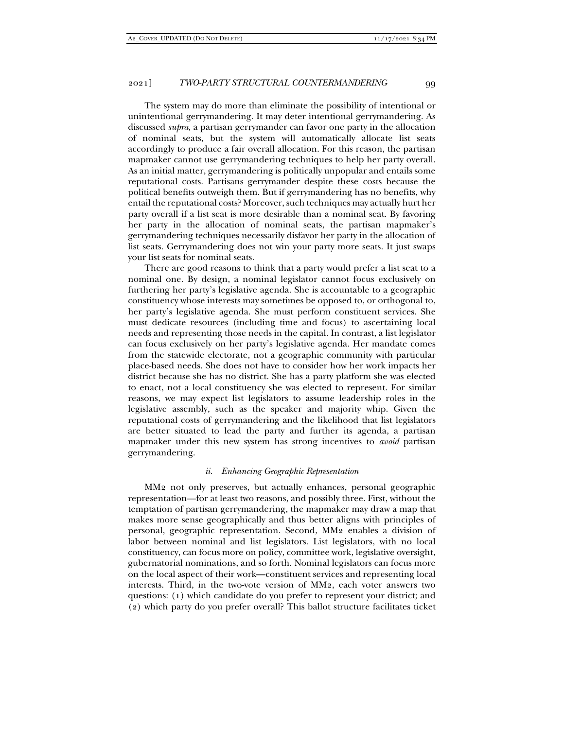The system may do more than eliminate the possibility of intentional or unintentional gerrymandering. It may deter intentional gerrymandering. As discussed *supra*, a partisan gerrymander can favor one party in the allocation of nominal seats, but the system will automatically allocate list seats accordingly to produce a fair overall allocation. For this reason, the partisan mapmaker cannot use gerrymandering techniques to help her party overall. As an initial matter, gerrymandering is politically unpopular and entails some reputational costs. Partisans gerrymander despite these costs because the political benefits outweigh them. But if gerrymandering has no benefits, why entail the reputational costs? Moreover, such techniques may actually hurt her party overall if a list seat is more desirable than a nominal seat. By favoring her party in the allocation of nominal seats, the partisan mapmaker's gerrymandering techniques necessarily disfavor her party in the allocation of list seats. Gerrymandering does not win your party more seats. It just swaps your list seats for nominal seats.

There are good reasons to think that a party would prefer a list seat to a nominal one. By design, a nominal legislator cannot focus exclusively on furthering her party's legislative agenda. She is accountable to a geographic constituency whose interests may sometimes be opposed to, or orthogonal to, her party's legislative agenda. She must perform constituent services. She must dedicate resources (including time and focus) to ascertaining local needs and representing those needs in the capital. In contrast, a list legislator can focus exclusively on her party's legislative agenda. Her mandate comes from the statewide electorate, not a geographic community with particular place-based needs. She does not have to consider how her work impacts her district because she has no district. She has a party platform she was elected to enact, not a local constituency she was elected to represent. For similar reasons, we may expect list legislators to assume leadership roles in the legislative assembly, such as the speaker and majority whip. Given the reputational costs of gerrymandering and the likelihood that list legislators are better situated to lead the party and further its agenda, a partisan mapmaker under this new system has strong incentives to *avoid* partisan gerrymandering.

#### *ii. Enhancing Geographic Representation*

MM2 not only preserves, but actually enhances, personal geographic representation—for at least two reasons, and possibly three. First, without the temptation of partisan gerrymandering, the mapmaker may draw a map that makes more sense geographically and thus better aligns with principles of personal, geographic representation. Second, MM2 enables a division of labor between nominal and list legislators. List legislators, with no local constituency, can focus more on policy, committee work, legislative oversight, gubernatorial nominations, and so forth. Nominal legislators can focus more on the local aspect of their work—constituent services and representing local interests. Third, in the two-vote version of MM2, each voter answers two questions: (1) which candidate do you prefer to represent your district; and (2) which party do you prefer overall? This ballot structure facilitates ticket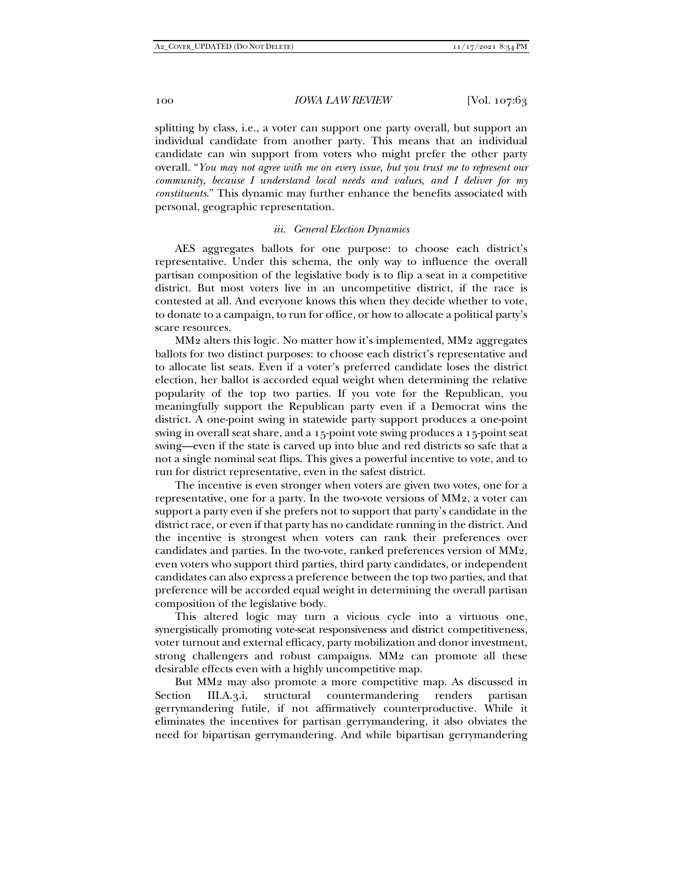splitting by class, i.e., a voter can support one party overall, but support an individual candidate from another party. This means that an individual candidate can win support from voters who might prefer the other party overall. "*You may not agree with me on every issue, but you trust me to represent our community, because I understand local needs and values, and I deliver for my constituents.*" This dynamic may further enhance the benefits associated with personal, geographic representation.

#### *iii. General Election Dynamics*

AES aggregates ballots for one purpose: to choose each district's representative. Under this schema, the only way to influence the overall partisan composition of the legislative body is to flip a seat in a competitive district. But most voters live in an uncompetitive district, if the race is contested at all. And everyone knows this when they decide whether to vote, to donate to a campaign, to run for office, or how to allocate a political party's scare resources.

MM2 alters this logic. No matter how it's implemented, MM2 aggregates ballots for two distinct purposes: to choose each district's representative and to allocate list seats. Even if a voter's preferred candidate loses the district election, her ballot is accorded equal weight when determining the relative popularity of the top two parties. If you vote for the Republican, you meaningfully support the Republican party even if a Democrat wins the district. A one-point swing in statewide party support produces a one-point swing in overall seat share, and a 15-point vote swing produces a 15-point seat swing—even if the state is carved up into blue and red districts so safe that a not a single nominal seat flips. This gives a powerful incentive to vote, and to run for district representative, even in the safest district.

The incentive is even stronger when voters are given two votes, one for a representative, one for a party. In the two-vote versions of MM2, a voter can support a party even if she prefers not to support that party's candidate in the district race, or even if that party has no candidate running in the district. And the incentive is strongest when voters can rank their preferences over candidates and parties. In the two-vote, ranked preferences version of MM2, even voters who support third parties, third party candidates, or independent candidates can also express a preference between the top two parties, and that preference will be accorded equal weight in determining the overall partisan composition of the legislative body.

This altered logic may turn a vicious cycle into a virtuous one, synergistically promoting vote-seat responsiveness and district competitiveness, voter turnout and external efficacy, party mobilization and donor investment, strong challengers and robust campaigns. MM2 can promote all these desirable effects even with a highly uncompetitive map.

But MM2 may also promote a more competitive map. As discussed in Section III.A.3.i, structural countermandering renders partisan gerrymandering futile, if not affirmatively counterproductive. While it eliminates the incentives for partisan gerrymandering, it also obviates the need for bipartisan gerrymandering. And while bipartisan gerrymandering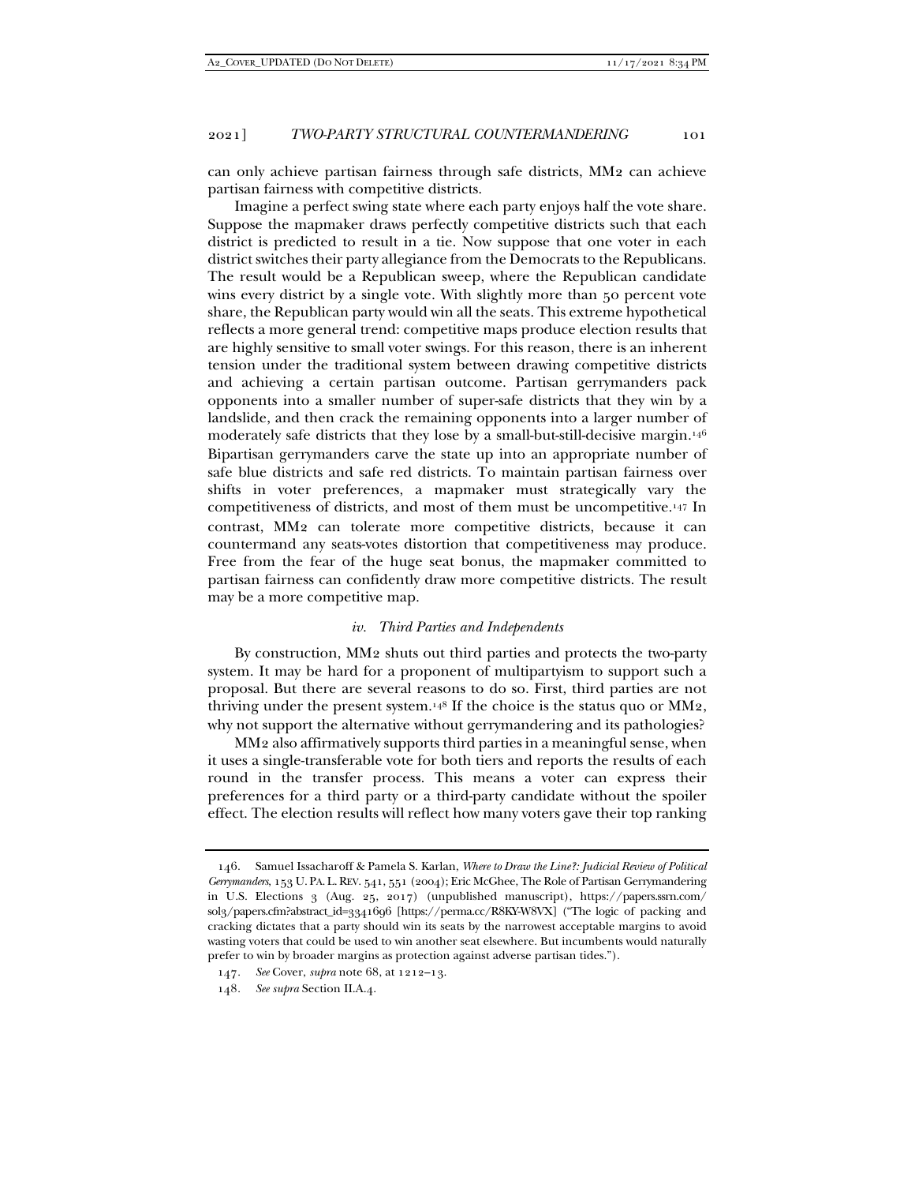can only achieve partisan fairness through safe districts, MM2 can achieve partisan fairness with competitive districts.

Imagine a perfect swing state where each party enjoys half the vote share. Suppose the mapmaker draws perfectly competitive districts such that each district is predicted to result in a tie. Now suppose that one voter in each district switches their party allegiance from the Democrats to the Republicans. The result would be a Republican sweep, where the Republican candidate wins every district by a single vote. With slightly more than 50 percent vote share, the Republican party would win all the seats. This extreme hypothetical reflects a more general trend: competitive maps produce election results that are highly sensitive to small voter swings. For this reason, there is an inherent tension under the traditional system between drawing competitive districts and achieving a certain partisan outcome. Partisan gerrymanders pack opponents into a smaller number of super-safe districts that they win by a landslide, and then crack the remaining opponents into a larger number of moderately safe districts that they lose by a small-but-still-decisive margin.[146] Bipartisan gerrymanders carve the state up into an appropriate number of safe blue districts and safe red districts. To maintain partisan fairness over shifts in voter preferences, a mapmaker must strategically vary the competitiveness of districts, and most of them must be uncompetitive.[147] In contrast, MM2 can tolerate more competitive districts, because it can countermand any seats-votes distortion that competitiveness may produce. Free from the fear of the huge seat bonus, the mapmaker committed to partisan fairness can confidently draw more competitive districts. The result may be a more competitive map.

#### *iv. Third Parties and Independents*

By construction, MM2 shuts out third parties and protects the two-party system. It may be hard for a proponent of multipartyism to support such a proposal. But there are several reasons to do so. First, third parties are not thriving under the present system.[148] If the choice is the status quo or MM2, why not support the alternative without gerrymandering and its pathologies?

MM2 also affirmatively supports third parties in a meaningful sense, when it uses a single-transferable vote for both tiers and reports the results of each round in the transfer process. This means a voter can express their preferences for a third party or a third-party candidate without the spoiler effect. The election results will reflect how many voters gave their top ranking

---

146. Samuel Issacharoff & Pamela S. Karlan, *Where to Draw the Line?: Judicial Review of Political Gerrymanders*, 153 U. PA. L. REV. 541, 551 (2004); Eric McGhee, The Role of Partisan Gerrymandering in U.S. Elections 3 (Aug. 25, 2017) (unpublished manuscript), https://papers.ssrn.com/sol3/papers.cfm?abstract_id=3341696 [https://perma.cc/R8KY-W8VX] ("The logic of packing and cracking dictates that a party should win its seats by the narrowest acceptable margins to avoid wasting voters that could be used to win another seat elsewhere. But incumbents would naturally prefer to win by broader margins as protection against adverse partisan tides.").

147. *See* Cover, *supra* note 68, at 1212–13.

148. *See supra* Section II.A.4.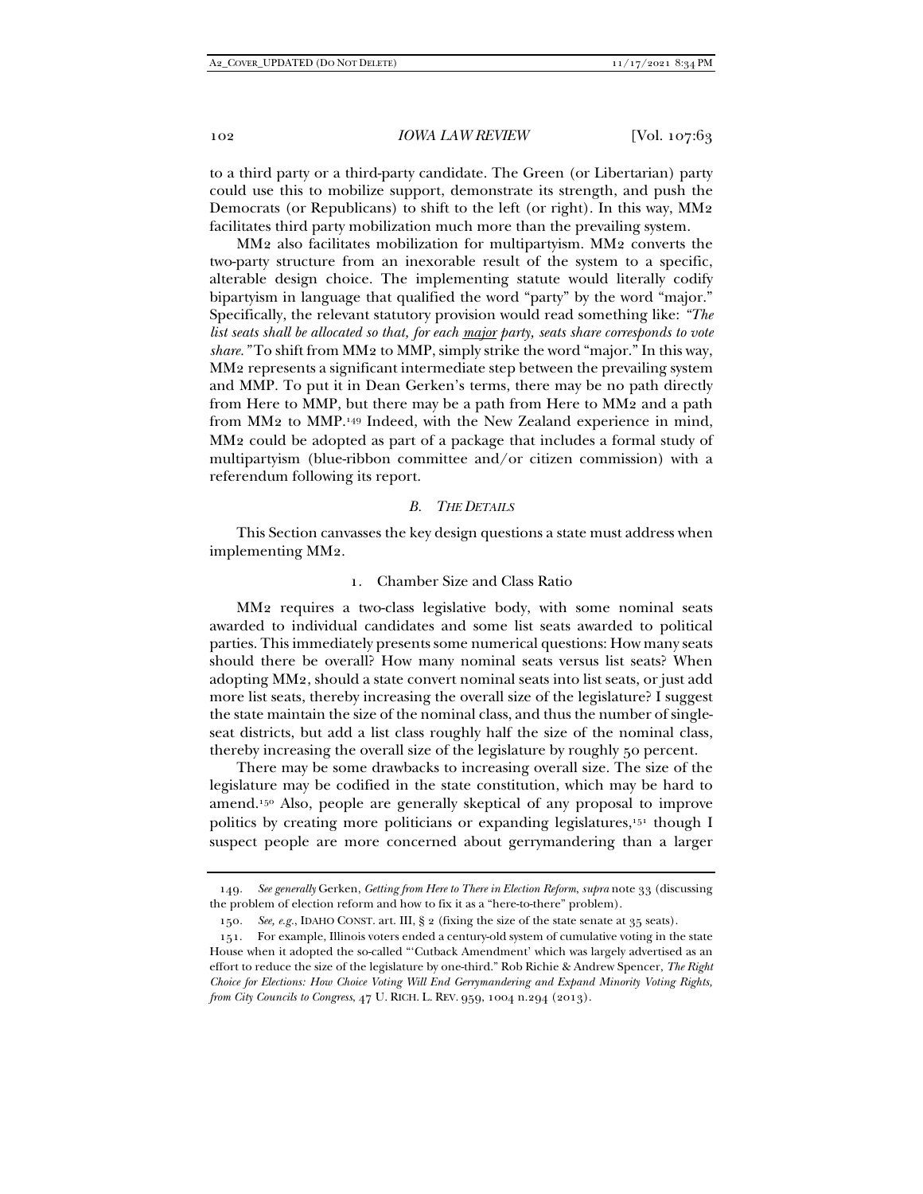to a third party or a third-party candidate. The Green (or Libertarian) party could use this to mobilize support, demonstrate its strength, and push the Democrats (or Republicans) to shift to the left (or right). In this way, MM2 facilitates third party mobilization much more than the prevailing system.

MM2 also facilitates mobilization for multipartyism. MM2 converts the two-party structure from an inexorable result of the system to a specific, alterable design choice. The implementing statute would literally codify bipartyism in language that qualified the word "party" by the word "major." Specifically, the relevant statutory provision would read something like: *"The list seats shall be allocated so that, for each* <u>*major*</u> *party, seats share corresponds to vote share."* To shift from MM2 to MMP, simply strike the word "major." In this way, MM2 represents a significant intermediate step between the prevailing system and MMP. To put it in Dean Gerken's terms, there may be no path directly from Here to MMP, but there may be a path from Here to MM2 and a path from MM2 to MMP.[149] Indeed, with the New Zealand experience in mind, MM2 could be adopted as part of a package that includes a formal study of multipartyism (blue-ribbon committee and/or citizen commission) with a referendum following its report.

### *B. The Details*

This Section canvasses the key design questions a state must address when implementing MM2.

#### 1. Chamber Size and Class Ratio

MM2 requires a two-class legislative body, with some nominal seats awarded to individual candidates and some list seats awarded to political parties. This immediately presents some numerical questions: How many seats should there be overall? How many nominal seats versus list seats? When adopting MM2, should a state convert nominal seats into list seats, or just add more list seats, thereby increasing the overall size of the legislature? I suggest the state maintain the size of the nominal class, and thus the number of single-seat districts, but add a list class roughly half the size of the nominal class, thereby increasing the overall size of the legislature by roughly 50 percent.

There may be some drawbacks to increasing overall size. The size of the legislature may be codified in the state constitution, which may be hard to amend.[150] Also, people are generally skeptical of any proposal to improve politics by creating more politicians or expanding legislatures,[151] though I suspect people are more concerned about gerrymandering than a larger

---

149. *See generally* Gerken, *Getting from Here to There in Election Reform*, *supra* note 33 (discussing the problem of election reform and how to fix it as a "here-to-there" problem).

150. *See, e.g.*, IDAHO CONST. art. III, § 2 (fixing the size of the state senate at 35 seats).

151. For example, Illinois voters ended a century-old system of cumulative voting in the state House when it adopted the so-called "'Cutback Amendment' which was largely advertised as an effort to reduce the size of the legislature by one-third." Rob Richie & Andrew Spencer, *The Right Choice for Elections: How Choice Voting Will End Gerrymandering and Expand Minority Voting Rights, from City Councils to Congress*, 47 U. RICH. L. REV. 959, 1004 n.294 (2013).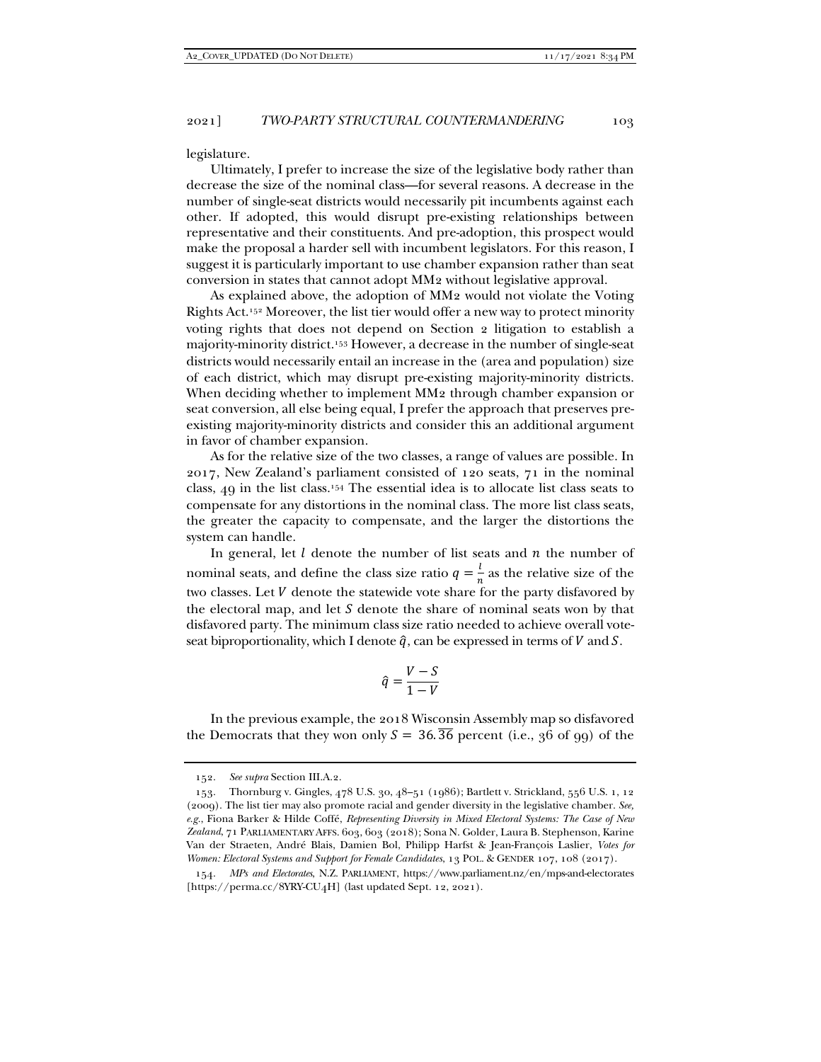legislature.

Ultimately, I prefer to increase the size of the legislative body rather than decrease the size of the nominal class—for several reasons. A decrease in the number of single-seat districts would necessarily pit incumbents against each other. If adopted, this would disrupt pre-existing relationships between representative and their constituents. And pre-adoption, this prospect would make the proposal a harder sell with incumbent legislators. For this reason, I suggest it is particularly important to use chamber expansion rather than seat conversion in states that cannot adopt MM2 without legislative approval.

As explained above, the adoption of MM2 would not violate the Voting Rights Act.[152] Moreover, the list tier would offer a new way to protect minority voting rights that does not depend on Section 2 litigation to establish a majority-minority district.[153] However, a decrease in the number of single-seat districts would necessarily entail an increase in the (area and population) size of each district, which may disrupt pre-existing majority-minority districts. When deciding whether to implement MM2 through chamber expansion or seat conversion, all else being equal, I prefer the approach that preserves pre-existing majority-minority districts and consider this an additional argument in favor of chamber expansion.

As for the relative size of the two classes, a range of values are possible. In 2017, New Zealand's parliament consisted of 120 seats, 71 in the nominal class, 49 in the list class.[154] The essential idea is to allocate list class seats to compensate for any distortions in the nominal class. The more list class seats, the greater the capacity to compensate, and the larger the distortions the system can handle.

In general, let $l$ denote the number of list seats and $n$ the number of nominal seats, and define the class size ratio $q = \frac{l}{n}$ as the relative size of the two classes. Let $V$ denote the statewide vote share for the party disfavored by the electoral map, and let $S$ denote the share of nominal seats won by that disfavored party. The minimum class size ratio needed to achieve overall vote-seat biproportionality, which I denote $\hat{q}$, can be expressed in terms of $V$ and $S$.

$$\hat{q} = \frac{V - S}{1 - V}$$

In the previous example, the 2018 Wisconsin Assembly map so disfavored the Democrats that they won only $S = 36.\overline{36}$ percent (i.e., 36 of 99) of the

152. *See supra* Section III.A.2.

153. Thornburg v. Gingles, 478 U.S. 30, 48–51 (1986); Bartlett v. Strickland, 556 U.S. 1, 12 (2009). The list tier may also promote racial and gender diversity in the legislative chamber. *See, e.g.*, Fiona Barker & Hilde Coffé, *Representing Diversity in Mixed Electoral Systems: The Case of New Zealand*, 71 PARLIAMENTARY AFFS. 603, 603 (2018); Sona N. Golder, Laura B. Stephenson, Karine Van der Straeten, André Blais, Damien Bol, Philipp Harfst & Jean-François Laslier, *Votes for Women: Electoral Systems and Support for Female Candidates*, 13 POL. & GENDER 107, 108 (2017).

154. *MPs and Electorates*, N.Z. PARLIAMENT, https://www.parliament.nz/en/mps-and-electorates [https://perma.cc/8YRY-CU4H] (last updated Sept. 12, 2021).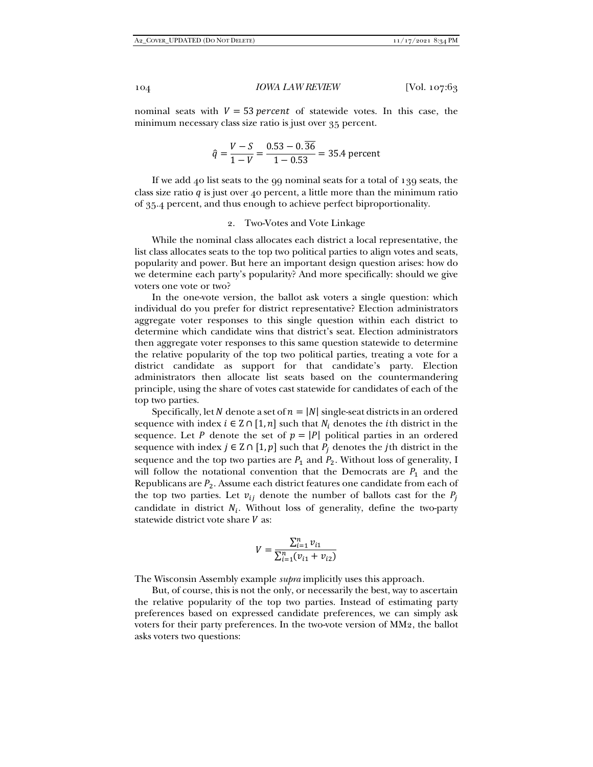nominal seats with $V = 53\,percent$ of statewide votes. In this case, the minimum necessary class size ratio is just over 35 percent.

$$\hat{q} = \frac{V - S}{1 - V} = \frac{0.53 - 0.\overline{36}}{1 - 0.53} = 35.4 \text{ percent}$$

If we add 40 list seats to the 99 nominal seats for a total of 139 seats, the class size ratio $q$ is just over 40 percent, a little more than the minimum ratio of 35.4 percent, and thus enough to achieve perfect biproportionality.

### 2. Two-Votes and Vote Linkage

While the nominal class allocates each district a local representative, the list class allocates seats to the top two political parties to align votes and seats, popularity and power. But here an important design question arises: how do we determine each party's popularity? And more specifically: should we give voters one vote or two?

In the one-vote version, the ballot ask voters a single question: which individual do you prefer for district representative? Election administrators aggregate voter responses to this single question within each district to determine which candidate wins that district's seat. Election administrators then aggregate voter responses to this same question statewide to determine the relative popularity of the top two political parties, treating a vote for a district candidate as support for that candidate's party. Election administrators then allocate list seats based on the countermandering principle, using the share of votes cast statewide for candidates of each of the top two parties.

Specifically, let $N$ denote a set of $n = |N|$ single-seat districts in an ordered sequence with index $i \in \mathbb{Z} \cap [1, n]$ such that $N_i$ denotes the $i$th district in the sequence. Let $P$ denote the set of $p = |P|$ political parties in an ordered sequence with index $j \in \mathbb{Z} \cap [1, p]$ such that $P_j$ denotes the $j$th district in the sequence and the top two parties are $P_1$ and $P_2$. Without loss of generality, I will follow the notational convention that the Democrats are $P_1$ and the Republicans are $P_2$. Assume each district features one candidate from each of the top two parties. Let $v_{ij}$ denote the number of ballots cast for the $P_j$ candidate in district $N_i$. Without loss of generality, define the two-party statewide district vote share $V$ as:

$$V = \frac{\sum_{i=1}^{n} v_{i1}}{\sum_{i=1}^{n}(v_{i1} + v_{i2})}$$

The Wisconsin Assembly example *supra* implicitly uses this approach.

But, of course, this is not the only, or necessarily the best, way to ascertain the relative popularity of the top two parties. Instead of estimating party preferences based on expressed candidate preferences, we can simply ask voters for their party preferences. In the two-vote version of MM2, the ballot asks voters two questions: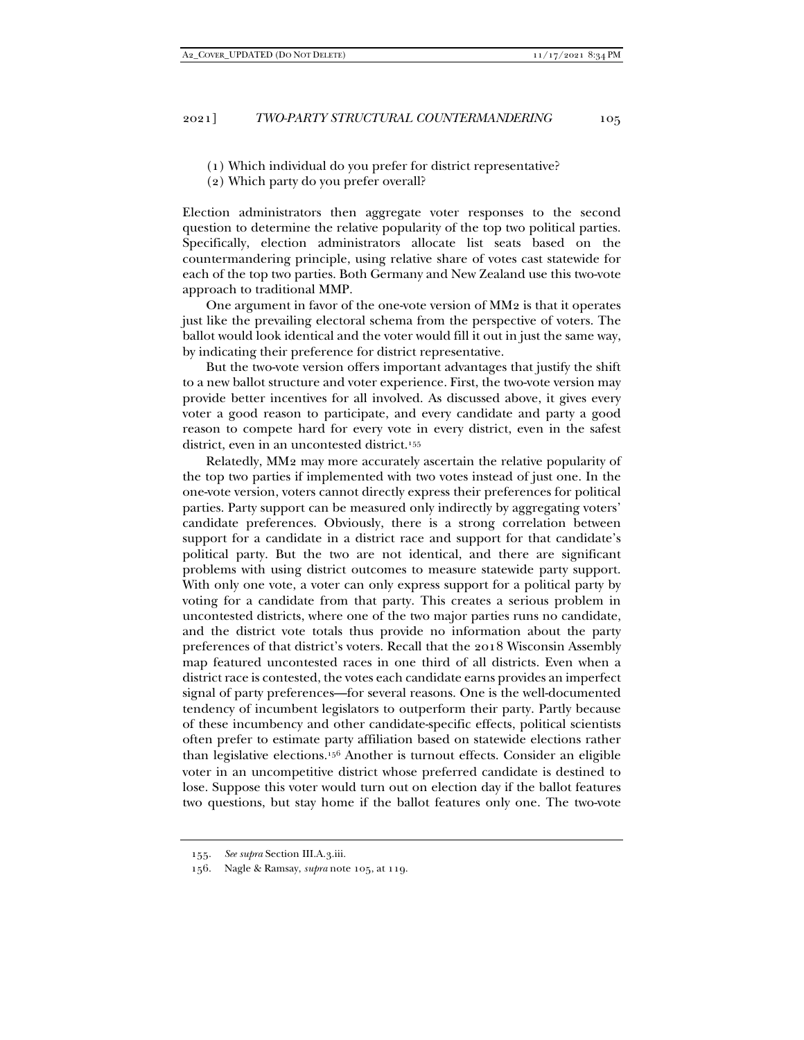(1) Which individual do you prefer for district representative?

(2) Which party do you prefer overall?

Election administrators then aggregate voter responses to the second question to determine the relative popularity of the top two political parties. Specifically, election administrators allocate list seats based on the countermandering principle, using relative share of votes cast statewide for each of the top two parties. Both Germany and New Zealand use this two-vote approach to traditional MMP.

One argument in favor of the one-vote version of MM2 is that it operates just like the prevailing electoral schema from the perspective of voters. The ballot would look identical and the voter would fill it out in just the same way, by indicating their preference for district representative.

But the two-vote version offers important advantages that justify the shift to a new ballot structure and voter experience. First, the two-vote version may provide better incentives for all involved. As discussed above, it gives every voter a good reason to participate, and every candidate and party a good reason to compete hard for every vote in every district, even in the safest district, even in an uncontested district.[155]

Relatedly, MM2 may more accurately ascertain the relative popularity of the top two parties if implemented with two votes instead of just one. In the one-vote version, voters cannot directly express their preferences for political parties. Party support can be measured only indirectly by aggregating voters' candidate preferences. Obviously, there is a strong correlation between support for a candidate in a district race and support for that candidate's political party. But the two are not identical, and there are significant problems with using district outcomes to measure statewide party support. With only one vote, a voter can only express support for a political party by voting for a candidate from that party. This creates a serious problem in uncontested districts, where one of the two major parties runs no candidate, and the district vote totals thus provide no information about the party preferences of that district's voters. Recall that the 2018 Wisconsin Assembly map featured uncontested races in one third of all districts. Even when a district race is contested, the votes each candidate earns provides an imperfect signal of party preferences—for several reasons. One is the well-documented tendency of incumbent legislators to outperform their party. Partly because of these incumbency and other candidate-specific effects, political scientists often prefer to estimate party affiliation based on statewide elections rather than legislative elections.[156] Another is turnout effects. Consider an eligible voter in an uncompetitive district whose preferred candidate is destined to lose. Suppose this voter would turn out on election day if the ballot features two questions, but stay home if the ballot features only one. The two-vote

---

155. *See supra* Section III.A.3.iii.

156. Nagle & Ramsay, *supra* note 105, at 119.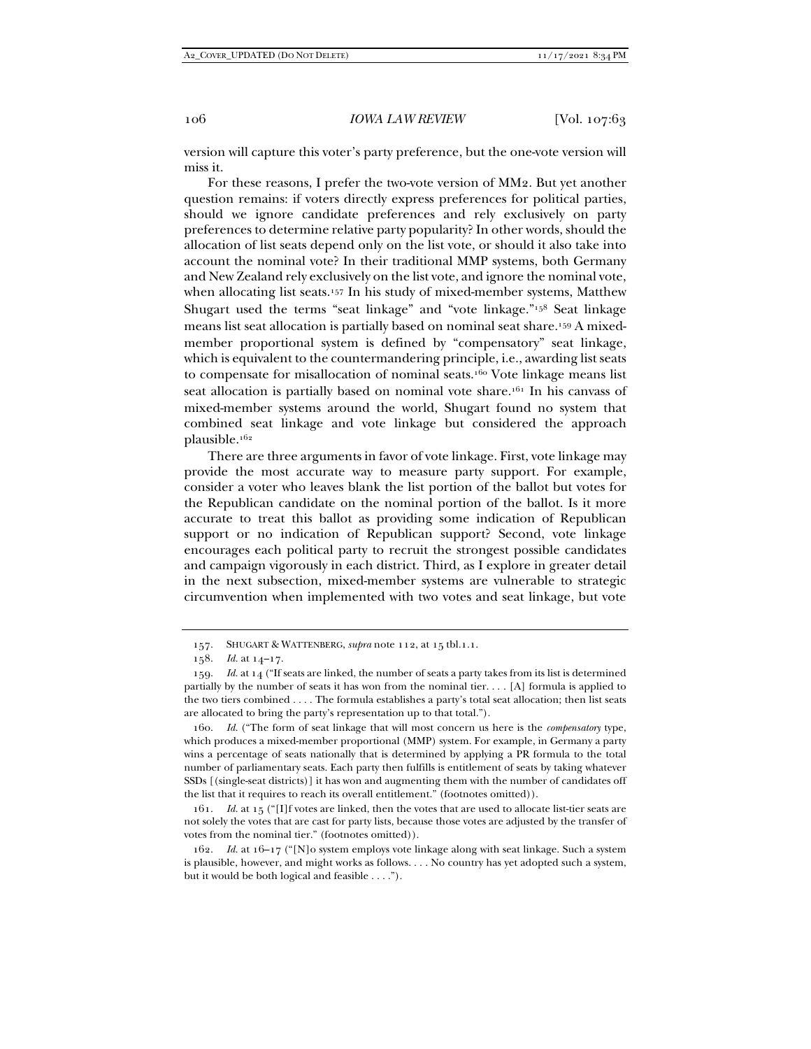version will capture this voter's party preference, but the one-vote version will miss it.

For these reasons, I prefer the two-vote version of MM2. But yet another question remains: if voters directly express preferences for political parties, should we ignore candidate preferences and rely exclusively on party preferences to determine relative party popularity? In other words, should the allocation of list seats depend only on the list vote, or should it also take into account the nominal vote? In their traditional MMP systems, both Germany and New Zealand rely exclusively on the list vote, and ignore the nominal vote, when allocating list seats.[157] In his study of mixed-member systems, Matthew Shugart used the terms "seat linkage" and "vote linkage."[158] Seat linkage means list seat allocation is partially based on nominal seat share.[159] A mixed-member proportional system is defined by "compensatory" seat linkage, which is equivalent to the countermandering principle, i.e., awarding list seats to compensate for misallocation of nominal seats.[160] Vote linkage means list seat allocation is partially based on nominal vote share.[161] In his canvass of mixed-member systems around the world, Shugart found no system that combined seat linkage and vote linkage but considered the approach plausible.[162]

There are three arguments in favor of vote linkage. First, vote linkage may provide the most accurate way to measure party support. For example, consider a voter who leaves blank the list portion of the ballot but votes for the Republican candidate on the nominal portion of the ballot. Is it more accurate to treat this ballot as providing some indication of Republican support or no indication of Republican support? Second, vote linkage encourages each political party to recruit the strongest possible candidates and campaign vigorously in each district. Third, as I explore in greater detail in the next subsection, mixed-member systems are vulnerable to strategic circumvention when implemented with two votes and seat linkage, but vote

---

157. SHUGART & WATTENBERG, *supra* note 112, at 15 tbl.1.1.

158. *Id.* at 14–17.

159. *Id.* at 14 ("If seats are linked, the number of seats a party takes from its list is determined partially by the number of seats it has won from the nominal tier. . . . [A] formula is applied to the two tiers combined . . . . The formula establishes a party's total seat allocation; then list seats are allocated to bring the party's representation up to that total.").

160. *Id.* ("The form of seat linkage that will most concern us here is the *compensatory* type, which produces a mixed-member proportional (MMP) system. For example, in Germany a party wins a percentage of seats nationally that is determined by applying a PR formula to the total number of parliamentary seats. Each party then fulfills is entitlement of seats by taking whatever SSDs [(single-seat districts)] it has won and augmenting them with the number of candidates off the list that it requires to reach its overall entitlement." (footnotes omitted)).

161. *Id.* at 15 ("[I]f votes are linked, then the votes that are used to allocate list-tier seats are not solely the votes that are cast for party lists, because those votes are adjusted by the transfer of votes from the nominal tier." (footnotes omitted)).

162. *Id.* at 16–17 ("[N]o system employs vote linkage along with seat linkage. Such a system is plausible, however, and might works as follows. . . . No country has yet adopted such a system, but it would be both logical and feasible . . . .").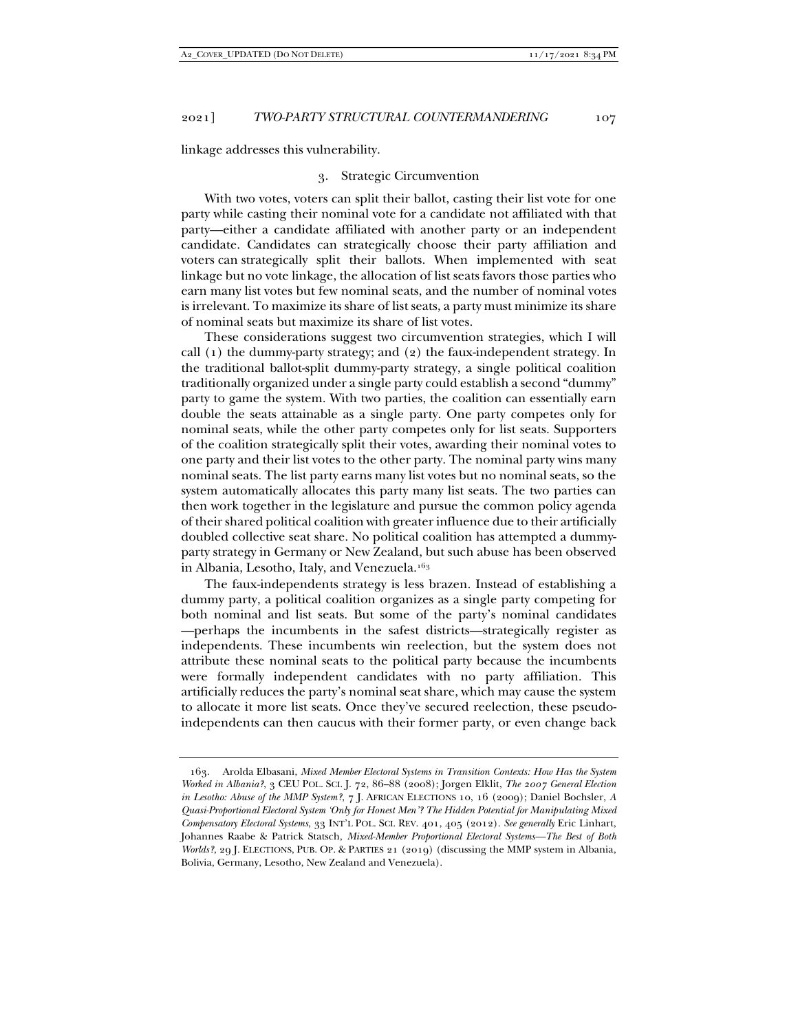linkage addresses this vulnerability.

### 3. Strategic Circumvention

With two votes, voters can split their ballot, casting their list vote for one party while casting their nominal vote for a candidate not affiliated with that party—either a candidate affiliated with another party or an independent candidate. Candidates can strategically choose their party affiliation and voters can strategically split their ballots. When implemented with seat linkage but no vote linkage, the allocation of list seats favors those parties who earn many list votes but few nominal seats, and the number of nominal votes is irrelevant. To maximize its share of list seats, a party must minimize its share of nominal seats but maximize its share of list votes.

These considerations suggest two circumvention strategies, which I will call (1) the dummy-party strategy; and (2) the faux-independent strategy. In the traditional ballot-split dummy-party strategy, a single political coalition traditionally organized under a single party could establish a second "dummy" party to game the system. With two parties, the coalition can essentially earn double the seats attainable as a single party. One party competes only for nominal seats, while the other party competes only for list seats. Supporters of the coalition strategically split their votes, awarding their nominal votes to one party and their list votes to the other party. The nominal party wins many nominal seats. The list party earns many list votes but no nominal seats, so the system automatically allocates this party many list seats. The two parties can then work together in the legislature and pursue the common policy agenda of their shared political coalition with greater influence due to their artificially doubled collective seat share. No political coalition has attempted a dummy-party strategy in Germany or New Zealand, but such abuse has been observed in Albania, Lesotho, Italy, and Venezuela.[163]

The faux-independents strategy is less brazen. Instead of establishing a dummy party, a political coalition organizes as a single party competing for both nominal and list seats. But some of the party's nominal candidates—perhaps the incumbents in the safest districts—strategically register as independents. These incumbents win reelection, but the system does not attribute these nominal seats to the political party because the incumbents were formally independent candidates with no party affiliation. This artificially reduces the party's nominal seat share, which may cause the system to allocate it more list seats. Once they've secured reelection, these pseudo-independents can then caucus with their former party, or even change back

---

163. Arolda Elbasani, *Mixed Member Electoral Systems in Transition Contexts: How Has the System Worked in Albania?*, 3 CEU POL. SCI. J. 72, 86–88 (2008); Jorgen Elklit, *The 2007 General Election in Lesotho: Abuse of the MMP System?*, 7 J. AFRICAN ELECTIONS 10, 16 (2009); Daniel Bochsler, *A Quasi-Proportional Electoral System 'Only for Honest Men'? The Hidden Potential for Manipulating Mixed Compensatory Electoral Systems*, 33 INT'L POL. SCI. REV. 401, 405 (2012). *See generally* Eric Linhart, Johannes Raabe & Patrick Statsch, *Mixed-Member Proportional Electoral Systems—The Best of Both Worlds?*, 29 J. ELECTIONS, PUB. OP. & PARTIES 21 (2019) (discussing the MMP system in Albania, Bolivia, Germany, Lesotho, New Zealand and Venezuela).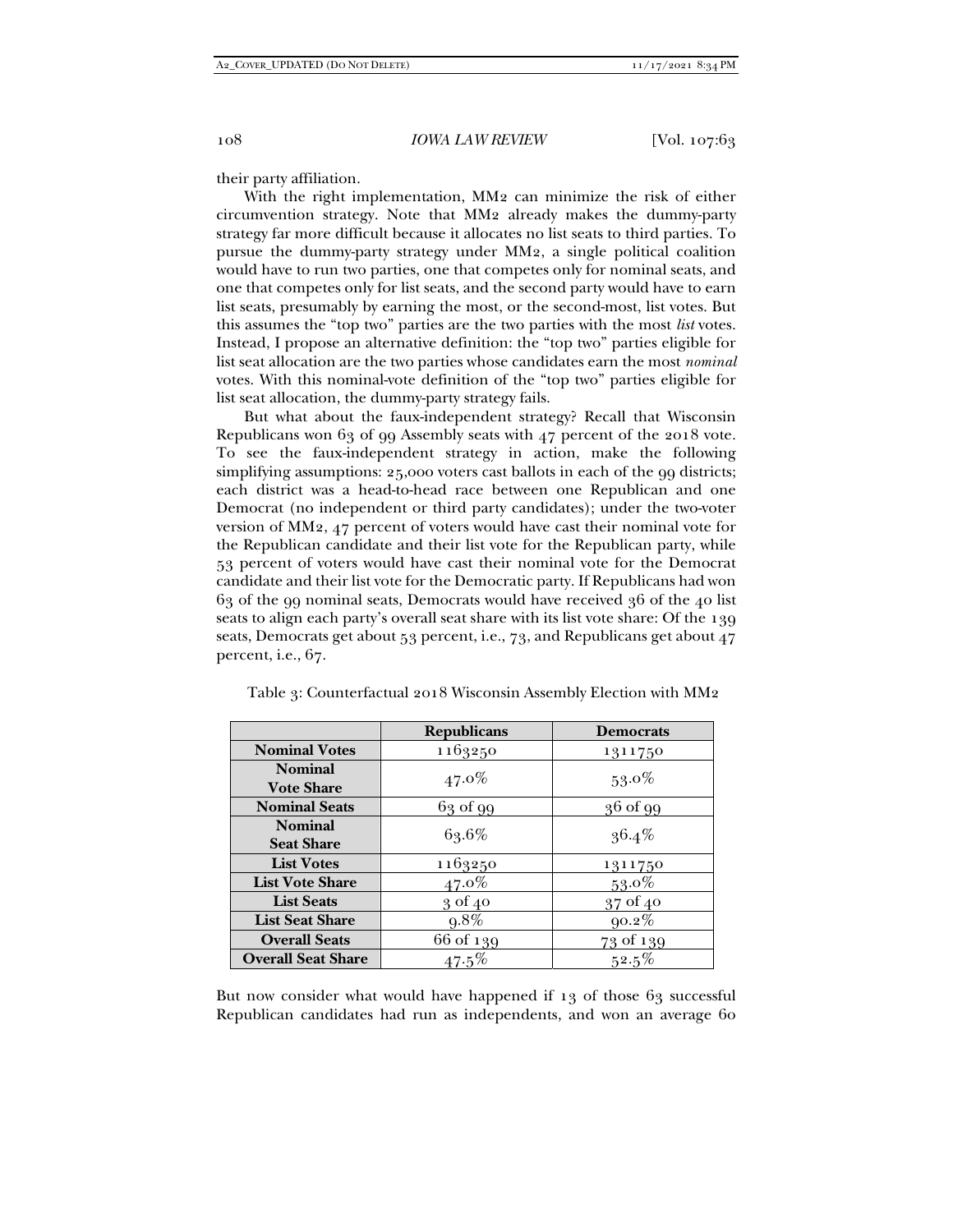their party affiliation.

With the right implementation, MM2 can minimize the risk of either circumvention strategy. Note that MM2 already makes the dummy-party strategy far more difficult because it allocates no list seats to third parties. To pursue the dummy-party strategy under MM2, a single political coalition would have to run two parties, one that competes only for nominal seats, and one that competes only for list seats, and the second party would have to earn list seats, presumably by earning the most, or the second-most, list votes. But this assumes the "top two" parties are the two parties with the most *list* votes. Instead, I propose an alternative definition: the "top two" parties eligible for list seat allocation are the two parties whose candidates earn the most *nominal* votes. With this nominal-vote definition of the "top two" parties eligible for list seat allocation, the dummy-party strategy fails.

But what about the faux-independent strategy? Recall that Wisconsin Republicans won 63 of 99 Assembly seats with 47 percent of the 2018 vote. To see the faux-independent strategy in action, make the following simplifying assumptions: 25,000 voters cast ballots in each of the 99 districts; each district was a head-to-head race between one Republican and one Democrat (no independent or third party candidates); under the two-voter version of MM2, 47 percent of voters would have cast their nominal vote for the Republican candidate and their list vote for the Republican party, while 53 percent of voters would have cast their nominal vote for the Democrat candidate and their list vote for the Democratic party. If Republicans had won 63 of the 99 nominal seats, Democrats would have received 36 of the 40 list seats to align each party's overall seat share with its list vote share: Of the 139 seats, Democrats get about 53 percent, i.e., 73, and Republicans get about 47 percent, i.e., 67.

Table 3: Counterfactual 2018 Wisconsin Assembly Election with MM2

| | **Republicans** | **Democrats** |
|---|---|---|
| **Nominal Votes** | 1163250 | 1311750 |
| **Nominal Vote Share** | 47.0% | 53.0% |
| **Nominal Seats** | 63 of 99 | 36 of 99 |
| **Nominal Seat Share** | 63.6% | 36.4% |
| **List Votes** | 1163250 | 1311750 |
| **List Vote Share** | 47.0% | 53.0% |
| **List Seats** | 3 of 40 | 37 of 40 |
| **List Seat Share** | 9.8% | 90.2% |
| **Overall Seats** | 66 of 139 | 73 of 139 |
| **Overall Seat Share** | 47.5% | 52.5% |

But now consider what would have happened if 13 of those 63 successful Republican candidates had run as independents, and won an average 60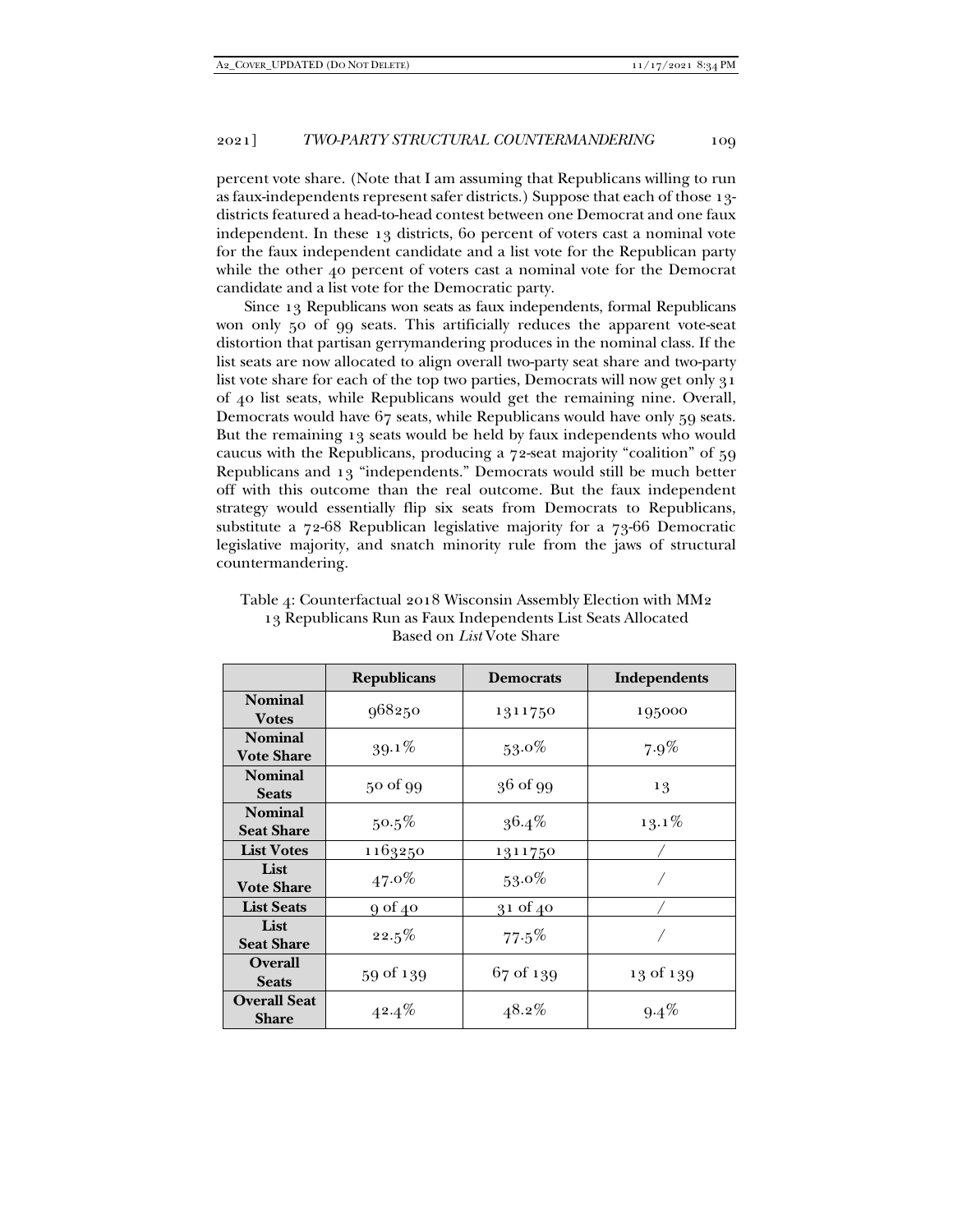percent vote share. (Note that I am assuming that Republicans willing to run as faux-independents represent safer districts.) Suppose that each of those 13-districts featured a head-to-head contest between one Democrat and one faux independent. In these 13 districts, 60 percent of voters cast a nominal vote for the faux independent candidate and a list vote for the Republican party while the other 40 percent of voters cast a nominal vote for the Democrat candidate and a list vote for the Democratic party.

Since 13 Republicans won seats as faux independents, formal Republicans won only 50 of 99 seats. This artificially reduces the apparent vote-seat distortion that partisan gerrymandering produces in the nominal class. If the list seats are now allocated to align overall two-party seat share and two-party list vote share for each of the top two parties, Democrats will now get only 31 of 40 list seats, while Republicans would get the remaining nine. Overall, Democrats would have 67 seats, while Republicans would have only 59 seats. But the remaining 13 seats would be held by faux independents who would caucus with the Republicans, producing a 72-seat majority "coalition" of 59 Republicans and 13 "independents." Democrats would still be much better off with this outcome than the real outcome. But the faux independent strategy would essentially flip six seats from Democrats to Republicans, substitute a 72-68 Republican legislative majority for a 73-66 Democratic legislative majority, and snatch minority rule from the jaws of structural countermandering.

Table 4: Counterfactual 2018 Wisconsin Assembly Election with MM2
13 Republicans Run as Faux Independents List Seats Allocated
Based on *List* Vote Share

| | **Republicans** | **Democrats** | **Independents** |
|---|---|---|---|
| **Nominal Votes** | 968250 | 1311750 | 195000 |
| **Nominal Vote Share** | 39.1% | 53.0% | 7.9% |
| **Nominal Seats** | 50 of 99 | 36 of 99 | 13 |
| **Nominal Seat Share** | 50.5% | 36.4% | 13.1% |
| **List Votes** | 1163250 | 1311750 | / |
| **List Vote Share** | 47.0% | 53.0% | / |
| **List Seats** | 9 of 40 | 31 of 40 | / |
| **List Seat Share** | 22.5% | 77.5% | / |
| **Overall Seats** | 59 of 139 | 67 of 139 | 13 of 139 |
| **Overall Seat Share** | 42.4% | 48.2% | 9.4% |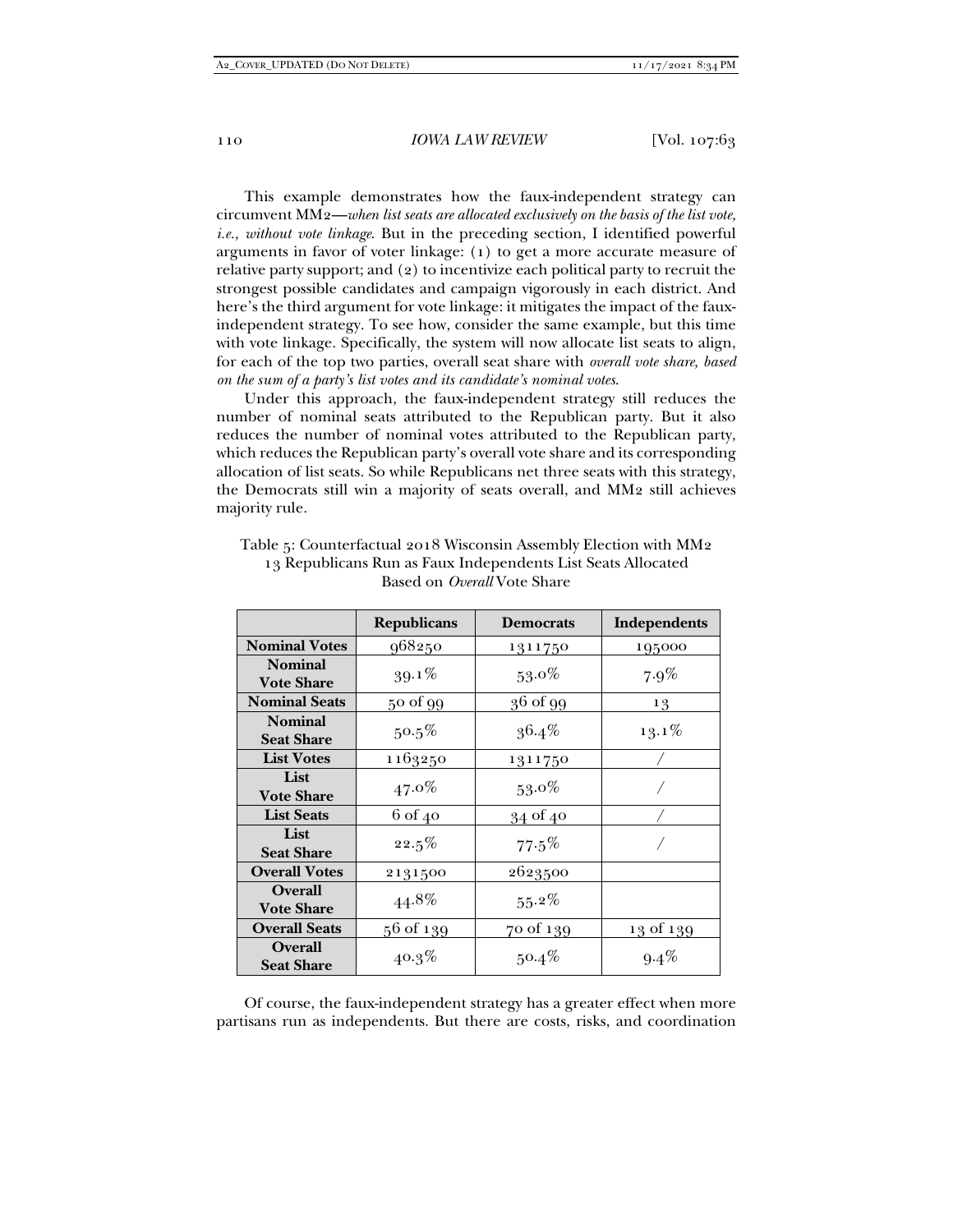This example demonstrates how the faux-independent strategy can circumvent MM2—*when list seats are allocated exclusively on the basis of the list vote, i.e., without vote linkage*. But in the preceding section, I identified powerful arguments in favor of voter linkage: (1) to get a more accurate measure of relative party support; and (2) to incentivize each political party to recruit the strongest possible candidates and campaign vigorously in each district. And here's the third argument for vote linkage: it mitigates the impact of the faux-independent strategy. To see how, consider the same example, but this time with vote linkage. Specifically, the system will now allocate list seats to align, for each of the top two parties, overall seat share with *overall vote share, based on the sum of a party's list votes and its candidate's nominal votes*.

Under this approach, the faux-independent strategy still reduces the number of nominal seats attributed to the Republican party. But it also reduces the number of nominal votes attributed to the Republican party, which reduces the Republican party's overall vote share and its corresponding allocation of list seats. So while Republicans net three seats with this strategy, the Democrats still win a majority of seats overall, and MM2 still achieves majority rule.

Table 5: Counterfactual 2018 Wisconsin Assembly Election with MM2
13 Republicans Run as Faux Independents List Seats Allocated Based on *Overall* Vote Share

| | **Republicans** | **Democrats** | **Independents** |
|---|---|---|---|
| **Nominal Votes** | 968250 | 1311750 | 195000 |
| **Nominal Vote Share** | 39.1% | 53.0% | 7.9% |
| **Nominal Seats** | 50 of 99 | 36 of 99 | 13 |
| **Nominal Seat Share** | 50.5% | 36.4% | 13.1% |
| **List Votes** | 1163250 | 1311750 | / |
| **List Vote Share** | 47.0% | 53.0% | / |
| **List Seats** | 6 of 40 | 34 of 40 | / |
| **List Seat Share** | 22.5% | 77.5% | / |
| **Overall Votes** | 2131500 | 2623500 | |
| **Overall Vote Share** | 44.8% | 55.2% | |
| **Overall Seats** | 56 of 139 | 70 of 139 | 13 of 139 |
| **Overall Seat Share** | 40.3% | 50.4% | 9.4% |

Of course, the faux-independent strategy has a greater effect when more partisans run as independents. But there are costs, risks, and coordination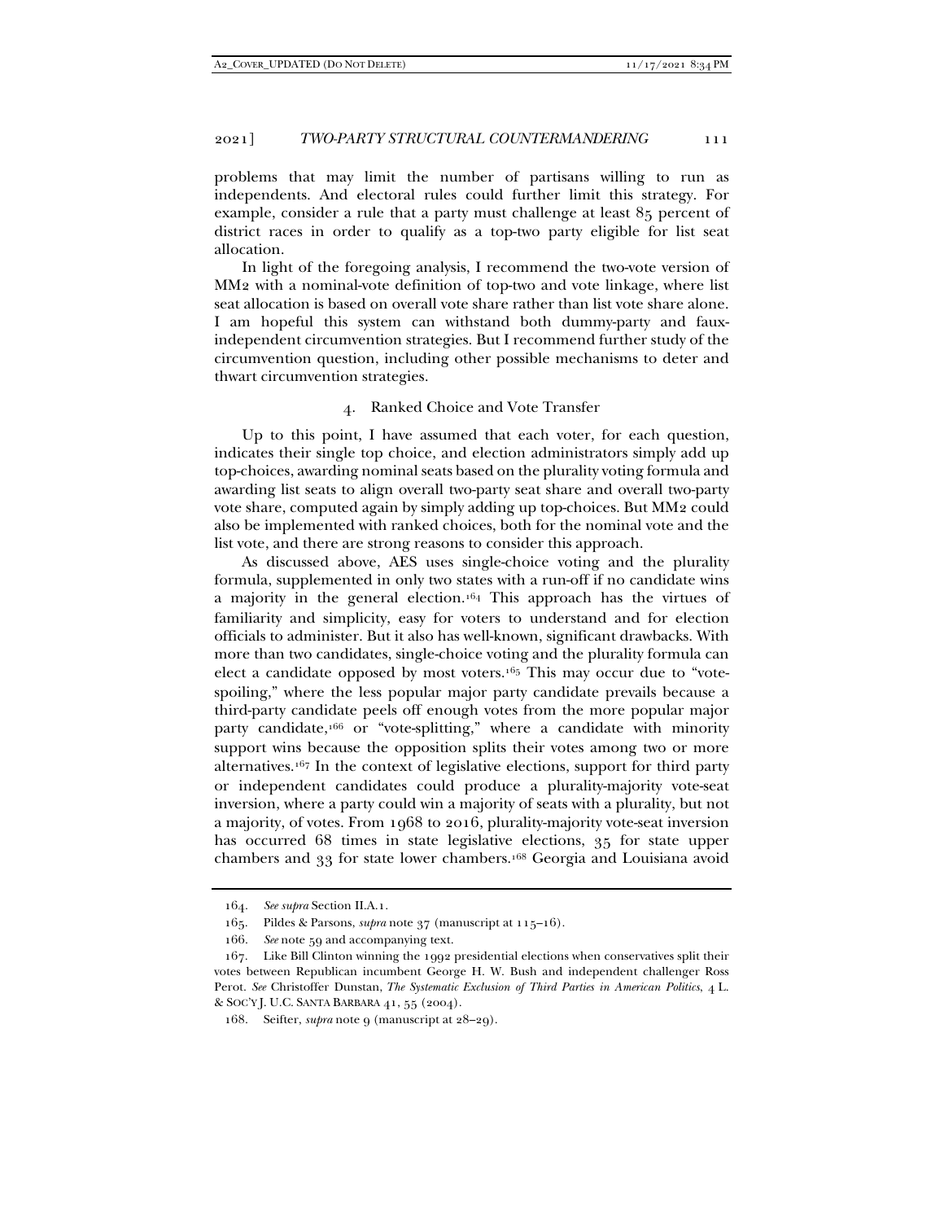problems that may limit the number of partisans willing to run as independents. And electoral rules could further limit this strategy. For example, consider a rule that a party must challenge at least 85 percent of district races in order to qualify as a top-two party eligible for list seat allocation.

In light of the foregoing analysis, I recommend the two-vote version of MM2 with a nominal-vote definition of top-two and vote linkage, where list seat allocation is based on overall vote share rather than list vote share alone. I am hopeful this system can withstand both dummy-party and faux-independent circumvention strategies. But I recommend further study of the circumvention question, including other possible mechanisms to deter and thwart circumvention strategies.

#### 4. Ranked Choice and Vote Transfer

Up to this point, I have assumed that each voter, for each question, indicates their single top choice, and election administrators simply add up top-choices, awarding nominal seats based on the plurality voting formula and awarding list seats to align overall two-party seat share and overall two-party vote share, computed again by simply adding up top-choices. But MM2 could also be implemented with ranked choices, both for the nominal vote and the list vote, and there are strong reasons to consider this approach.

As discussed above, AES uses single-choice voting and the plurality formula, supplemented in only two states with a run-off if no candidate wins a majority in the general election.[164] This approach has the virtues of familiarity and simplicity, easy for voters to understand and for election officials to administer. But it also has well-known, significant drawbacks. With more than two candidates, single-choice voting and the plurality formula can elect a candidate opposed by most voters.[165] This may occur due to "vote-spoiling," where the less popular major party candidate prevails because a third-party candidate peels off enough votes from the more popular major party candidate,[166] or "vote-splitting," where a candidate with minority support wins because the opposition splits their votes among two or more alternatives.[167] In the context of legislative elections, support for third party or independent candidates could produce a plurality-majority vote-seat inversion, where a party could win a majority of seats with a plurality, but not a majority, of votes. From 1968 to 2016, plurality-majority vote-seat inversion has occurred 68 times in state legislative elections, 35 for state upper chambers and 33 for state lower chambers.[168] Georgia and Louisiana avoid

---

164. *See supra* Section II.A.1.

165. Pildes & Parsons, *supra* note 37 (manuscript at 115–16).

166. *See* note 59 and accompanying text.

167. Like Bill Clinton winning the 1992 presidential elections when conservatives split their votes between Republican incumbent George H. W. Bush and independent challenger Ross Perot. *See* Christoffer Dunstan, *The Systematic Exclusion of Third Parties in American Politics*, 4 L. & SOC'Y J. U.C. SANTA BARBARA 41, 55 (2004).

168. Seifter, *supra* note 9 (manuscript at 28–29).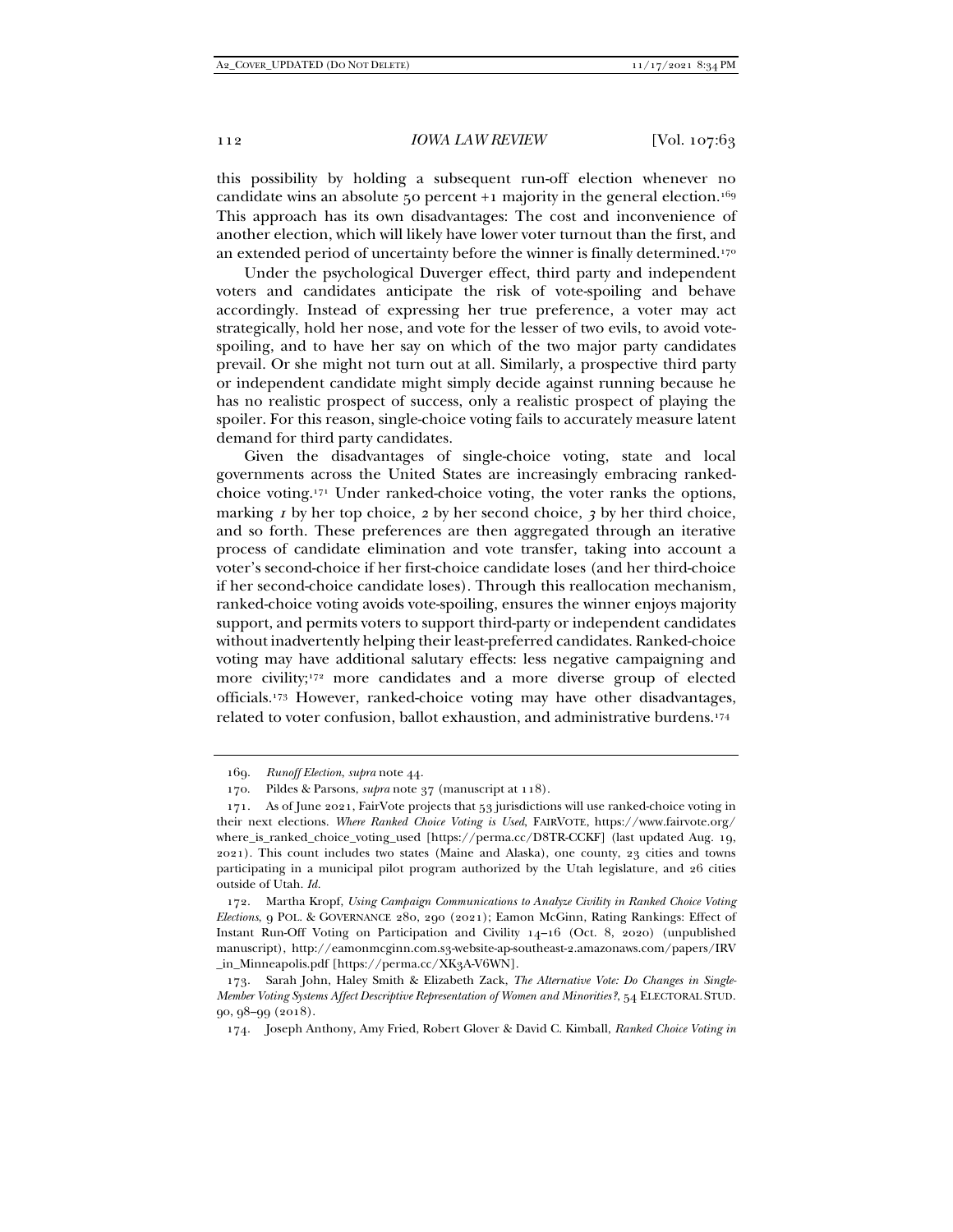this possibility by holding a subsequent run-off election whenever no candidate wins an absolute 50 percent +1 majority in the general election.[169] This approach has its own disadvantages: The cost and inconvenience of another election, which will likely have lower voter turnout than the first, and an extended period of uncertainty before the winner is finally determined.[170]

Under the psychological Duverger effect, third party and independent voters and candidates anticipate the risk of vote-spoiling and behave accordingly. Instead of expressing her true preference, a voter may act strategically, hold her nose, and vote for the lesser of two evils, to avoid vote-spoiling, and to have her say on which of the two major party candidates prevail. Or she might not turn out at all. Similarly, a prospective third party or independent candidate might simply decide against running because he has no realistic prospect of success, only a realistic prospect of playing the spoiler. For this reason, single-choice voting fails to accurately measure latent demand for third party candidates.

Given the disadvantages of single-choice voting, state and local governments across the United States are increasingly embracing ranked-choice voting.[171] Under ranked-choice voting, the voter ranks the options, marking *1* by her top choice, *2* by her second choice, *3* by her third choice, and so forth. These preferences are then aggregated through an iterative process of candidate elimination and vote transfer, taking into account a voter's second-choice if her first-choice candidate loses (and her third-choice if her second-choice candidate loses). Through this reallocation mechanism, ranked-choice voting avoids vote-spoiling, ensures the winner enjoys majority support, and permits voters to support third-party or independent candidates without inadvertently helping their least-preferred candidates. Ranked-choice voting may have additional salutary effects: less negative campaigning and more civility;[172] more candidates and a more diverse group of elected officials.[173] However, ranked-choice voting may have other disadvantages, related to voter confusion, ballot exhaustion, and administrative burdens.[174]

---

169. *Runoff Election*, *supra* note 44.

170. Pildes & Parsons, *supra* note 37 (manuscript at 118).

171. As of June 2021, FairVote projects that 53 jurisdictions will use ranked-choice voting in their next elections. *Where Ranked Choice Voting is Used*, FAIRVOTE, https://www.fairvote.org/where_is_ranked_choice_voting_used [https://perma.cc/D8TR-CCKF] (last updated Aug. 19, 2021). This count includes two states (Maine and Alaska), one county, 23 cities and towns participating in a municipal pilot program authorized by the Utah legislature, and 26 cities outside of Utah. *Id.*

172. Martha Kropf, *Using Campaign Communications to Analyze Civility in Ranked Choice Voting Elections*, 9 POL. & GOVERNANCE 280, 290 (2021); Eamon McGinn, Rating Rankings: Effect of Instant Run-Off Voting on Participation and Civility 14–16 (Oct. 8, 2020) (unpublished manuscript), http://eamonmcginn.com.s3-website-ap-southeast-2.amazonaws.com/papers/IRV_in_Minneapolis.pdf [https://perma.cc/XK3A-V6WN].

173. Sarah John, Haley Smith & Elizabeth Zack, *The Alternative Vote: Do Changes in Single-Member Voting Systems Affect Descriptive Representation of Women and Minorities?*, 54 ELECTORAL STUD. 90, 98–99 (2018).

174. Joseph Anthony, Amy Fried, Robert Glover & David C. Kimball, *Ranked Choice Voting in*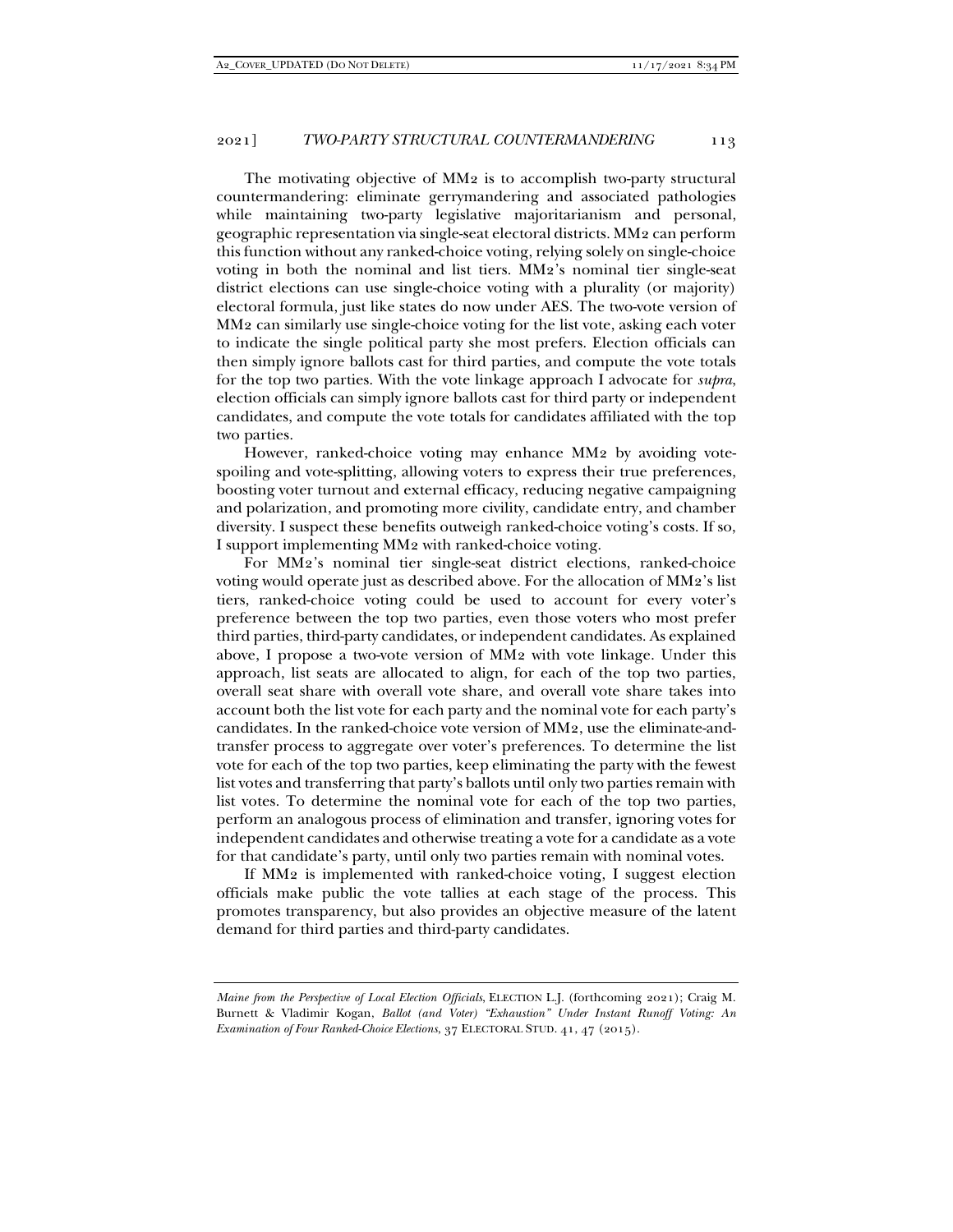The motivating objective of MM2 is to accomplish two-party structural countermandering: eliminate gerrymandering and associated pathologies while maintaining two-party legislative majoritarianism and personal, geographic representation via single-seat electoral districts. MM2 can perform this function without any ranked-choice voting, relying solely on single-choice voting in both the nominal and list tiers. MM2's nominal tier single-seat district elections can use single-choice voting with a plurality (or majority) electoral formula, just like states do now under AES. The two-vote version of MM2 can similarly use single-choice voting for the list vote, asking each voter to indicate the single political party she most prefers. Election officials can then simply ignore ballots cast for third parties, and compute the vote totals for the top two parties. With the vote linkage approach I advocate for *supra*, election officials can simply ignore ballots cast for third party or independent candidates, and compute the vote totals for candidates affiliated with the top two parties.

However, ranked-choice voting may enhance MM2 by avoiding vote-spoiling and vote-splitting, allowing voters to express their true preferences, boosting voter turnout and external efficacy, reducing negative campaigning and polarization, and promoting more civility, candidate entry, and chamber diversity. I suspect these benefits outweigh ranked-choice voting's costs. If so, I support implementing MM2 with ranked-choice voting.

For MM2's nominal tier single-seat district elections, ranked-choice voting would operate just as described above. For the allocation of MM2's list tiers, ranked-choice voting could be used to account for every voter's preference between the top two parties, even those voters who most prefer third parties, third-party candidates, or independent candidates. As explained above, I propose a two-vote version of MM2 with vote linkage. Under this approach, list seats are allocated to align, for each of the top two parties, overall seat share with overall vote share, and overall vote share takes into account both the list vote for each party and the nominal vote for each party's candidates. In the ranked-choice vote version of MM2, use the eliminate-and-transfer process to aggregate over voter's preferences. To determine the list vote for each of the top two parties, keep eliminating the party with the fewest list votes and transferring that party's ballots until only two parties remain with list votes. To determine the nominal vote for each of the top two parties, perform an analogous process of elimination and transfer, ignoring votes for independent candidates and otherwise treating a vote for a candidate as a vote for that candidate's party, until only two parties remain with nominal votes.

If MM2 is implemented with ranked-choice voting, I suggest election officials make public the vote tallies at each stage of the process. This promotes transparency, but also provides an objective measure of the latent demand for third parties and third-party candidates.

---

*Maine from the Perspective of Local Election Officials*, ELECTION L.J. (forthcoming 2021); Craig M. Burnett & Vladimir Kogan, *Ballot (and Voter) "Exhaustion" Under Instant Runoff Voting: An Examination of Four Ranked-Choice Elections*, 37 ELECTORAL STUD. 41, 47 (2015).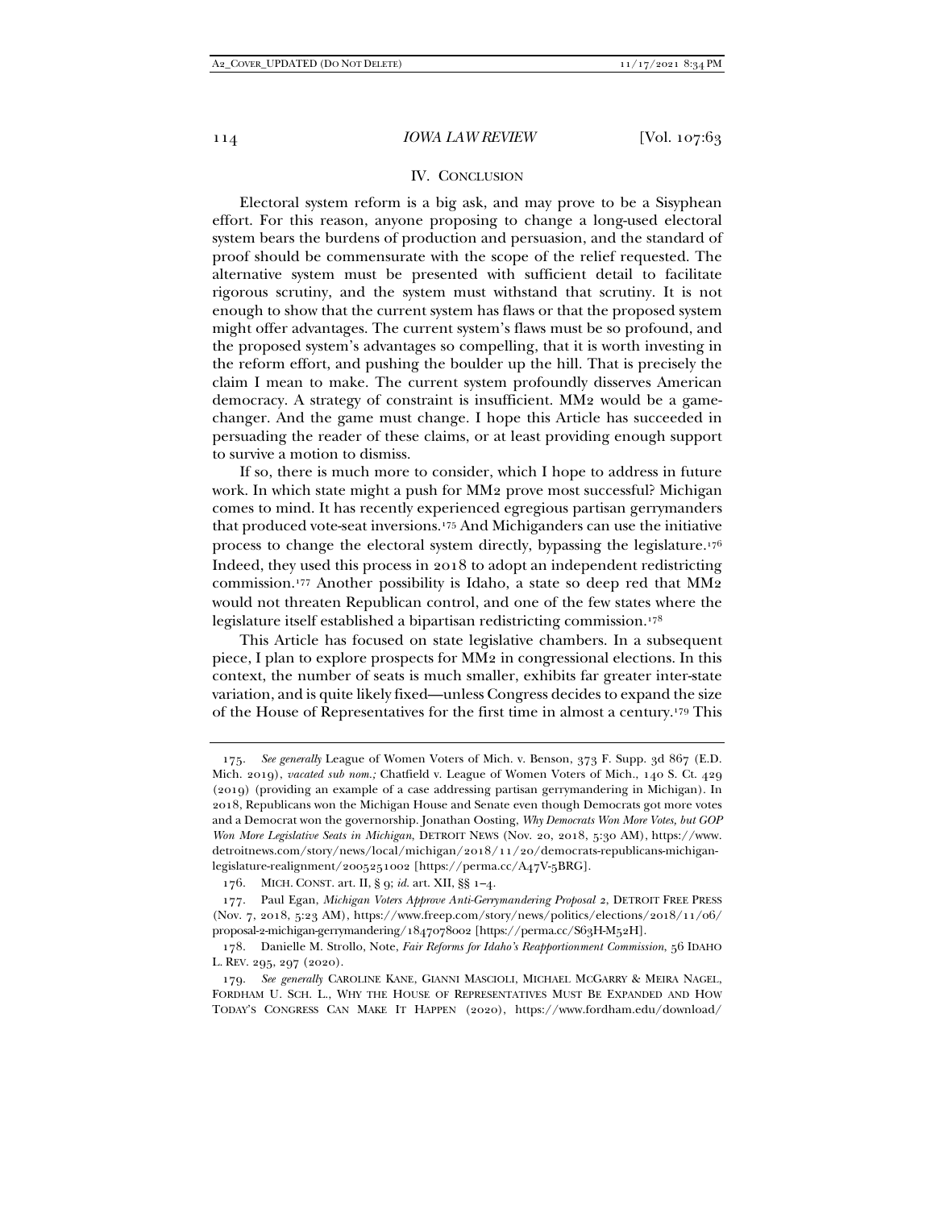## IV. Conclusion

Electoral system reform is a big ask, and may prove to be a Sisyphean effort. For this reason, anyone proposing to change a long-used electoral system bears the burdens of production and persuasion, and the standard of proof should be commensurate with the scope of the relief requested. The alternative system must be presented with sufficient detail to facilitate rigorous scrutiny, and the system must withstand that scrutiny. It is not enough to show that the current system has flaws or that the proposed system might offer advantages. The current system's flaws must be so profound, and the proposed system's advantages so compelling, that it is worth investing in the reform effort, and pushing the boulder up the hill. That is precisely the claim I mean to make. The current system profoundly disserves American democracy. A strategy of constraint is insufficient. MM2 would be a game-changer. And the game must change. I hope this Article has succeeded in persuading the reader of these claims, or at least providing enough support to survive a motion to dismiss.

If so, there is much more to consider, which I hope to address in future work. In which state might a push for MM2 prove most successful? Michigan comes to mind. It has recently experienced egregious partisan gerrymanders that produced vote-seat inversions.[175] And Michiganders can use the initiative process to change the electoral system directly, bypassing the legislature.[176] Indeed, they used this process in 2018 to adopt an independent redistricting commission.[177] Another possibility is Idaho, a state so deep red that MM2 would not threaten Republican control, and one of the few states where the legislature itself established a bipartisan redistricting commission.[178]

This Article has focused on state legislative chambers. In a subsequent piece, I plan to explore prospects for MM2 in congressional elections. In this context, the number of seats is much smaller, exhibits far greater inter-state variation, and is quite likely fixed—unless Congress decides to expand the size of the House of Representatives for the first time in almost a century.[179] This

---

175. *See generally* League of Women Voters of Mich. v. Benson, 373 F. Supp. 3d 867 (E.D. Mich. 2019), *vacated sub nom.;* Chatfield v. League of Women Voters of Mich., 140 S. Ct. 429 (2019) (providing an example of a case addressing partisan gerrymandering in Michigan). In 2018, Republicans won the Michigan House and Senate even though Democrats got more votes and a Democrat won the governorship. Jonathan Oosting, *Why Democrats Won More Votes, but GOP Won More Legislative Seats in Michigan*, DETROIT NEWS (Nov. 20, 2018, 5:30 AM), https://www.detroitnews.com/story/news/local/michigan/2018/11/20/democrats-republicans-michigan-legislature-realignment/2005251002 [https://perma.cc/A47V-5BRG].

176. MICH. CONST. art. II, § 9; *id.* art. XII, §§ 1–4.

177. Paul Egan, *Michigan Voters Approve Anti-Gerrymandering Proposal 2*, DETROIT FREE PRESS (Nov. 7, 2018, 5:23 AM), https://www.freep.com/story/news/politics/elections/2018/11/06/proposal-2-michigan-gerrymandering/1847078002 [https://perma.cc/S63H-M52H].

178. Danielle M. Strollo, Note, *Fair Reforms for Idaho's Reapportionment Commission*, 56 IDAHO L. REV. 295, 297 (2020).

179. *See generally* CAROLINE KANE, GIANNI MASCIOLI, MICHAEL MCGARRY & MEIRA NAGEL, FORDHAM U. SCH. L., WHY THE HOUSE OF REPRESENTATIVES MUST BE EXPANDED AND HOW TODAY'S CONGRESS CAN MAKE IT HAPPEN (2020), https://www.fordham.edu/download/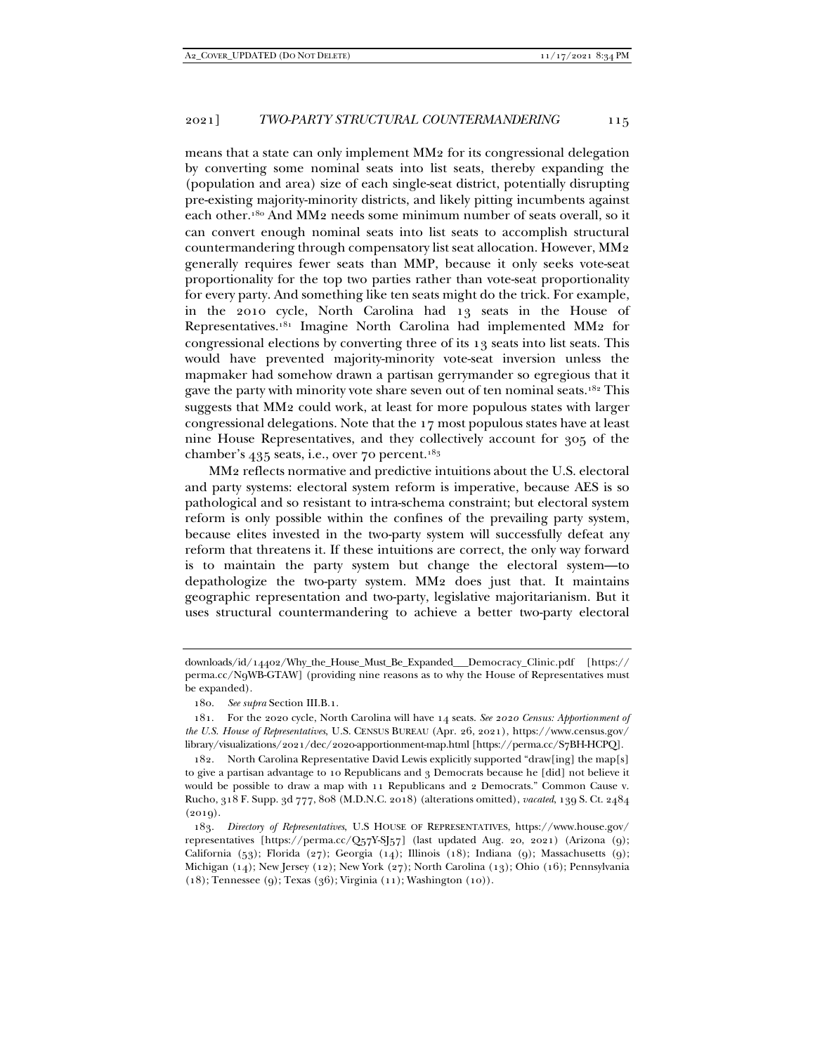means that a state can only implement MM2 for its congressional delegation by converting some nominal seats into list seats, thereby expanding the (population and area) size of each single-seat district, potentially disrupting pre-existing majority-minority districts, and likely pitting incumbents against each other.[180] And MM2 needs some minimum number of seats overall, so it can convert enough nominal seats into list seats to accomplish structural countermandering through compensatory list seat allocation. However, MM2 generally requires fewer seats than MMP, because it only seeks vote-seat proportionality for the top two parties rather than vote-seat proportionality for every party. And something like ten seats might do the trick. For example, in the 2010 cycle, North Carolina had 13 seats in the House of Representatives.[181] Imagine North Carolina had implemented MM2 for congressional elections by converting three of its 13 seats into list seats. This would have prevented majority-minority vote-seat inversion unless the mapmaker had somehow drawn a partisan gerrymander so egregious that it gave the party with minority vote share seven out of ten nominal seats.[182] This suggests that MM2 could work, at least for more populous states with larger congressional delegations. Note that the 17 most populous states have at least nine House Representatives, and they collectively account for 305 of the chamber's 435 seats, i.e., over 70 percent.[183]

MM2 reflects normative and predictive intuitions about the U.S. electoral and party systems: electoral system reform is imperative, because AES is so pathological and so resistant to intra-schema constraint; but electoral system reform is only possible within the confines of the prevailing party system, because elites invested in the two-party system will successfully defeat any reform that threatens it. If these intuitions are correct, the only way forward is to maintain the party system but change the electoral system—to depathologize the two-party system. MM2 does just that. It maintains geographic representation and two-party, legislative majoritarianism. But it uses structural countermandering to achieve a better two-party electoral

downloads/id/14402/Why_the_House_Must_Be_Expanded___Democracy_Clinic.pdf [https://perma.cc/N9WB-GTAW] (providing nine reasons as to why the House of Representatives must be expanded).

180. *See supra* Section III.B.1.

181. For the 2020 cycle, North Carolina will have 14 seats. *See 2020 Census: Apportionment of the U.S. House of Representatives*, U.S. CENSUS BUREAU (Apr. 26, 2021), https://www.census.gov/library/visualizations/2021/dec/2020-apportionment-map.html [https://perma.cc/S7BH-HCPQ].

182. North Carolina Representative David Lewis explicitly supported "draw[ing] the map[s] to give a partisan advantage to 10 Republicans and 3 Democrats because he [did] not believe it would be possible to draw a map with 11 Republicans and 2 Democrats." Common Cause v. Rucho, 318 F. Supp. 3d 777, 808 (M.D.N.C. 2018) (alterations omitted), *vacated*, 139 S. Ct. 2484 (2019).

183. *Directory of Representatives*, U.S HOUSE OF REPRESENTATIVES, https://www.house.gov/representatives [https://perma.cc/Q57Y-SJ57] (last updated Aug. 20, 2021) (Arizona (9); California (53); Florida (27); Georgia (14); Illinois (18); Indiana (9); Massachusetts (9); Michigan (14); New Jersey (12); New York (27); North Carolina (13); Ohio (16); Pennsylvania (18); Tennessee (9); Texas (36); Virginia (11); Washington (10)).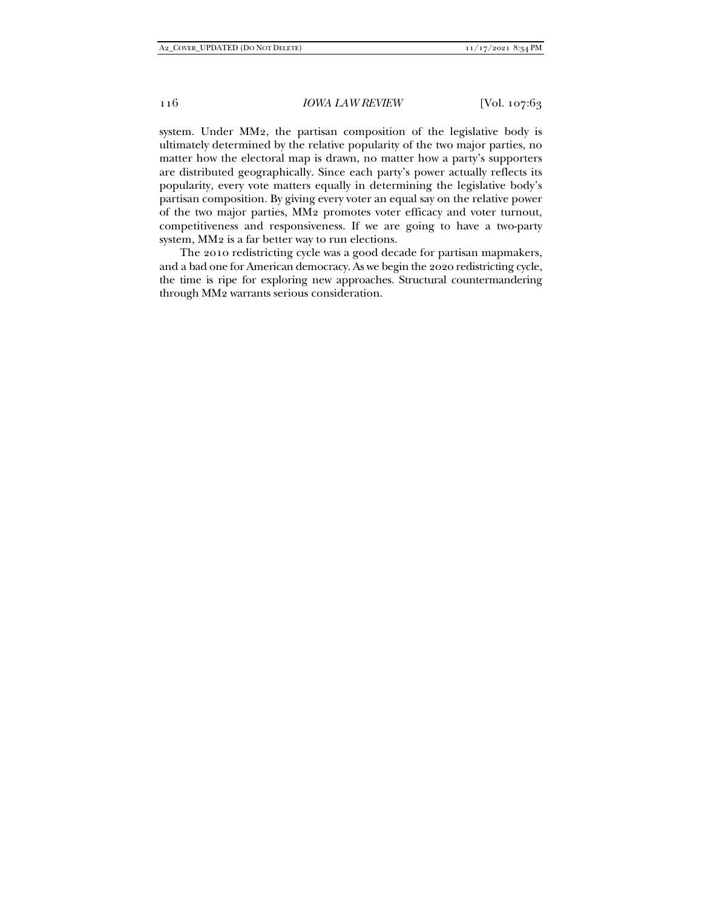system. Under MM2, the partisan composition of the legislative body is ultimately determined by the relative popularity of the two major parties, no matter how the electoral map is drawn, no matter how a party's supporters are distributed geographically. Since each party's power actually reflects its popularity, every vote matters equally in determining the legislative body's partisan composition. By giving every voter an equal say on the relative power of the two major parties, MM2 promotes voter efficacy and voter turnout, competitiveness and responsiveness. If we are going to have a two-party system, MM2 is a far better way to run elections.

The 2010 redistricting cycle was a good decade for partisan mapmakers, and a bad one for American democracy. As we begin the 2020 redistricting cycle, the time is ripe for exploring new approaches. Structural countermandering through MM2 warrants serious consideration.